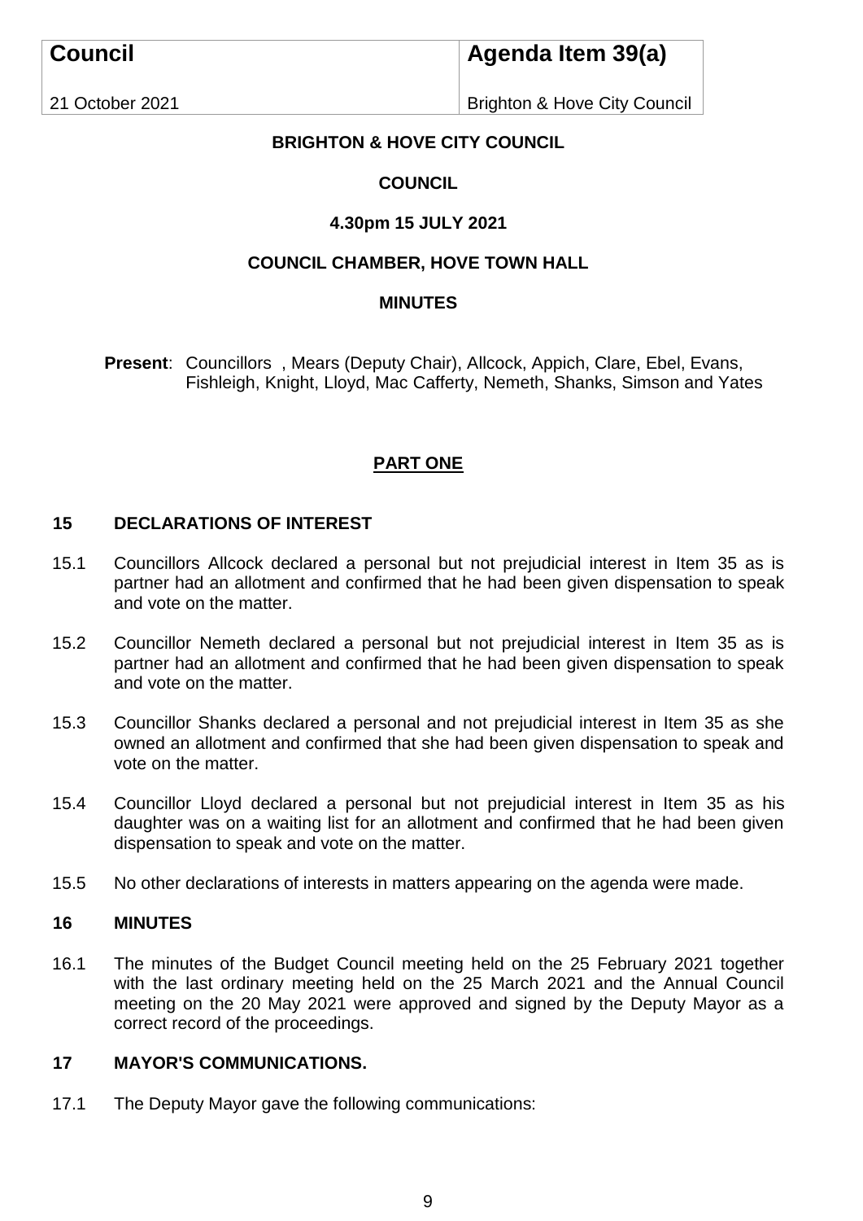| Council | Agenda Item 39(a) |
|---|---|
| 21 October 2021 | Brighton & Hove City Council |

**BRIGHTON & HOVE CITY COUNCIL**

**COUNCIL**

**4.30pm 15 JULY 2021**

**COUNCIL CHAMBER, HOVE TOWN HALL**

**MINUTES**

**Present**: Councillors , Mears (Deputy Chair), Allcock, Appich, Clare, Ebel, Evans, Fishleigh, Knight, Lloyd, Mac Cafferty, Nemeth, Shanks, Simson and Yates

## PART ONE

### 15 DECLARATIONS OF INTEREST

15.1 Councillors Allcock declared a personal but not prejudicial interest in Item 35 as is partner had an allotment and confirmed that he had been given dispensation to speak and vote on the matter.

15.2 Councillor Nemeth declared a personal but not prejudicial interest in Item 35 as is partner had an allotment and confirmed that he had been given dispensation to speak and vote on the matter.

15.3 Councillor Shanks declared a personal and not prejudicial interest in Item 35 as she owned an allotment and confirmed that she had been given dispensation to speak and vote on the matter.

15.4 Councillor Lloyd declared a personal but not prejudicial interest in Item 35 as his daughter was on a waiting list for an allotment and confirmed that he had been given dispensation to speak and vote on the matter.

15.5 No other declarations of interests in matters appearing on the agenda were made.

### 16 MINUTES

16.1 The minutes of the Budget Council meeting held on the 25 February 2021 together with the last ordinary meeting held on the 25 March 2021 and the Annual Council meeting on the 20 May 2021 were approved and signed by the Deputy Mayor as a correct record of the proceedings.

### 17 MAYOR'S COMMUNICATIONS.

17.1 The Deputy Mayor gave the following communications: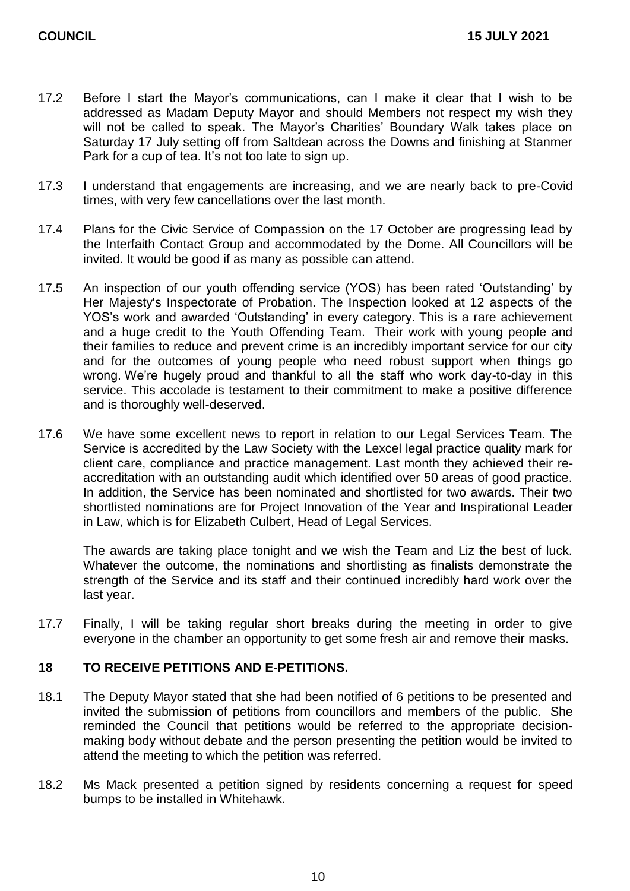17.2 Before I start the Mayor's communications, can I make it clear that I wish to be addressed as Madam Deputy Mayor and should Members not respect my wish they will not be called to speak. The Mayor's Charities' Boundary Walk takes place on Saturday 17 July setting off from Saltdean across the Downs and finishing at Stanmer Park for a cup of tea. It's not too late to sign up.

17.3 I understand that engagements are increasing, and we are nearly back to pre-Covid times, with very few cancellations over the last month.

17.4 Plans for the Civic Service of Compassion on the 17 October are progressing lead by the Interfaith Contact Group and accommodated by the Dome. All Councillors will be invited. It would be good if as many as possible can attend.

17.5 An inspection of our youth offending service (YOS) has been rated 'Outstanding' by Her Majesty's Inspectorate of Probation. The Inspection looked at 12 aspects of the YOS's work and awarded 'Outstanding' in every category. This is a rare achievement and a huge credit to the Youth Offending Team. Their work with young people and their families to reduce and prevent crime is an incredibly important service for our city and for the outcomes of young people who need robust support when things go wrong. We're hugely proud and thankful to all the staff who work day-to-day in this service. This accolade is testament to their commitment to make a positive difference and is thoroughly well-deserved.

17.6 We have some excellent news to report in relation to our Legal Services Team. The Service is accredited by the Law Society with the Lexcel legal practice quality mark for client care, compliance and practice management. Last month they achieved their re-accreditation with an outstanding audit which identified over 50 areas of good practice. In addition, the Service has been nominated and shortlisted for two awards. Their two shortlisted nominations are for Project Innovation of the Year and Inspirational Leader in Law, which is for Elizabeth Culbert, Head of Legal Services.

The awards are taking place tonight and we wish the Team and Liz the best of luck. Whatever the outcome, the nominations and shortlisting as finalists demonstrate the strength of the Service and its staff and their continued incredibly hard work over the last year.

17.7 Finally, I will be taking regular short breaks during the meeting in order to give everyone in the chamber an opportunity to get some fresh air and remove their masks.

## 18 TO RECEIVE PETITIONS AND E-PETITIONS.

18.1 The Deputy Mayor stated that she had been notified of 6 petitions to be presented and invited the submission of petitions from councillors and members of the public. She reminded the Council that petitions would be referred to the appropriate decision-making body without debate and the person presenting the petition would be invited to attend the meeting to which the petition was referred.

18.2 Ms Mack presented a petition signed by residents concerning a request for speed bumps to be installed in Whitehawk.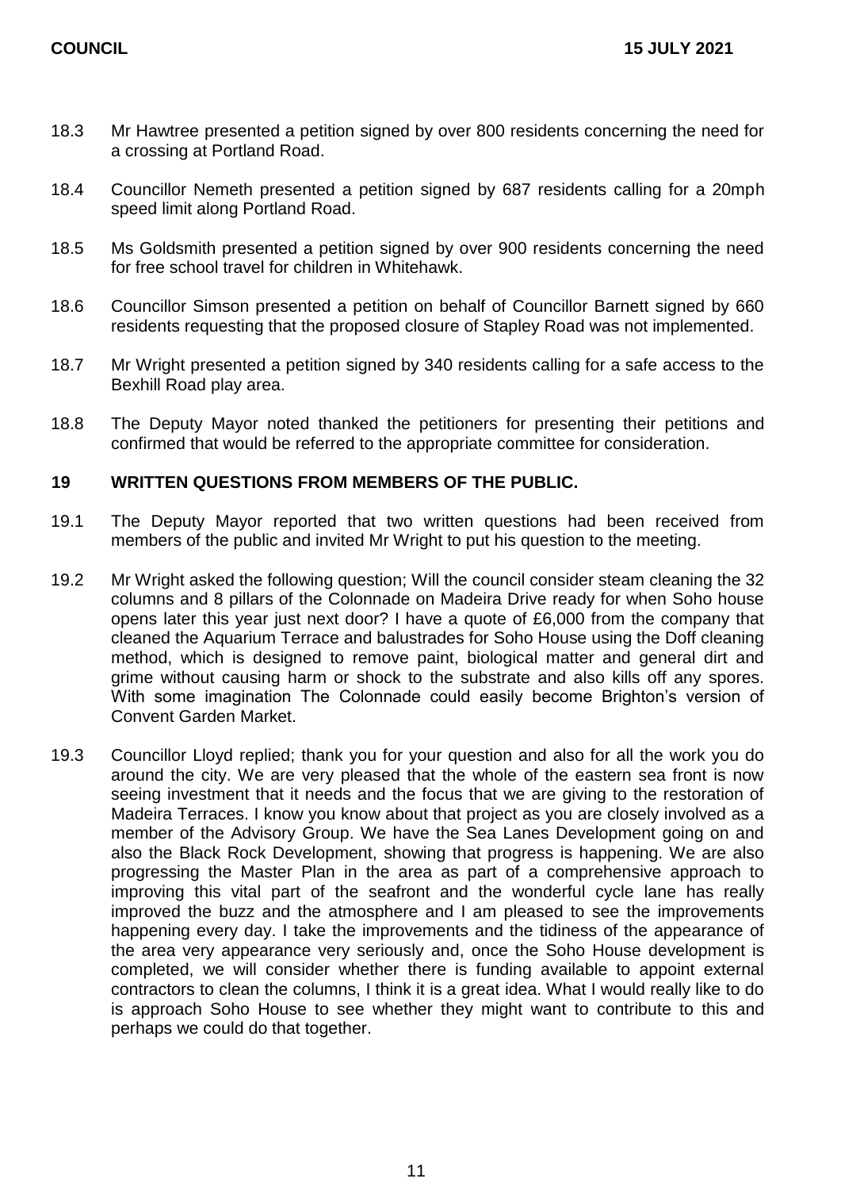18.3 Mr Hawtree presented a petition signed by over 800 residents concerning the need for a crossing at Portland Road.

18.4 Councillor Nemeth presented a petition signed by 687 residents calling for a 20mph speed limit along Portland Road.

18.5 Ms Goldsmith presented a petition signed by over 900 residents concerning the need for free school travel for children in Whitehawk.

18.6 Councillor Simson presented a petition on behalf of Councillor Barnett signed by 660 residents requesting that the proposed closure of Stapley Road was not implemented.

18.7 Mr Wright presented a petition signed by 340 residents calling for a safe access to the Bexhill Road play area.

18.8 The Deputy Mayor noted thanked the petitioners for presenting their petitions and confirmed that would be referred to the appropriate committee for consideration.

## 19 WRITTEN QUESTIONS FROM MEMBERS OF THE PUBLIC.

19.1 The Deputy Mayor reported that two written questions had been received from members of the public and invited Mr Wright to put his question to the meeting.

19.2 Mr Wright asked the following question; Will the council consider steam cleaning the 32 columns and 8 pillars of the Colonnade on Madeira Drive ready for when Soho house opens later this year just next door? I have a quote of £6,000 from the company that cleaned the Aquarium Terrace and balustrades for Soho House using the Doff cleaning method, which is designed to remove paint, biological matter and general dirt and grime without causing harm or shock to the substrate and also kills off any spores. With some imagination The Colonnade could easily become Brighton's version of Convent Garden Market.

19.3 Councillor Lloyd replied; thank you for your question and also for all the work you do around the city. We are very pleased that the whole of the eastern sea front is now seeing investment that it needs and the focus that we are giving to the restoration of Madeira Terraces. I know you know about that project as you are closely involved as a member of the Advisory Group. We have the Sea Lanes Development going on and also the Black Rock Development, showing that progress is happening. We are also progressing the Master Plan in the area as part of a comprehensive approach to improving this vital part of the seafront and the wonderful cycle lane has really improved the buzz and the atmosphere and I am pleased to see the improvements happening every day. I take the improvements and the tidiness of the appearance of the area very appearance very seriously and, once the Soho House development is completed, we will consider whether there is funding available to appoint external contractors to clean the columns, I think it is a great idea. What I would really like to do is approach Soho House to see whether they might want to contribute to this and perhaps we could do that together.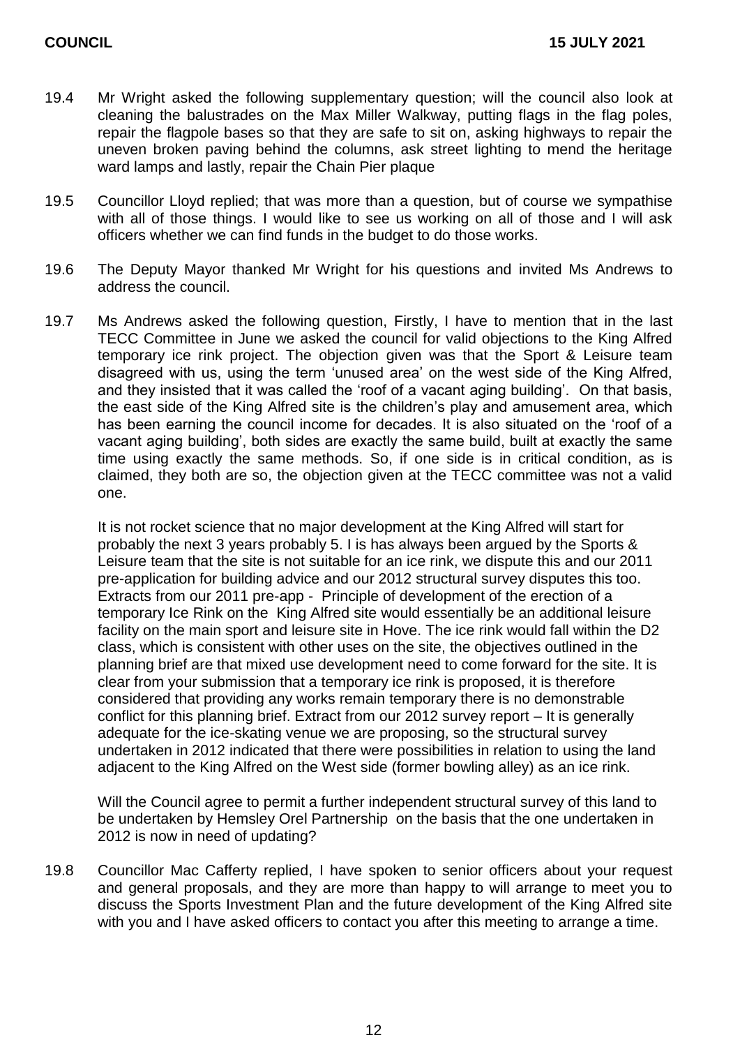19.4 Mr Wright asked the following supplementary question; will the council also look at cleaning the balustrades on the Max Miller Walkway, putting flags in the flag poles, repair the flagpole bases so that they are safe to sit on, asking highways to repair the uneven broken paving behind the columns, ask street lighting to mend the heritage ward lamps and lastly, repair the Chain Pier plaque

19.5 Councillor Lloyd replied; that was more than a question, but of course we sympathise with all of those things. I would like to see us working on all of those and I will ask officers whether we can find funds in the budget to do those works.

19.6 The Deputy Mayor thanked Mr Wright for his questions and invited Ms Andrews to address the council.

19.7 Ms Andrews asked the following question, Firstly, I have to mention that in the last TECC Committee in June we asked the council for valid objections to the King Alfred temporary ice rink project. The objection given was that the Sport & Leisure team disagreed with us, using the term 'unused area' on the west side of the King Alfred, and they insisted that it was called the 'roof of a vacant aging building'. On that basis, the east side of the King Alfred site is the children's play and amusement area, which has been earning the council income for decades. It is also situated on the 'roof of a vacant aging building', both sides are exactly the same build, built at exactly the same time using exactly the same methods. So, if one side is in critical condition, as is claimed, they both are so, the objection given at the TECC committee was not a valid one.

It is not rocket science that no major development at the King Alfred will start for probably the next 3 years probably 5. I is has always been argued by the Sports & Leisure team that the site is not suitable for an ice rink, we dispute this and our 2011 pre-application for building advice and our 2012 structural survey disputes this too. Extracts from our 2011 pre-app - Principle of development of the erection of a temporary Ice Rink on the King Alfred site would essentially be an additional leisure facility on the main sport and leisure site in Hove. The ice rink would fall within the D2 class, which is consistent with other uses on the site, the objectives outlined in the planning brief are that mixed use development need to come forward for the site. It is clear from your submission that a temporary ice rink is proposed, it is therefore considered that providing any works remain temporary there is no demonstrable conflict for this planning brief. Extract from our 2012 survey report – It is generally adequate for the ice-skating venue we are proposing, so the structural survey undertaken in 2012 indicated that there were possibilities in relation to using the land adjacent to the King Alfred on the West side (former bowling alley) as an ice rink.

Will the Council agree to permit a further independent structural survey of this land to be undertaken by Hemsley Orel Partnership on the basis that the one undertaken in 2012 is now in need of updating?

19.8 Councillor Mac Cafferty replied, I have spoken to senior officers about your request and general proposals, and they are more than happy to will arrange to meet you to discuss the Sports Investment Plan and the future development of the King Alfred site with you and I have asked officers to contact you after this meeting to arrange a time.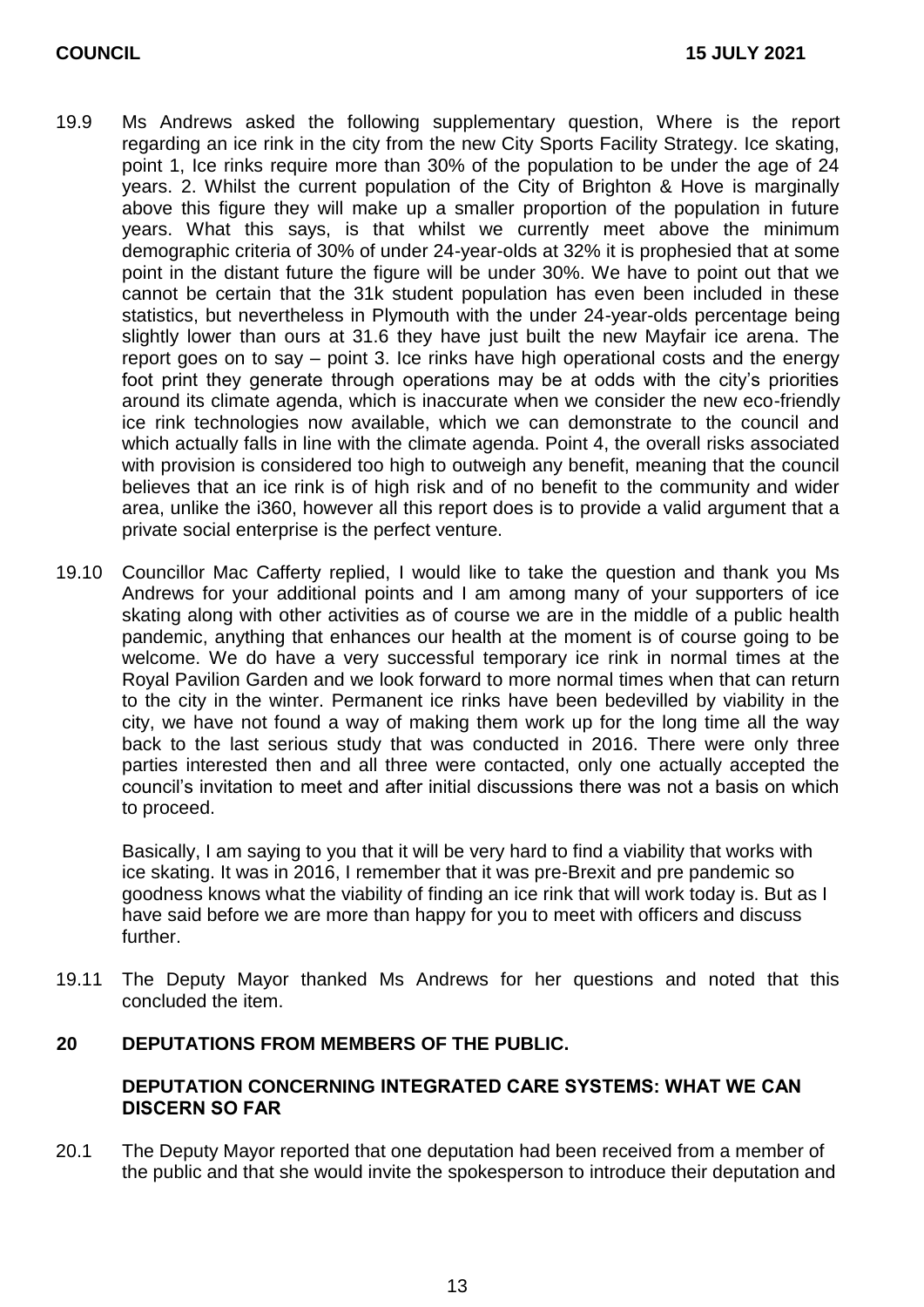19.9 Ms Andrews asked the following supplementary question, Where is the report regarding an ice rink in the city from the new City Sports Facility Strategy. Ice skating, point 1, Ice rinks require more than 30% of the population to be under the age of 24 years. 2. Whilst the current population of the City of Brighton & Hove is marginally above this figure they will make up a smaller proportion of the population in future years. What this says, is that whilst we currently meet above the minimum demographic criteria of 30% of under 24-year-olds at 32% it is prophesied that at some point in the distant future the figure will be under 30%. We have to point out that we cannot be certain that the 31k student population has even been included in these statistics, but nevertheless in Plymouth with the under 24-year-olds percentage being slightly lower than ours at 31.6 they have just built the new Mayfair ice arena. The report goes on to say – point 3. Ice rinks have high operational costs and the energy foot print they generate through operations may be at odds with the city's priorities around its climate agenda, which is inaccurate when we consider the new eco-friendly ice rink technologies now available, which we can demonstrate to the council and which actually falls in line with the climate agenda. Point 4, the overall risks associated with provision is considered too high to outweigh any benefit, meaning that the council believes that an ice rink is of high risk and of no benefit to the community and wider area, unlike the i360, however all this report does is to provide a valid argument that a private social enterprise is the perfect venture.

19.10 Councillor Mac Cafferty replied, I would like to take the question and thank you Ms Andrews for your additional points and I am among many of your supporters of ice skating along with other activities as of course we are in the middle of a public health pandemic, anything that enhances our health at the moment is of course going to be welcome. We do have a very successful temporary ice rink in normal times at the Royal Pavilion Garden and we look forward to more normal times when that can return to the city in the winter. Permanent ice rinks have been bedevilled by viability in the city, we have not found a way of making them work up for the long time all the way back to the last serious study that was conducted in 2016. There were only three parties interested then and all three were contacted, only one actually accepted the council's invitation to meet and after initial discussions there was not a basis on which to proceed.

Basically, I am saying to you that it will be very hard to find a viability that works with ice skating. It was in 2016, I remember that it was pre-Brexit and pre pandemic so goodness knows what the viability of finding an ice rink that will work today is. But as I have said before we are more than happy for you to meet with officers and discuss further.

19.11 The Deputy Mayor thanked Ms Andrews for her questions and noted that this concluded the item.

## 20 DEPUTATIONS FROM MEMBERS OF THE PUBLIC.

### DEPUTATION CONCERNING INTEGRATED CARE SYSTEMS: WHAT WE CAN DISCERN SO FAR

20.1 The Deputy Mayor reported that one deputation had been received from a member of the public and that she would invite the spokesperson to introduce their deputation and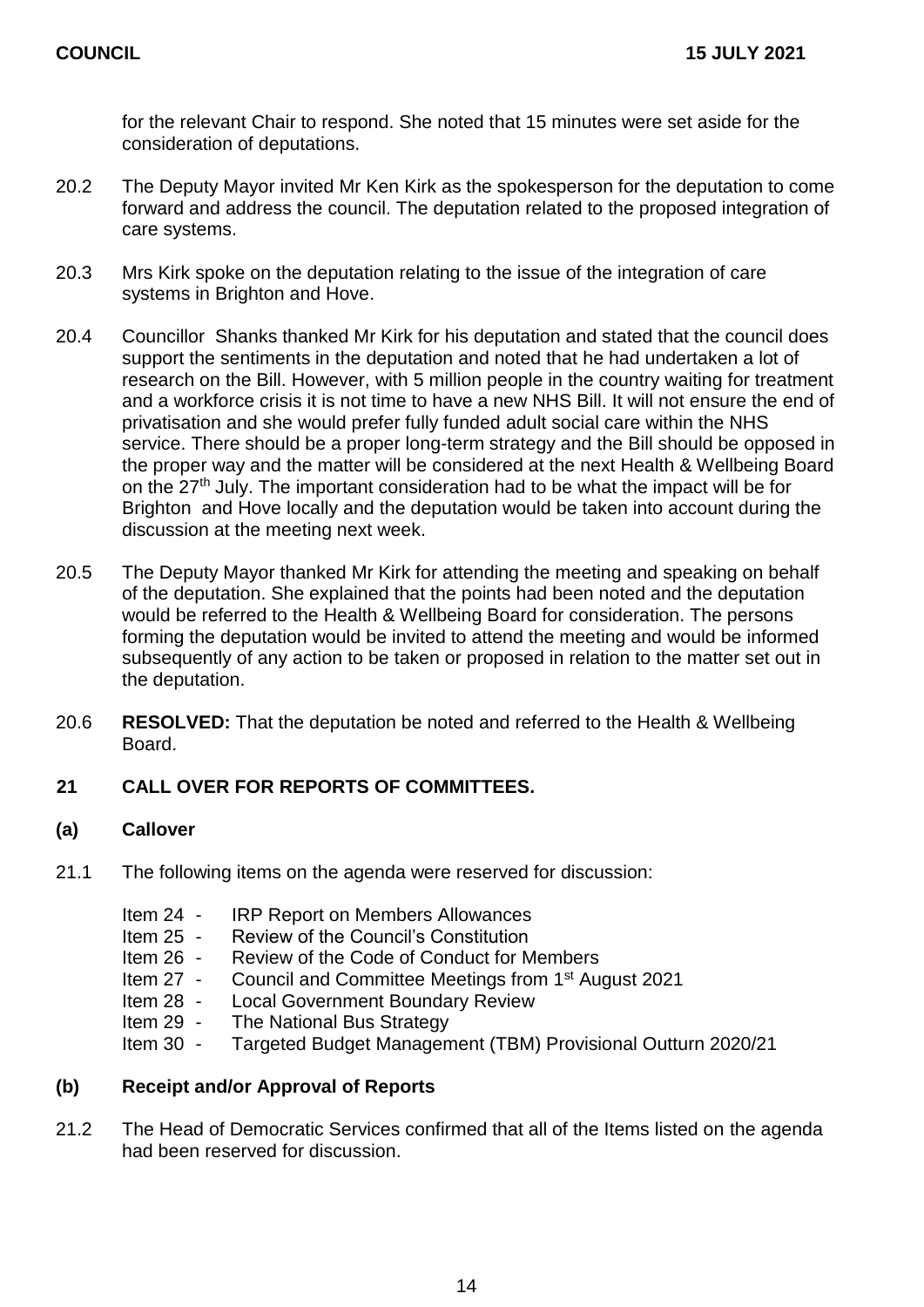for the relevant Chair to respond. She noted that 15 minutes were set aside for the consideration of deputations.

20.2 The Deputy Mayor invited Mr Ken Kirk as the spokesperson for the deputation to come forward and address the council. The deputation related to the proposed integration of care systems.

20.3 Mrs Kirk spoke on the deputation relating to the issue of the integration of care systems in Brighton and Hove.

20.4 Councillor Shanks thanked Mr Kirk for his deputation and stated that the council does support the sentiments in the deputation and noted that he had undertaken a lot of research on the Bill. However, with 5 million people in the country waiting for treatment and a workforce crisis it is not time to have a new NHS Bill. It will not ensure the end of privatisation and she would prefer fully funded adult social care within the NHS service. There should be a proper long-term strategy and the Bill should be opposed in the proper way and the matter will be considered at the next Health & Wellbeing Board on the 27th July. The important consideration had to be what the impact will be for Brighton and Hove locally and the deputation would be taken into account during the discussion at the meeting next week.

20.5 The Deputy Mayor thanked Mr Kirk for attending the meeting and speaking on behalf of the deputation. She explained that the points had been noted and the deputation would be referred to the Health & Wellbeing Board for consideration. The persons forming the deputation would be invited to attend the meeting and would be informed subsequently of any action to be taken or proposed in relation to the matter set out in the deputation.

20.6 **RESOLVED:** That the deputation be noted and referred to the Health & Wellbeing Board.

## 21 CALL OVER FOR REPORTS OF COMMITTEES.

### (a) Callover

21.1 The following items on the agenda were reserved for discussion:

- Item 24 - IRP Report on Members Allowances
- Item 25 - Review of the Council's Constitution
- Item 26 - Review of the Code of Conduct for Members
- Item 27 - Council and Committee Meetings from 1st August 2021
- Item 28 - Local Government Boundary Review
- Item 29 - The National Bus Strategy
- Item 30 - Targeted Budget Management (TBM) Provisional Outturn 2020/21

### (b) Receipt and/or Approval of Reports

21.2 The Head of Democratic Services confirmed that all of the Items listed on the agenda had been reserved for discussion.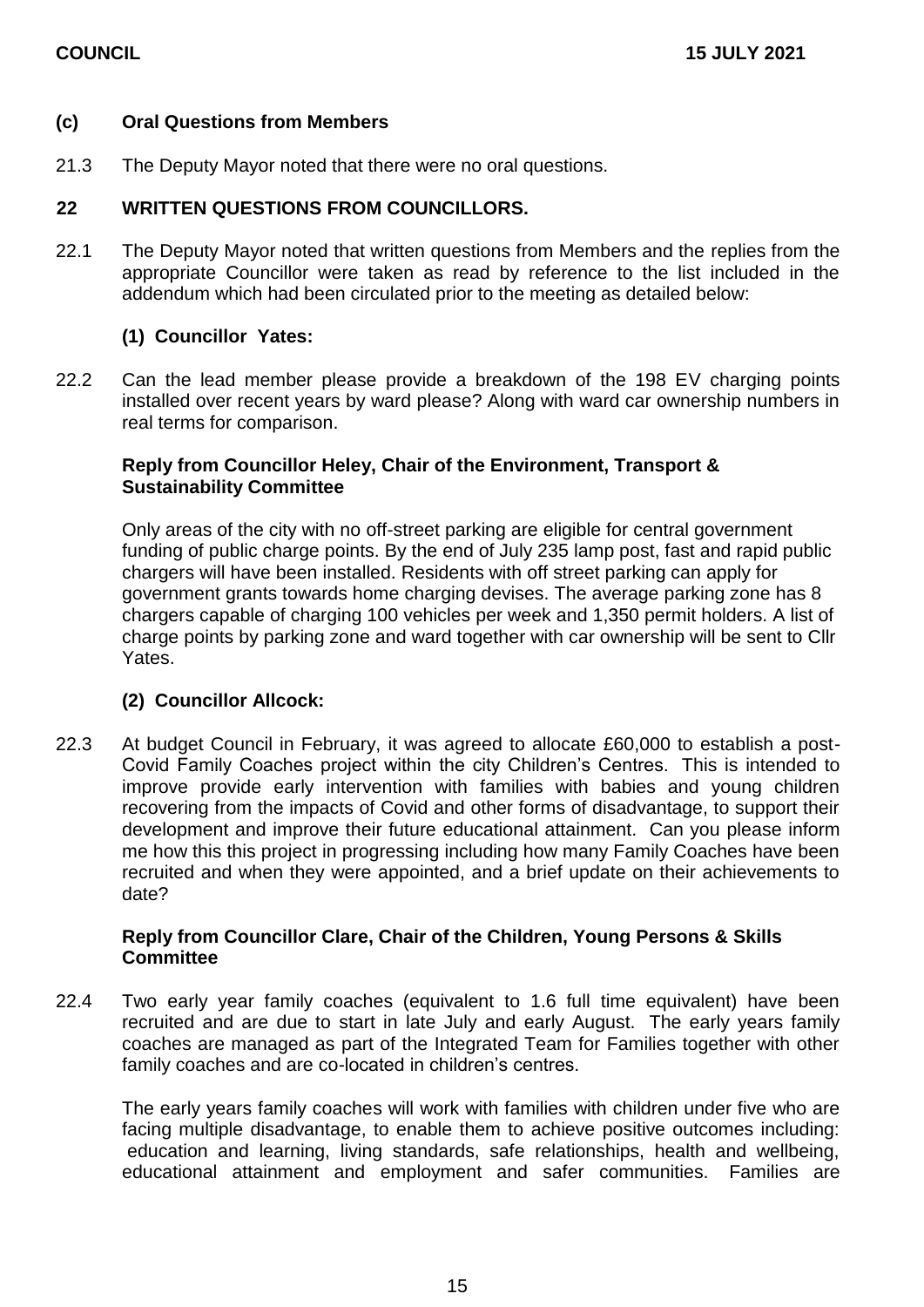**(c) Oral Questions from Members**

21.3 The Deputy Mayor noted that there were no oral questions.

**22 WRITTEN QUESTIONS FROM COUNCILLORS.**

22.1 The Deputy Mayor noted that written questions from Members and the replies from the appropriate Councillor were taken as read by reference to the list included in the addendum which had been circulated prior to the meeting as detailed below:

**(1) Councillor Yates:**

22.2 Can the lead member please provide a breakdown of the 198 EV charging points installed over recent years by ward please? Along with ward car ownership numbers in real terms for comparison.

**Reply from Councillor Heley, Chair of the Environment, Transport & Sustainability Committee**

Only areas of the city with no off-street parking are eligible for central government funding of public charge points. By the end of July 235 lamp post, fast and rapid public chargers will have been installed. Residents with off street parking can apply for government grants towards home charging devises. The average parking zone has 8 chargers capable of charging 100 vehicles per week and 1,350 permit holders. A list of charge points by parking zone and ward together with car ownership will be sent to Cllr Yates.

**(2) Councillor Allcock:**

22.3 At budget Council in February, it was agreed to allocate £60,000 to establish a post-Covid Family Coaches project within the city Children's Centres. This is intended to improve provide early intervention with families with babies and young children recovering from the impacts of Covid and other forms of disadvantage, to support their development and improve their future educational attainment. Can you please inform me how this this project in progressing including how many Family Coaches have been recruited and when they were appointed, and a brief update on their achievements to date?

**Reply from Councillor Clare, Chair of the Children, Young Persons & Skills Committee**

22.4 Two early year family coaches (equivalent to 1.6 full time equivalent) have been recruited and are due to start in late July and early August. The early years family coaches are managed as part of the Integrated Team for Families together with other family coaches and are co-located in children's centres.

The early years family coaches will work with families with children under five who are facing multiple disadvantage, to enable them to achieve positive outcomes including: education and learning, living standards, safe relationships, health and wellbeing, educational attainment and employment and safer communities. Families are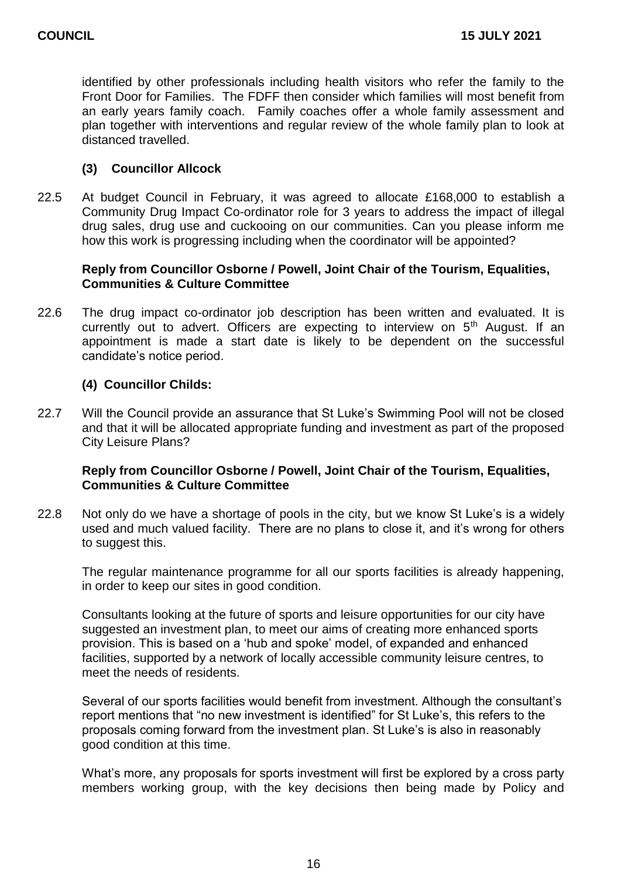identified by other professionals including health visitors who refer the family to the Front Door for Families. The FDFF then consider which families will most benefit from an early years family coach. Family coaches offer a whole family assessment and plan together with interventions and regular review of the whole family plan to look at distanced travelled.

### (3) Councillor Allcock

22.5 At budget Council in February, it was agreed to allocate £168,000 to establish a Community Drug Impact Co-ordinator role for 3 years to address the impact of illegal drug sales, drug use and cuckooing on our communities. Can you please inform me how this work is progressing including when the coordinator will be appointed?

**Reply from Councillor Osborne / Powell, Joint Chair of the Tourism, Equalities, Communities & Culture Committee**

22.6 The drug impact co-ordinator job description has been written and evaluated. It is currently out to advert. Officers are expecting to interview on 5th August. If an appointment is made a start date is likely to be dependent on the successful candidate's notice period.

### (4) Councillor Childs:

22.7 Will the Council provide an assurance that St Luke's Swimming Pool will not be closed and that it will be allocated appropriate funding and investment as part of the proposed City Leisure Plans?

**Reply from Councillor Osborne / Powell, Joint Chair of the Tourism, Equalities, Communities & Culture Committee**

22.8 Not only do we have a shortage of pools in the city, but we know St Luke's is a widely used and much valued facility. There are no plans to close it, and it's wrong for others to suggest this.

The regular maintenance programme for all our sports facilities is already happening, in order to keep our sites in good condition.

Consultants looking at the future of sports and leisure opportunities for our city have suggested an investment plan, to meet our aims of creating more enhanced sports provision. This is based on a 'hub and spoke' model, of expanded and enhanced facilities, supported by a network of locally accessible community leisure centres, to meet the needs of residents.

Several of our sports facilities would benefit from investment. Although the consultant's report mentions that "no new investment is identified" for St Luke's, this refers to the proposals coming forward from the investment plan. St Luke's is also in reasonably good condition at this time.

What's more, any proposals for sports investment will first be explored by a cross party members working group, with the key decisions then being made by Policy and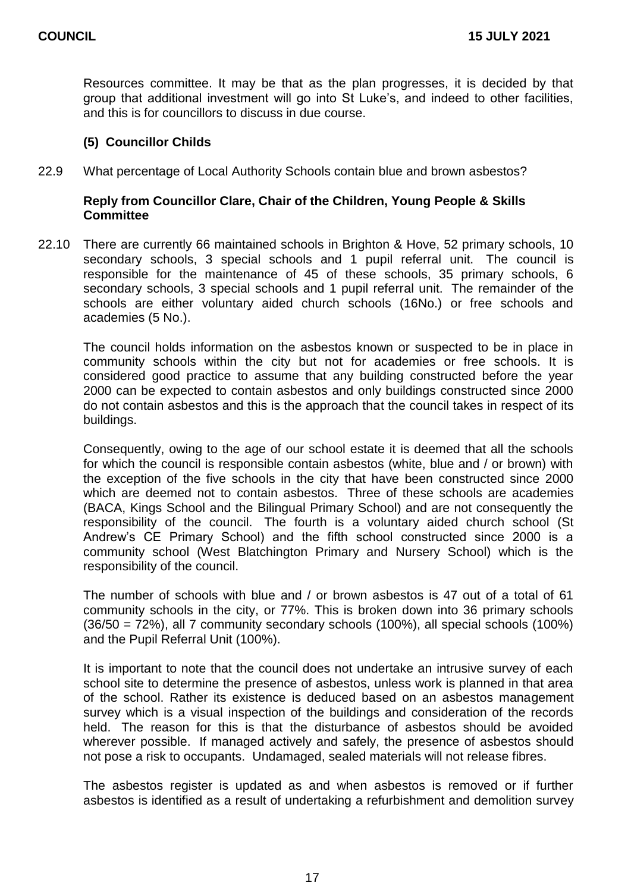Resources committee. It may be that as the plan progresses, it is decided by that group that additional investment will go into St Luke's, and indeed to other facilities, and this is for councillors to discuss in due course.

### (5) Councillor Childs

22.9 What percentage of Local Authority Schools contain blue and brown asbestos?

**Reply from Councillor Clare, Chair of the Children, Young People & Skills Committee**

22.10 There are currently 66 maintained schools in Brighton & Hove, 52 primary schools, 10 secondary schools, 3 special schools and 1 pupil referral unit. The council is responsible for the maintenance of 45 of these schools, 35 primary schools, 6 secondary schools, 3 special schools and 1 pupil referral unit. The remainder of the schools are either voluntary aided church schools (16No.) or free schools and academies (5 No.).

The council holds information on the asbestos known or suspected to be in place in community schools within the city but not for academies or free schools. It is considered good practice to assume that any building constructed before the year 2000 can be expected to contain asbestos and only buildings constructed since 2000 do not contain asbestos and this is the approach that the council takes in respect of its buildings.

Consequently, owing to the age of our school estate it is deemed that all the schools for which the council is responsible contain asbestos (white, blue and / or brown) with the exception of the five schools in the city that have been constructed since 2000 which are deemed not to contain asbestos. Three of these schools are academies (BACA, Kings School and the Bilingual Primary School) and are not consequently the responsibility of the council. The fourth is a voluntary aided church school (St Andrew's CE Primary School) and the fifth school constructed since 2000 is a community school (West Blatchington Primary and Nursery School) which is the responsibility of the council.

The number of schools with blue and / or brown asbestos is 47 out of a total of 61 community schools in the city, or 77%. This is broken down into 36 primary schools (36/50 = 72%), all 7 community secondary schools (100%), all special schools (100%) and the Pupil Referral Unit (100%).

It is important to note that the council does not undertake an intrusive survey of each school site to determine the presence of asbestos, unless work is planned in that area of the school. Rather its existence is deduced based on an asbestos management survey which is a visual inspection of the buildings and consideration of the records held. The reason for this is that the disturbance of asbestos should be avoided wherever possible. If managed actively and safely, the presence of asbestos should not pose a risk to occupants. Undamaged, sealed materials will not release fibres.

The asbestos register is updated as and when asbestos is removed or if further asbestos is identified as a result of undertaking a refurbishment and demolition survey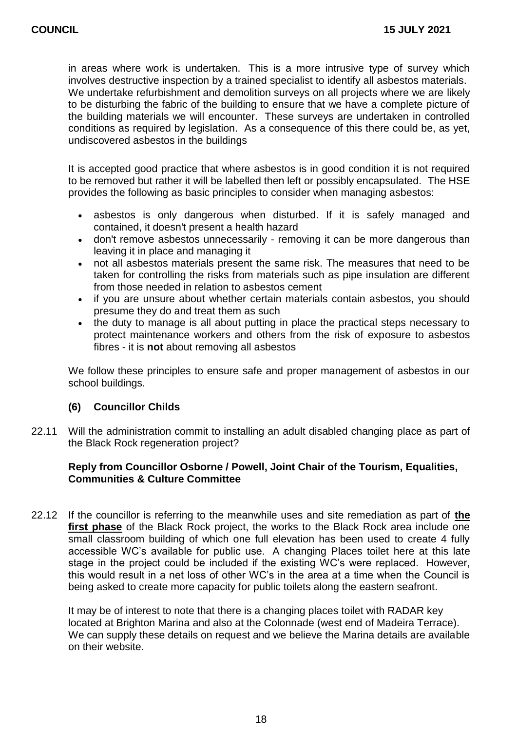in areas where work is undertaken. This is a more intrusive type of survey which involves destructive inspection by a trained specialist to identify all asbestos materials. We undertake refurbishment and demolition surveys on all projects where we are likely to be disturbing the fabric of the building to ensure that we have a complete picture of the building materials we will encounter. These surveys are undertaken in controlled conditions as required by legislation. As a consequence of this there could be, as yet, undiscovered asbestos in the buildings

It is accepted good practice that where asbestos is in good condition it is not required to be removed but rather it will be labelled then left or possibly encapsulated. The HSE provides the following as basic principles to consider when managing asbestos:

- asbestos is only dangerous when disturbed. If it is safely managed and contained, it doesn't present a health hazard
- don't remove asbestos unnecessarily - removing it can be more dangerous than leaving it in place and managing it
- not all asbestos materials present the same risk. The measures that need to be taken for controlling the risks from materials such as pipe insulation are different from those needed in relation to asbestos cement
- if you are unsure about whether certain materials contain asbestos, you should presume they do and treat them as such
- the duty to manage is all about putting in place the practical steps necessary to protect maintenance workers and others from the risk of exposure to asbestos fibres - it is **not** about removing all asbestos

We follow these principles to ensure safe and proper management of asbestos in our school buildings.

**(6) Councillor Childs**

22.11 Will the administration commit to installing an adult disabled changing place as part of the Black Rock regeneration project?

**Reply from Councillor Osborne / Powell, Joint Chair of the Tourism, Equalities, Communities & Culture Committee**

22.12 If the councillor is referring to the meanwhile uses and site remediation as part of **the first phase** of the Black Rock project, the works to the Black Rock area include one small classroom building of which one full elevation has been used to create 4 fully accessible WC's available for public use. A changing Places toilet here at this late stage in the project could be included if the existing WC's were replaced. However, this would result in a net loss of other WC's in the area at a time when the Council is being asked to create more capacity for public toilets along the eastern seafront.

It may be of interest to note that there is a changing places toilet with RADAR key located at Brighton Marina and also at the Colonnade (west end of Madeira Terrace). We can supply these details on request and we believe the Marina details are available on their website.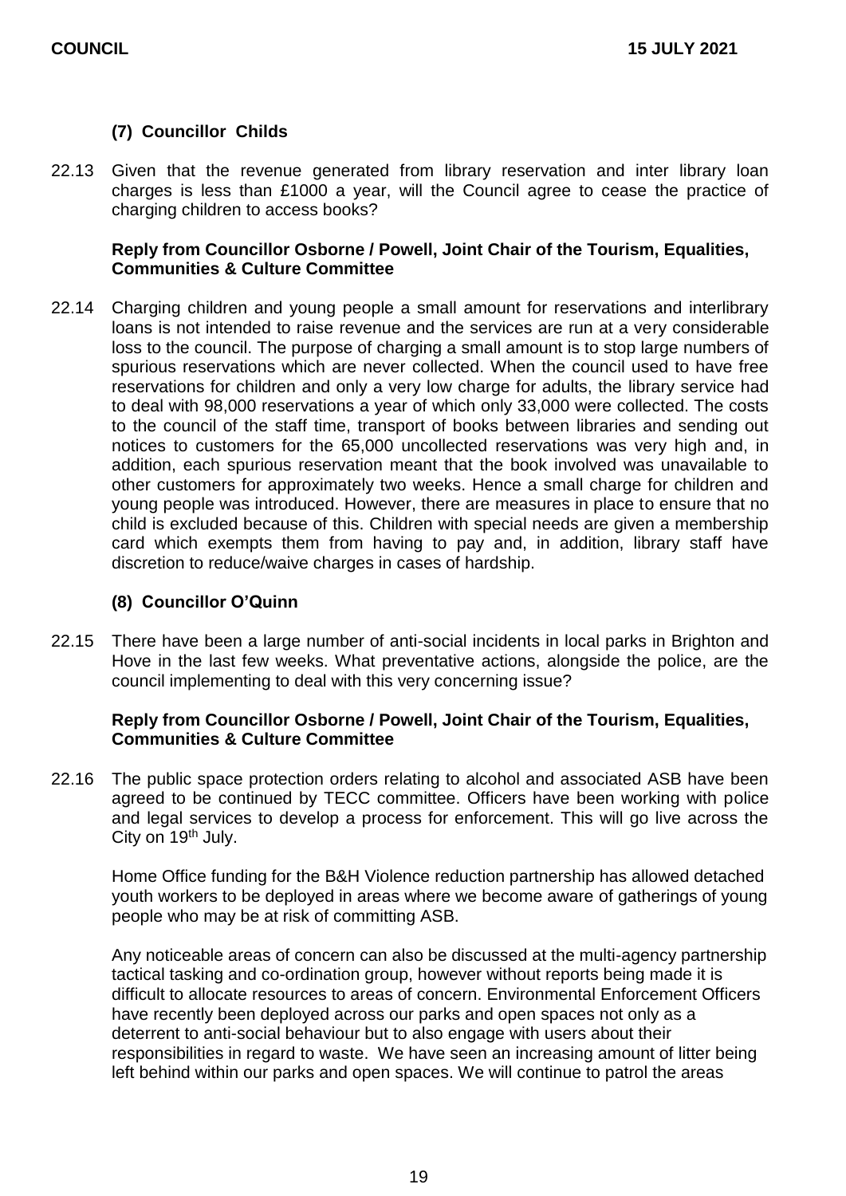### (7) Councillor Childs

22.13 Given that the revenue generated from library reservation and inter library loan charges is less than £1000 a year, will the Council agree to cease the practice of charging children to access books?

**Reply from Councillor Osborne / Powell, Joint Chair of the Tourism, Equalities, Communities & Culture Committee**

22.14 Charging children and young people a small amount for reservations and interlibrary loans is not intended to raise revenue and the services are run at a very considerable loss to the council. The purpose of charging a small amount is to stop large numbers of spurious reservations which are never collected. When the council used to have free reservations for children and only a very low charge for adults, the library service had to deal with 98,000 reservations a year of which only 33,000 were collected. The costs to the council of the staff time, transport of books between libraries and sending out notices to customers for the 65,000 uncollected reservations was very high and, in addition, each spurious reservation meant that the book involved was unavailable to other customers for approximately two weeks. Hence a small charge for children and young people was introduced. However, there are measures in place to ensure that no child is excluded because of this. Children with special needs are given a membership card which exempts them from having to pay and, in addition, library staff have discretion to reduce/waive charges in cases of hardship.

### (8) Councillor O'Quinn

22.15 There have been a large number of anti-social incidents in local parks in Brighton and Hove in the last few weeks. What preventative actions, alongside the police, are the council implementing to deal with this very concerning issue?

**Reply from Councillor Osborne / Powell, Joint Chair of the Tourism, Equalities, Communities & Culture Committee**

22.16 The public space protection orders relating to alcohol and associated ASB have been agreed to be continued by TECC committee. Officers have been working with police and legal services to develop a process for enforcement. This will go live across the City on 19th July.

Home Office funding for the B&H Violence reduction partnership has allowed detached youth workers to be deployed in areas where we become aware of gatherings of young people who may be at risk of committing ASB.

Any noticeable areas of concern can also be discussed at the multi-agency partnership tactical tasking and co-ordination group, however without reports being made it is difficult to allocate resources to areas of concern. Environmental Enforcement Officers have recently been deployed across our parks and open spaces not only as a deterrent to anti-social behaviour but to also engage with users about their responsibilities in regard to waste. We have seen an increasing amount of litter being left behind within our parks and open spaces. We will continue to patrol the areas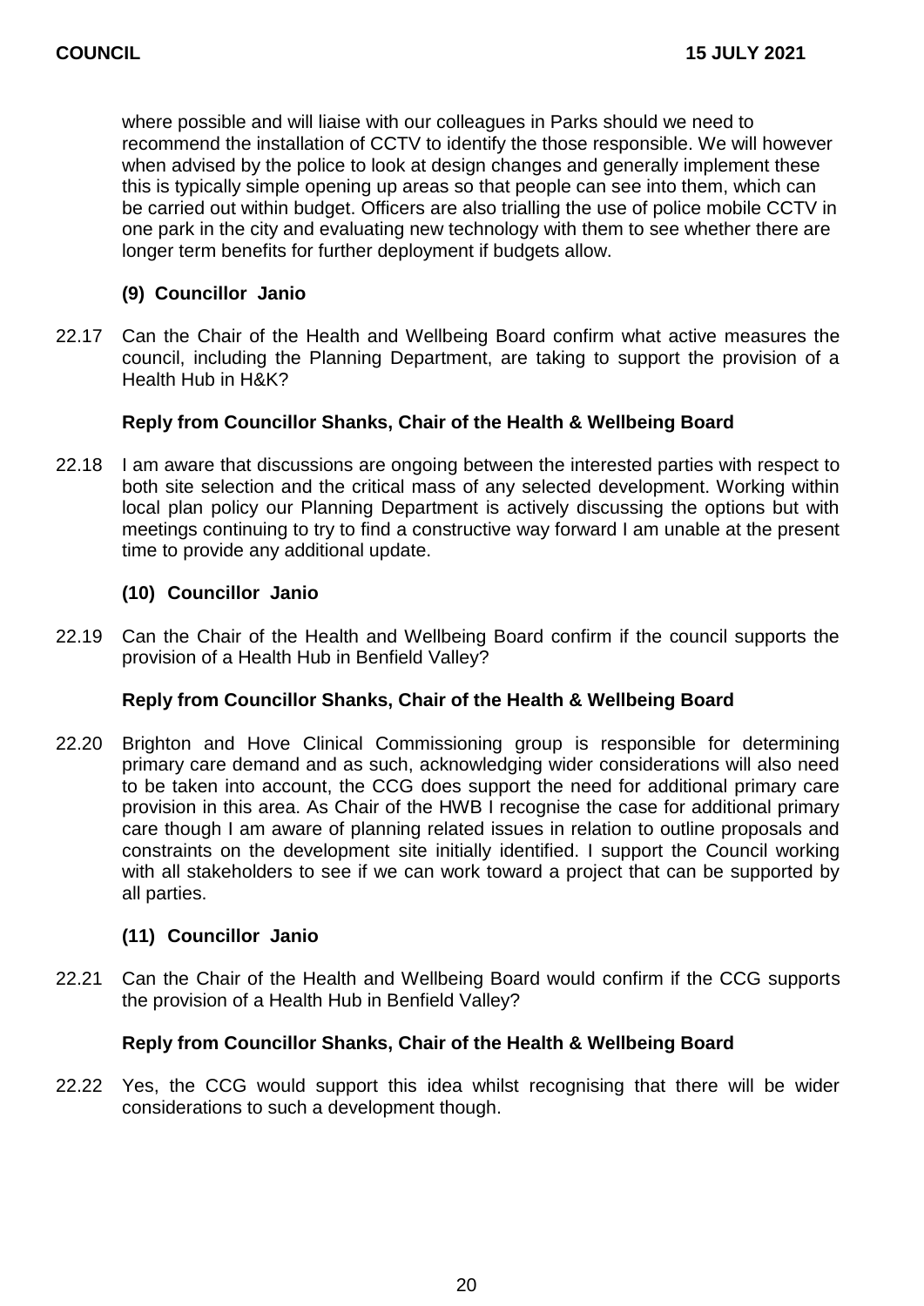where possible and will liaise with our colleagues in Parks should we need to recommend the installation of CCTV to identify the those responsible. We will however when advised by the police to look at design changes and generally implement these this is typically simple opening up areas so that people can see into them, which can be carried out within budget. Officers are also trialling the use of police mobile CCTV in one park in the city and evaluating new technology with them to see whether there are longer term benefits for further deployment if budgets allow.

**(9) Councillor Janio**

22.17 Can the Chair of the Health and Wellbeing Board confirm what active measures the council, including the Planning Department, are taking to support the provision of a Health Hub in H&K?

**Reply from Councillor Shanks, Chair of the Health & Wellbeing Board**

22.18 I am aware that discussions are ongoing between the interested parties with respect to both site selection and the critical mass of any selected development. Working within local plan policy our Planning Department is actively discussing the options but with meetings continuing to try to find a constructive way forward I am unable at the present time to provide any additional update.

**(10) Councillor Janio**

22.19 Can the Chair of the Health and Wellbeing Board confirm if the council supports the provision of a Health Hub in Benfield Valley?

**Reply from Councillor Shanks, Chair of the Health & Wellbeing Board**

22.20 Brighton and Hove Clinical Commissioning group is responsible for determining primary care demand and as such, acknowledging wider considerations will also need to be taken into account, the CCG does support the need for additional primary care provision in this area. As Chair of the HWB I recognise the case for additional primary care though I am aware of planning related issues in relation to outline proposals and constraints on the development site initially identified. I support the Council working with all stakeholders to see if we can work toward a project that can be supported by all parties.

**(11) Councillor Janio**

22.21 Can the Chair of the Health and Wellbeing Board would confirm if the CCG supports the provision of a Health Hub in Benfield Valley?

**Reply from Councillor Shanks, Chair of the Health & Wellbeing Board**

22.22 Yes, the CCG would support this idea whilst recognising that there will be wider considerations to such a development though.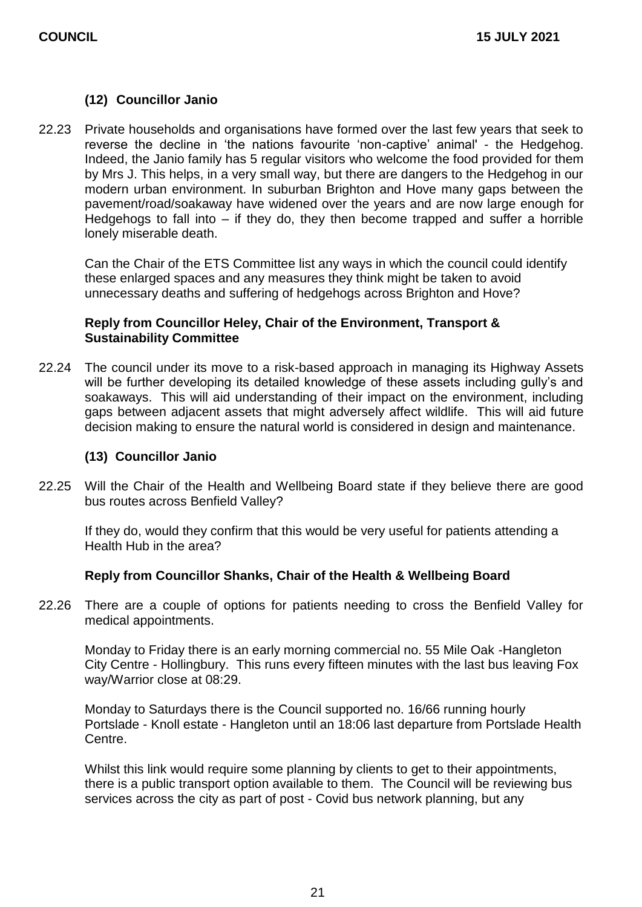### (12) Councillor Janio

22.23 Private households and organisations have formed over the last few years that seek to reverse the decline in 'the nations favourite 'non-captive' animal' - the Hedgehog. Indeed, the Janio family has 5 regular visitors who welcome the food provided for them by Mrs J. This helps, in a very small way, but there are dangers to the Hedgehog in our modern urban environment. In suburban Brighton and Hove many gaps between the pavement/road/soakaway have widened over the years and are now large enough for Hedgehogs to fall into – if they do, they then become trapped and suffer a horrible lonely miserable death.

Can the Chair of the ETS Committee list any ways in which the council could identify these enlarged spaces and any measures they think might be taken to avoid unnecessary deaths and suffering of hedgehogs across Brighton and Hove?

**Reply from Councillor Heley, Chair of the Environment, Transport & Sustainability Committee**

22.24 The council under its move to a risk-based approach in managing its Highway Assets will be further developing its detailed knowledge of these assets including gully's and soakaways. This will aid understanding of their impact on the environment, including gaps between adjacent assets that might adversely affect wildlife. This will aid future decision making to ensure the natural world is considered in design and maintenance.

### (13) Councillor Janio

22.25 Will the Chair of the Health and Wellbeing Board state if they believe there are good bus routes across Benfield Valley?

If they do, would they confirm that this would be very useful for patients attending a Health Hub in the area?

**Reply from Councillor Shanks, Chair of the Health & Wellbeing Board**

22.26 There are a couple of options for patients needing to cross the Benfield Valley for medical appointments.

Monday to Friday there is an early morning commercial no. 55 Mile Oak -Hangleton City Centre - Hollingbury. This runs every fifteen minutes with the last bus leaving Fox way/Warrior close at 08:29.

Monday to Saturdays there is the Council supported no. 16/66 running hourly Portslade - Knoll estate - Hangleton until an 18:06 last departure from Portslade Health Centre.

Whilst this link would require some planning by clients to get to their appointments, there is a public transport option available to them. The Council will be reviewing bus services across the city as part of post - Covid bus network planning, but any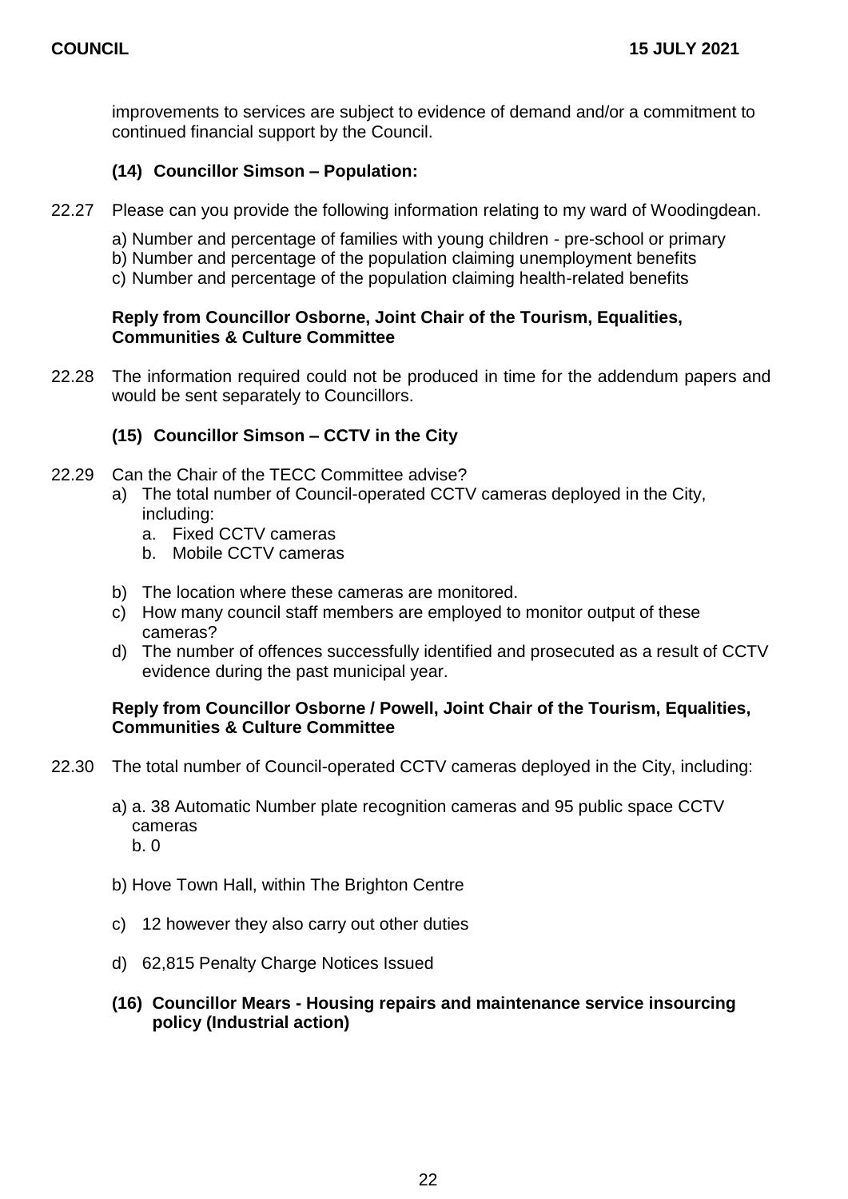improvements to services are subject to evidence of demand and/or a commitment to continued financial support by the Council.

### (14) Councillor Simson – Population:

22.27 Please can you provide the following information relating to my ward of Woodingdean.

a) Number and percentage of families with young children - pre-school or primary
b) Number and percentage of the population claiming unemployment benefits
c) Number and percentage of the population claiming health-related benefits

**Reply from Councillor Osborne, Joint Chair of the Tourism, Equalities, Communities & Culture Committee**

22.28 The information required could not be produced in time for the addendum papers and would be sent separately to Councillors.

### (15) Councillor Simson – CCTV in the City

22.29 Can the Chair of the TECC Committee advise?

a) The total number of Council-operated CCTV cameras deployed in the City, including:
   a. Fixed CCTV cameras
   b. Mobile CCTV cameras

b) The location where these cameras are monitored.
c) How many council staff members are employed to monitor output of these cameras?
d) The number of offences successfully identified and prosecuted as a result of CCTV evidence during the past municipal year.

**Reply from Councillor Osborne / Powell, Joint Chair of the Tourism, Equalities, Communities & Culture Committee**

22.30 The total number of Council-operated CCTV cameras deployed in the City, including:

a) a. 38 Automatic Number plate recognition cameras and 95 public space CCTV cameras
   b. 0

b) Hove Town Hall, within The Brighton Centre

c) 12 however they also carry out other duties

d) 62,815 Penalty Charge Notices Issued

### (16) Councillor Mears - Housing repairs and maintenance service insourcing policy (Industrial action)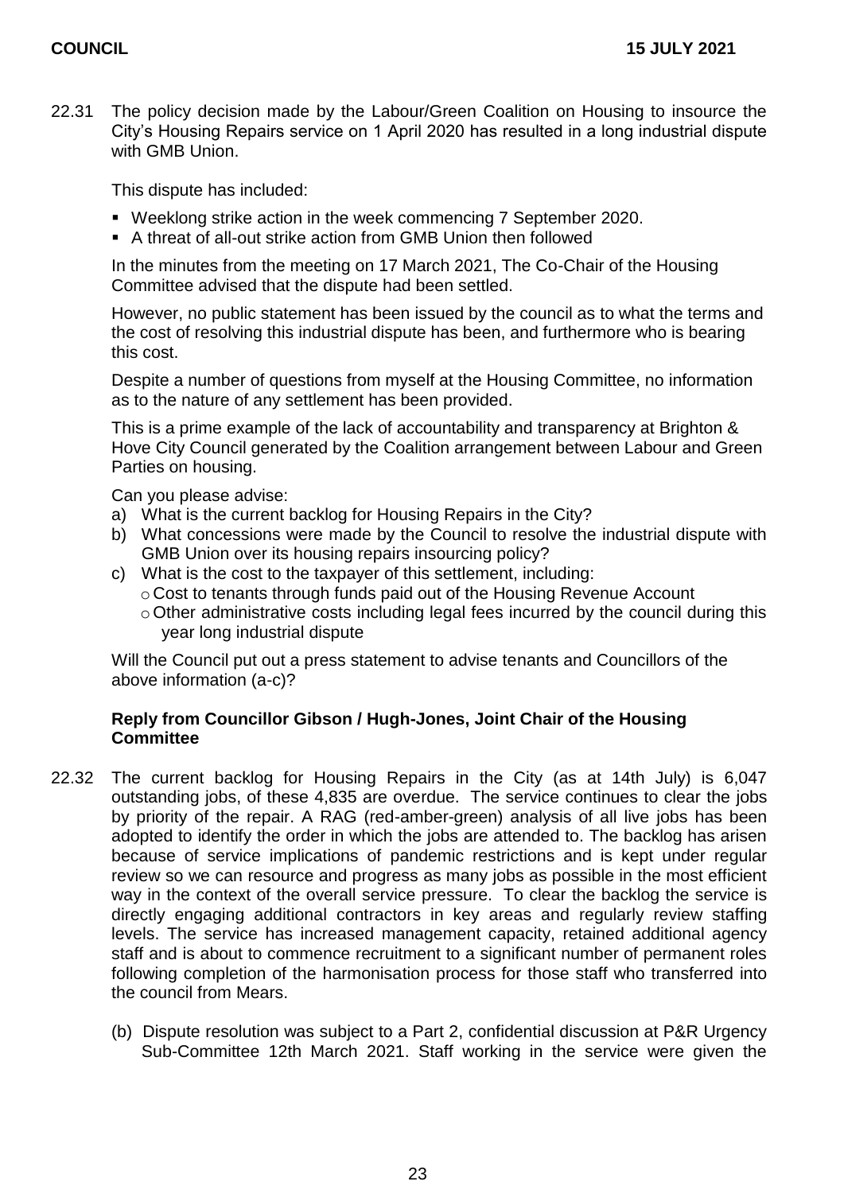22.31 The policy decision made by the Labour/Green Coalition on Housing to insource the City's Housing Repairs service on 1 April 2020 has resulted in a long industrial dispute with GMB Union.

This dispute has included:

- Weeklong strike action in the week commencing 7 September 2020.
- A threat of all-out strike action from GMB Union then followed

In the minutes from the meeting on 17 March 2021, The Co-Chair of the Housing Committee advised that the dispute had been settled.

However, no public statement has been issued by the council as to what the terms and the cost of resolving this industrial dispute has been, and furthermore who is bearing this cost.

Despite a number of questions from myself at the Housing Committee, no information as to the nature of any settlement has been provided.

This is a prime example of the lack of accountability and transparency at Brighton & Hove City Council generated by the Coalition arrangement between Labour and Green Parties on housing.

Can you please advise:

a) What is the current backlog for Housing Repairs in the City?
b) What concessions were made by the Council to resolve the industrial dispute with GMB Union over its housing repairs insourcing policy?
c) What is the cost to the taxpayer of this settlement, including:
   - Cost to tenants through funds paid out of the Housing Revenue Account
   - Other administrative costs including legal fees incurred by the council during this year long industrial dispute

Will the Council put out a press statement to advise tenants and Councillors of the above information (a-c)?

**Reply from Councillor Gibson / Hugh-Jones, Joint Chair of the Housing Committee**

22.32 The current backlog for Housing Repairs in the City (as at 14th July) is 6,047 outstanding jobs, of these 4,835 are overdue. The service continues to clear the jobs by priority of the repair. A RAG (red-amber-green) analysis of all live jobs has been adopted to identify the order in which the jobs are attended to. The backlog has arisen because of service implications of pandemic restrictions and is kept under regular review so we can resource and progress as many jobs as possible in the most efficient way in the context of the overall service pressure. To clear the backlog the service is directly engaging additional contractors in key areas and regularly review staffing levels. The service has increased management capacity, retained additional agency staff and is about to commence recruitment to a significant number of permanent roles following completion of the harmonisation process for those staff who transferred into the council from Mears.

(b) Dispute resolution was subject to a Part 2, confidential discussion at P&R Urgency Sub-Committee 12th March 2021. Staff working in the service were given the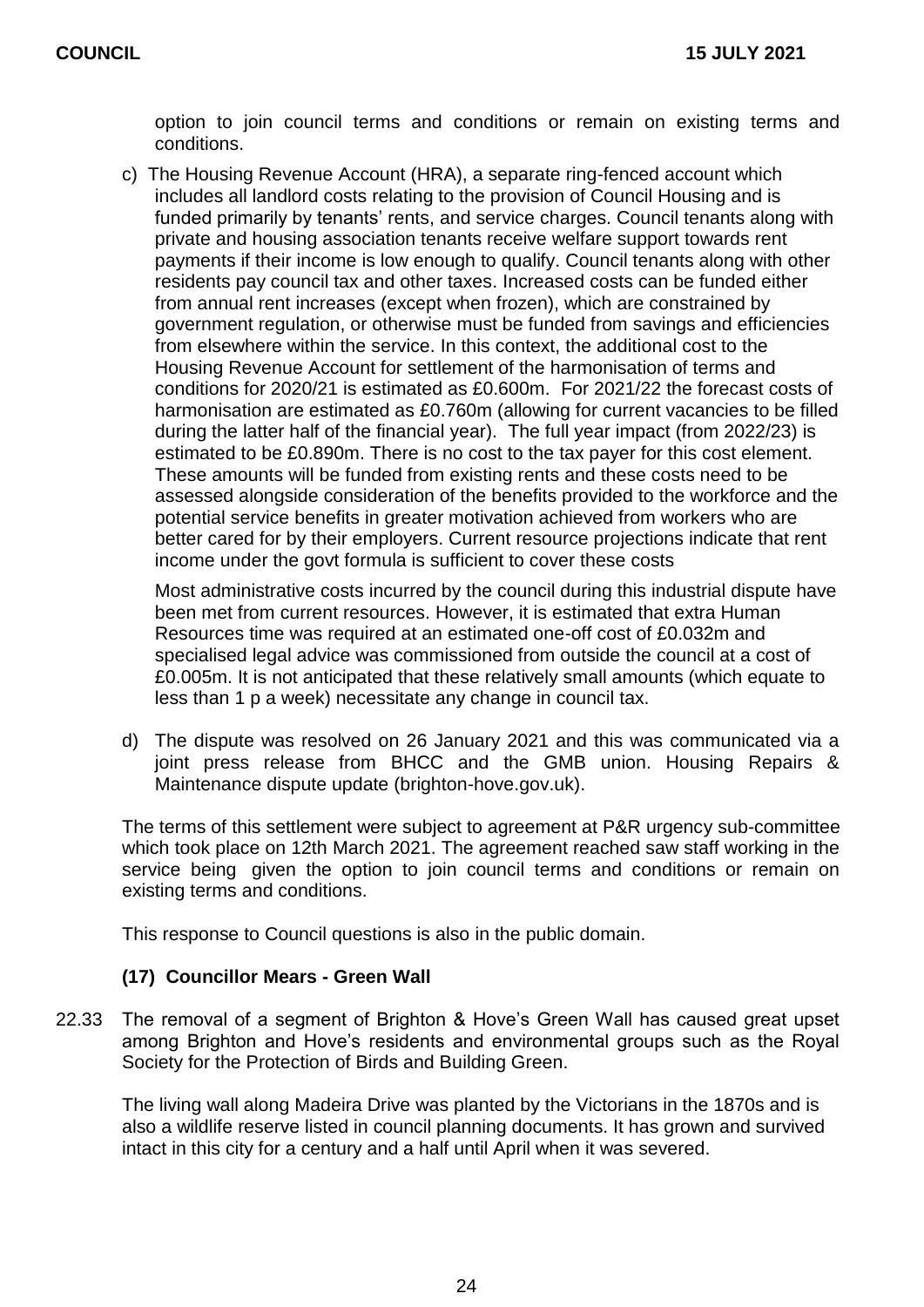option to join council terms and conditions or remain on existing terms and conditions.

c) The Housing Revenue Account (HRA), a separate ring-fenced account which includes all landlord costs relating to the provision of Council Housing and is funded primarily by tenants' rents, and service charges. Council tenants along with private and housing association tenants receive welfare support towards rent payments if their income is low enough to qualify. Council tenants along with other residents pay council tax and other taxes. Increased costs can be funded either from annual rent increases (except when frozen), which are constrained by government regulation, or otherwise must be funded from savings and efficiencies from elsewhere within the service. In this context, the additional cost to the Housing Revenue Account for settlement of the harmonisation of terms and conditions for 2020/21 is estimated as £0.600m. For 2021/22 the forecast costs of harmonisation are estimated as £0.760m (allowing for current vacancies to be filled during the latter half of the financial year). The full year impact (from 2022/23) is estimated to be £0.890m. There is no cost to the tax payer for this cost element. These amounts will be funded from existing rents and these costs need to be assessed alongside consideration of the benefits provided to the workforce and the potential service benefits in greater motivation achieved from workers who are better cared for by their employers. Current resource projections indicate that rent income under the govt formula is sufficient to cover these costs

   Most administrative costs incurred by the council during this industrial dispute have been met from current resources. However, it is estimated that extra Human Resources time was required at an estimated one-off cost of £0.032m and specialised legal advice was commissioned from outside the council at a cost of £0.005m. It is not anticipated that these relatively small amounts (which equate to less than 1 p a week) necessitate any change in council tax.

d) The dispute was resolved on 26 January 2021 and this was communicated via a joint press release from BHCC and the GMB union. Housing Repairs & Maintenance dispute update (brighton-hove.gov.uk).

The terms of this settlement were subject to agreement at P&R urgency sub-committee which took place on 12th March 2021. The agreement reached saw staff working in the service being given the option to join council terms and conditions or remain on existing terms and conditions.

This response to Council questions is also in the public domain.

**(17) Councillor Mears - Green Wall**

22.33 The removal of a segment of Brighton & Hove's Green Wall has caused great upset among Brighton and Hove's residents and environmental groups such as the Royal Society for the Protection of Birds and Building Green.

The living wall along Madeira Drive was planted by the Victorians in the 1870s and is also a wildlife reserve listed in council planning documents. It has grown and survived intact in this city for a century and a half until April when it was severed.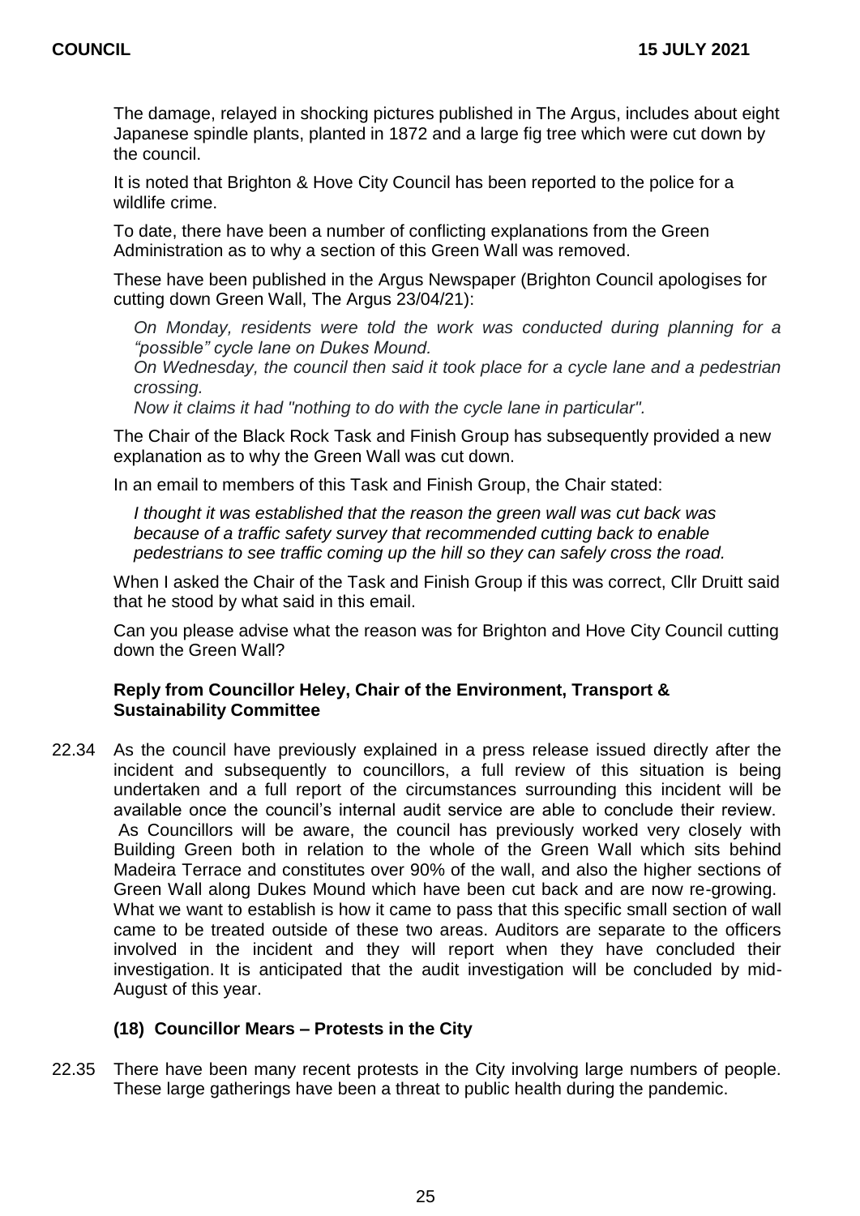The damage, relayed in shocking pictures published in The Argus, includes about eight Japanese spindle plants, planted in 1872 and a large fig tree which were cut down by the council.

It is noted that Brighton & Hove City Council has been reported to the police for a wildlife crime.

To date, there have been a number of conflicting explanations from the Green Administration as to why a section of this Green Wall was removed.

These have been published in the Argus Newspaper (Brighton Council apologises for cutting down Green Wall, The Argus 23/04/21):

> *On Monday, residents were told the work was conducted during planning for a "possible" cycle lane on Dukes Mound.*
> *On Wednesday, the council then said it took place for a cycle lane and a pedestrian crossing.*
> *Now it claims it had "nothing to do with the cycle lane in particular".*

The Chair of the Black Rock Task and Finish Group has subsequently provided a new explanation as to why the Green Wall was cut down.

In an email to members of this Task and Finish Group, the Chair stated:

> *I thought it was established that the reason the green wall was cut back was because of a traffic safety survey that recommended cutting back to enable pedestrians to see traffic coming up the hill so they can safely cross the road.*

When I asked the Chair of the Task and Finish Group if this was correct, Cllr Druitt said that he stood by what said in this email.

Can you please advise what the reason was for Brighton and Hove City Council cutting down the Green Wall?

**Reply from Councillor Heley, Chair of the Environment, Transport & Sustainability Committee**

22.34 As the council have previously explained in a press release issued directly after the incident and subsequently to councillors, a full review of this situation is being undertaken and a full report of the circumstances surrounding this incident will be available once the council's internal audit service are able to conclude their review. As Councillors will be aware, the council has previously worked very closely with Building Green both in relation to the whole of the Green Wall which sits behind Madeira Terrace and constitutes over 90% of the wall, and also the higher sections of Green Wall along Dukes Mound which have been cut back and are now re-growing. What we want to establish is how it came to pass that this specific small section of wall came to be treated outside of these two areas. Auditors are separate to the officers involved in the incident and they will report when they have concluded their investigation. It is anticipated that the audit investigation will be concluded by mid-August of this year.

### (18) Councillor Mears – Protests in the City

22.35 There have been many recent protests in the City involving large numbers of people. These large gatherings have been a threat to public health during the pandemic.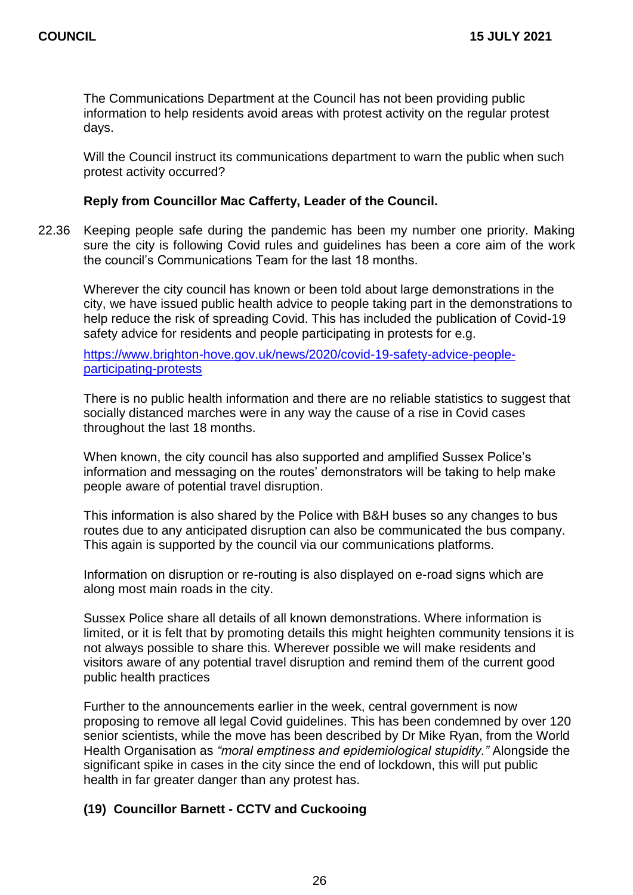The Communications Department at the Council has not been providing public information to help residents avoid areas with protest activity on the regular protest days.

Will the Council instruct its communications department to warn the public when such protest activity occurred?

**Reply from Councillor Mac Cafferty, Leader of the Council.**

22.36 Keeping people safe during the pandemic has been my number one priority. Making sure the city is following Covid rules and guidelines has been a core aim of the work the council's Communications Team for the last 18 months.

Wherever the city council has known or been told about large demonstrations in the city, we have issued public health advice to people taking part in the demonstrations to help reduce the risk of spreading Covid. This has included the publication of Covid-19 safety advice for residents and people participating in protests for e.g.

[https://www.brighton-hove.gov.uk/news/2020/covid-19-safety-advice-people-participating-protests](https://www.brighton-hove.gov.uk/news/2020/covid-19-safety-advice-people-participating-protests)

There is no public health information and there are no reliable statistics to suggest that socially distanced marches were in any way the cause of a rise in Covid cases throughout the last 18 months.

When known, the city council has also supported and amplified Sussex Police's information and messaging on the routes' demonstrators will be taking to help make people aware of potential travel disruption.

This information is also shared by the Police with B&H buses so any changes to bus routes due to any anticipated disruption can also be communicated the bus company. This again is supported by the council via our communications platforms.

Information on disruption or re-routing is also displayed on e-road signs which are along most main roads in the city.

Sussex Police share all details of all known demonstrations. Where information is limited, or it is felt that by promoting details this might heighten community tensions it is not always possible to share this. Wherever possible we will make residents and visitors aware of any potential travel disruption and remind them of the current good public health practices

Further to the announcements earlier in the week, central government is now proposing to remove all legal Covid guidelines. This has been condemned by over 120 senior scientists, while the move has been described by Dr Mike Ryan, from the World Health Organisation as *"moral emptiness and epidemiological stupidity."* Alongside the significant spike in cases in the city since the end of lockdown, this will put public health in far greater danger than any protest has.

**(19) Councillor Barnett - CCTV and Cuckooing**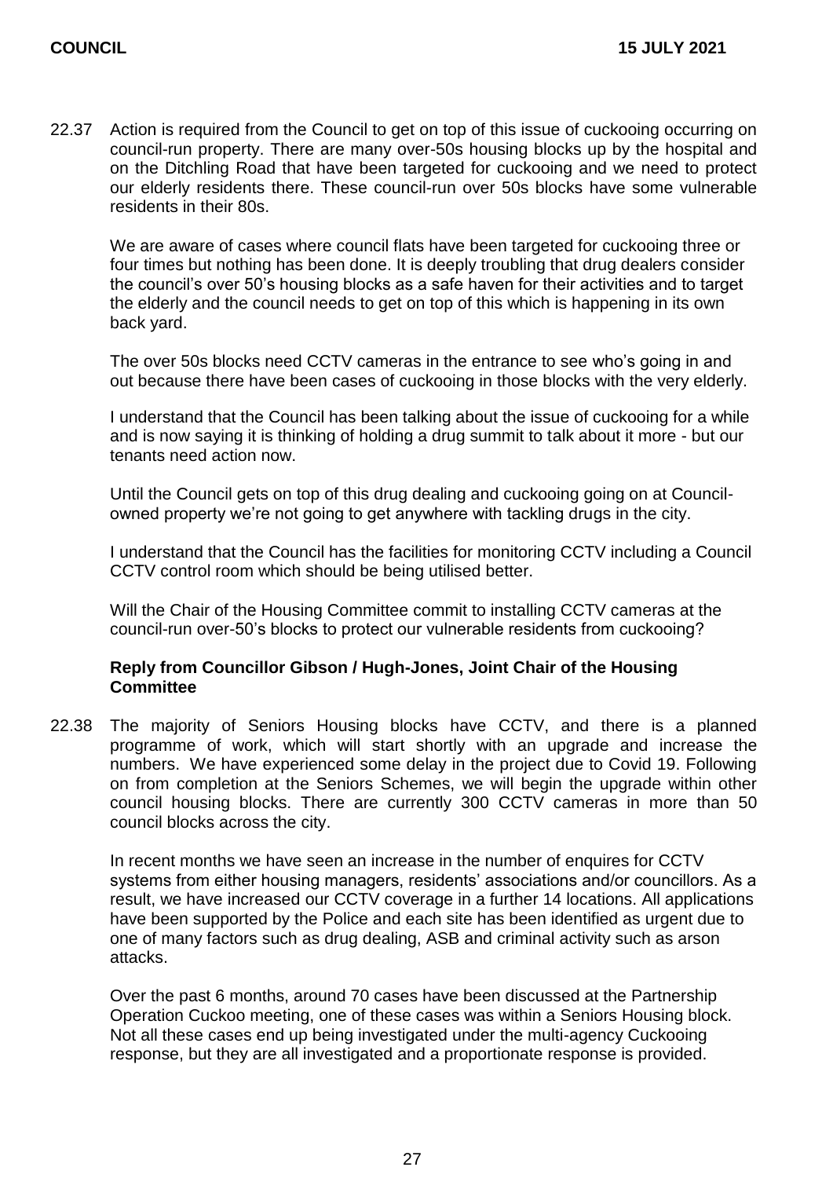22.37 Action is required from the Council to get on top of this issue of cuckooing occurring on council-run property. There are many over-50s housing blocks up by the hospital and on the Ditchling Road that have been targeted for cuckooing and we need to protect our elderly residents there. These council-run over 50s blocks have some vulnerable residents in their 80s.

We are aware of cases where council flats have been targeted for cuckooing three or four times but nothing has been done. It is deeply troubling that drug dealers consider the council's over 50's housing blocks as a safe haven for their activities and to target the elderly and the council needs to get on top of this which is happening in its own back yard.

The over 50s blocks need CCTV cameras in the entrance to see who's going in and out because there have been cases of cuckooing in those blocks with the very elderly.

I understand that the Council has been talking about the issue of cuckooing for a while and is now saying it is thinking of holding a drug summit to talk about it more - but our tenants need action now.

Until the Council gets on top of this drug dealing and cuckooing going on at Council-owned property we're not going to get anywhere with tackling drugs in the city.

I understand that the Council has the facilities for monitoring CCTV including a Council CCTV control room which should be being utilised better.

Will the Chair of the Housing Committee commit to installing CCTV cameras at the council-run over-50's blocks to protect our vulnerable residents from cuckooing?

**Reply from Councillor Gibson / Hugh-Jones, Joint Chair of the Housing Committee**

22.38 The majority of Seniors Housing blocks have CCTV, and there is a planned programme of work, which will start shortly with an upgrade and increase the numbers. We have experienced some delay in the project due to Covid 19. Following on from completion at the Seniors Schemes, we will begin the upgrade within other council housing blocks. There are currently 300 CCTV cameras in more than 50 council blocks across the city.

In recent months we have seen an increase in the number of enquires for CCTV systems from either housing managers, residents' associations and/or councillors. As a result, we have increased our CCTV coverage in a further 14 locations. All applications have been supported by the Police and each site has been identified as urgent due to one of many factors such as drug dealing, ASB and criminal activity such as arson attacks.

Over the past 6 months, around 70 cases have been discussed at the Partnership Operation Cuckoo meeting, one of these cases was within a Seniors Housing block. Not all these cases end up being investigated under the multi-agency Cuckooing response, but they are all investigated and a proportionate response is provided.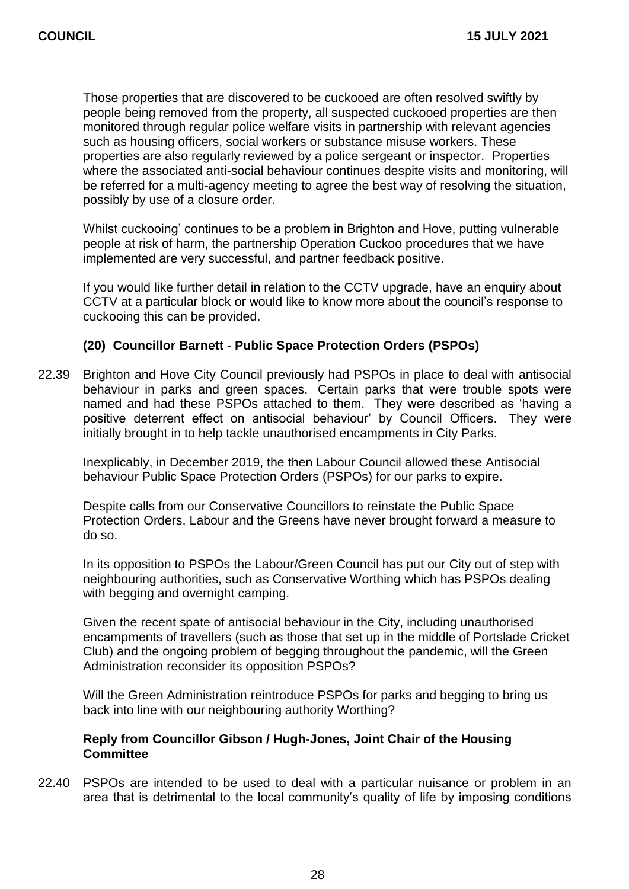Those properties that are discovered to be cuckooed are often resolved swiftly by people being removed from the property, all suspected cuckooed properties are then monitored through regular police welfare visits in partnership with relevant agencies such as housing officers, social workers or substance misuse workers. These properties are also regularly reviewed by a police sergeant or inspector. Properties where the associated anti-social behaviour continues despite visits and monitoring, will be referred for a multi-agency meeting to agree the best way of resolving the situation, possibly by use of a closure order.

Whilst cuckooing' continues to be a problem in Brighton and Hove, putting vulnerable people at risk of harm, the partnership Operation Cuckoo procedures that we have implemented are very successful, and partner feedback positive.

If you would like further detail in relation to the CCTV upgrade, have an enquiry about CCTV at a particular block or would like to know more about the council's response to cuckooing this can be provided.

**(20) Councillor Barnett - Public Space Protection Orders (PSPOs)**

22.39 Brighton and Hove City Council previously had PSPOs in place to deal with antisocial behaviour in parks and green spaces. Certain parks that were trouble spots were named and had these PSPOs attached to them. They were described as 'having a positive deterrent effect on antisocial behaviour' by Council Officers. They were initially brought in to help tackle unauthorised encampments in City Parks.

Inexplicably, in December 2019, the then Labour Council allowed these Antisocial behaviour Public Space Protection Orders (PSPOs) for our parks to expire.

Despite calls from our Conservative Councillors to reinstate the Public Space Protection Orders, Labour and the Greens have never brought forward a measure to do so.

In its opposition to PSPOs the Labour/Green Council has put our City out of step with neighbouring authorities, such as Conservative Worthing which has PSPOs dealing with begging and overnight camping.

Given the recent spate of antisocial behaviour in the City, including unauthorised encampments of travellers (such as those that set up in the middle of Portslade Cricket Club) and the ongoing problem of begging throughout the pandemic, will the Green Administration reconsider its opposition PSPOs?

Will the Green Administration reintroduce PSPOs for parks and begging to bring us back into line with our neighbouring authority Worthing?

**Reply from Councillor Gibson / Hugh-Jones, Joint Chair of the Housing Committee**

22.40 PSPOs are intended to be used to deal with a particular nuisance or problem in an area that is detrimental to the local community's quality of life by imposing conditions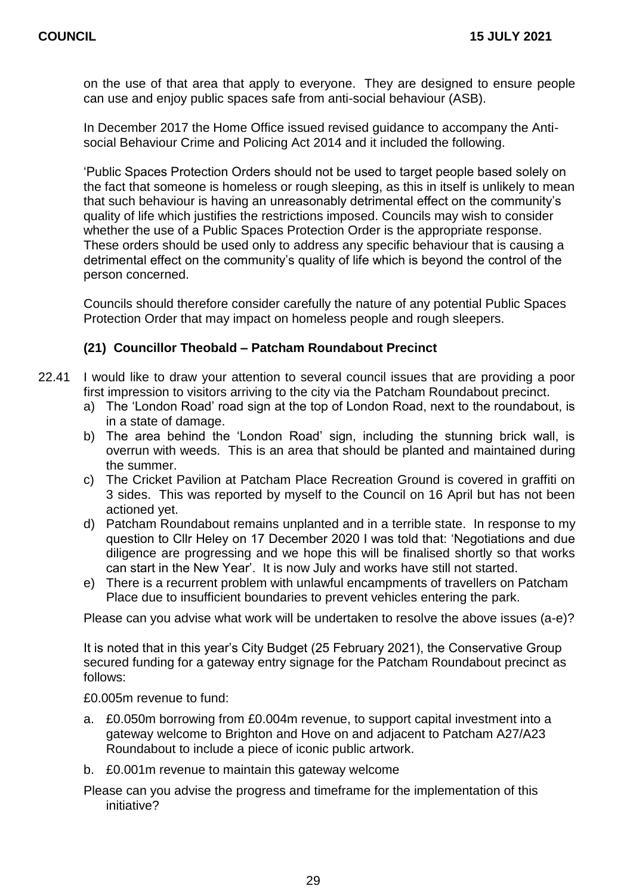on the use of that area that apply to everyone. They are designed to ensure people can use and enjoy public spaces safe from anti-social behaviour (ASB).

In December 2017 the Home Office issued revised guidance to accompany the Anti-social Behaviour Crime and Policing Act 2014 and it included the following.

'Public Spaces Protection Orders should not be used to target people based solely on the fact that someone is homeless or rough sleeping, as this in itself is unlikely to mean that such behaviour is having an unreasonably detrimental effect on the community's quality of life which justifies the restrictions imposed. Councils may wish to consider whether the use of a Public Spaces Protection Order is the appropriate response. These orders should be used only to address any specific behaviour that is causing a detrimental effect on the community's quality of life which is beyond the control of the person concerned.

Councils should therefore consider carefully the nature of any potential Public Spaces Protection Order that may impact on homeless people and rough sleepers.

### (21) Councillor Theobald – Patcham Roundabout Precinct

22.41 I would like to draw your attention to several council issues that are providing a poor first impression to visitors arriving to the city via the Patcham Roundabout precinct.

a) The 'London Road' road sign at the top of London Road, next to the roundabout, is in a state of damage.
b) The area behind the 'London Road' sign, including the stunning brick wall, is overrun with weeds. This is an area that should be planted and maintained during the summer.
c) The Cricket Pavilion at Patcham Place Recreation Ground is covered in graffiti on 3 sides. This was reported by myself to the Council on 16 April but has not been actioned yet.
d) Patcham Roundabout remains unplanted and in a terrible state. In response to my question to Cllr Heley on 17 December 2020 I was told that: 'Negotiations and due diligence are progressing and we hope this will be finalised shortly so that works can start in the New Year'. It is now July and works have still not started.
e) There is a recurrent problem with unlawful encampments of travellers on Patcham Place due to insufficient boundaries to prevent vehicles entering the park.

Please can you advise what work will be undertaken to resolve the above issues (a-e)?

It is noted that in this year's City Budget (25 February 2021), the Conservative Group secured funding for a gateway entry signage for the Patcham Roundabout precinct as follows:

£0.005m revenue to fund:

a. £0.050m borrowing from £0.004m revenue, to support capital investment into a gateway welcome to Brighton and Hove on and adjacent to Patcham A27/A23 Roundabout to include a piece of iconic public artwork.
b. £0.001m revenue to maintain this gateway welcome

Please can you advise the progress and timeframe for the implementation of this initiative?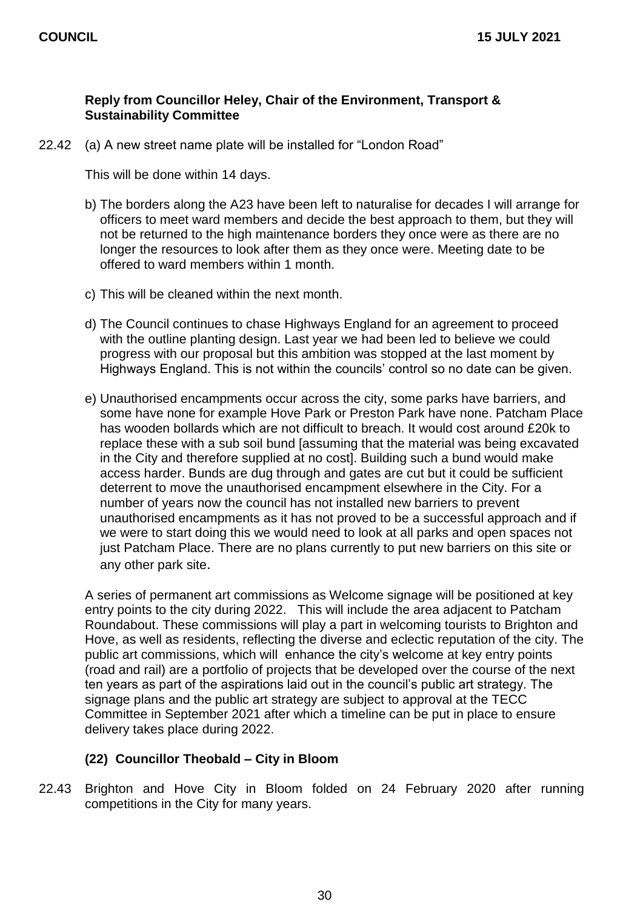**Reply from Councillor Heley, Chair of the Environment, Transport & Sustainability Committee**

22.42 (a) A new street name plate will be installed for "London Road"

This will be done within 14 days.

b) The borders along the A23 have been left to naturalise for decades I will arrange for officers to meet ward members and decide the best approach to them, but they will not be returned to the high maintenance borders they once were as there are no longer the resources to look after them as they once were. Meeting date to be offered to ward members within 1 month.

c) This will be cleaned within the next month.

d) The Council continues to chase Highways England for an agreement to proceed with the outline planting design. Last year we had been led to believe we could progress with our proposal but this ambition was stopped at the last moment by Highways England. This is not within the councils' control so no date can be given.

e) Unauthorised encampments occur across the city, some parks have barriers, and some have none for example Hove Park or Preston Park have none. Patcham Place has wooden bollards which are not difficult to breach. It would cost around £20k to replace these with a sub soil bund [assuming that the material was being excavated in the City and therefore supplied at no cost]. Building such a bund would make access harder. Bunds are dug through and gates are cut but it could be sufficient deterrent to move the unauthorised encampment elsewhere in the City. For a number of years now the council has not installed new barriers to prevent unauthorised encampments as it has not proved to be a successful approach and if we were to start doing this we would need to look at all parks and open spaces not just Patcham Place. There are no plans currently to put new barriers on this site or any other park site.

A series of permanent art commissions as Welcome signage will be positioned at key entry points to the city during 2022. This will include the area adjacent to Patcham Roundabout. These commissions will play a part in welcoming tourists to Brighton and Hove, as well as residents, reflecting the diverse and eclectic reputation of the city. The public art commissions, which will enhance the city's welcome at key entry points (road and rail) are a portfolio of projects that be developed over the course of the next ten years as part of the aspirations laid out in the council's public art strategy. The signage plans and the public art strategy are subject to approval at the TECC Committee in September 2021 after which a timeline can be put in place to ensure delivery takes place during 2022.

**(22) Councillor Theobald – City in Bloom**

22.43 Brighton and Hove City in Bloom folded on 24 February 2020 after running competitions in the City for many years.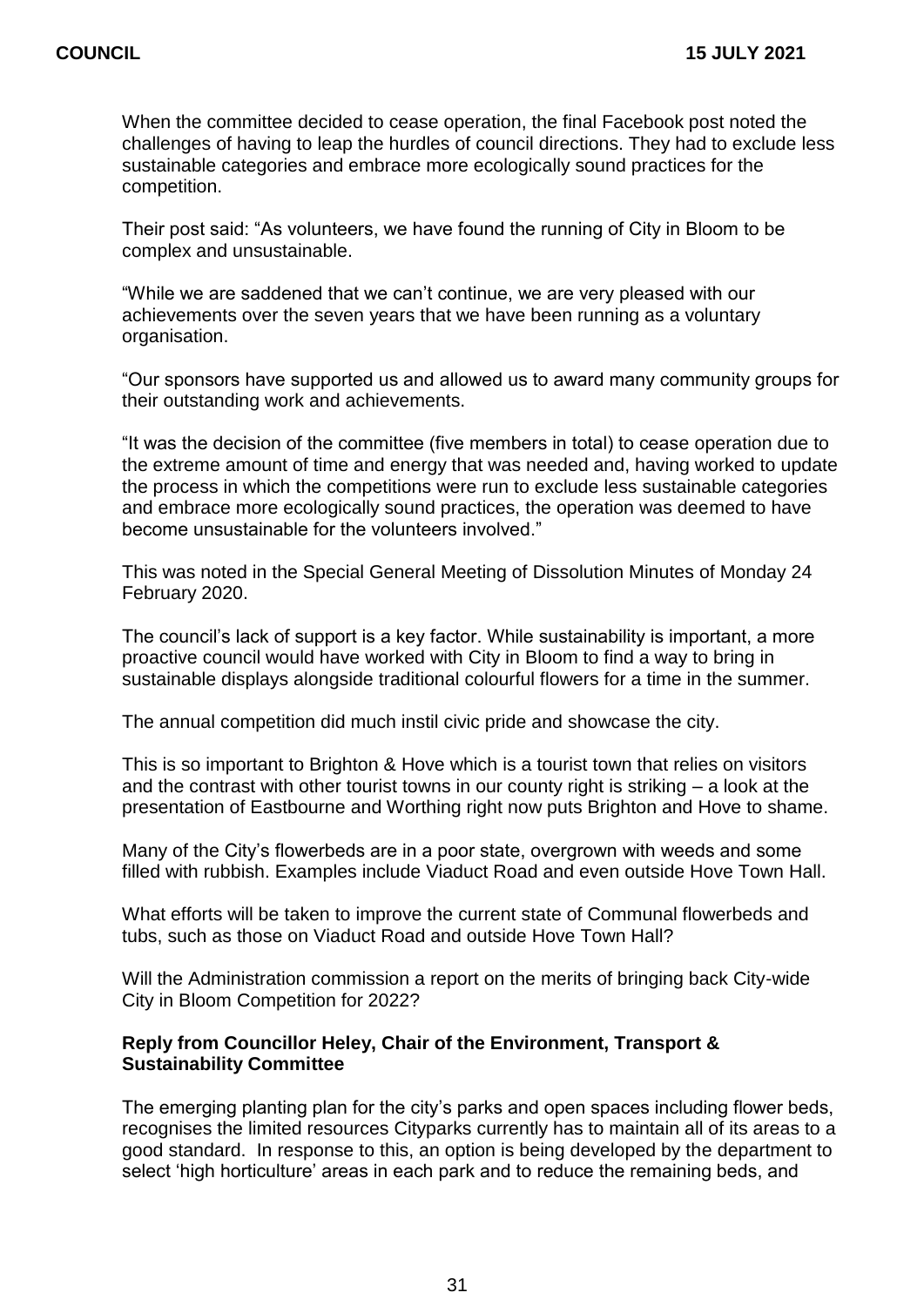When the committee decided to cease operation, the final Facebook post noted the challenges of having to leap the hurdles of council directions. They had to exclude less sustainable categories and embrace more ecologically sound practices for the competition.

Their post said: "As volunteers, we have found the running of City in Bloom to be complex and unsustainable.

"While we are saddened that we can't continue, we are very pleased with our achievements over the seven years that we have been running as a voluntary organisation.

"Our sponsors have supported us and allowed us to award many community groups for their outstanding work and achievements.

"It was the decision of the committee (five members in total) to cease operation due to the extreme amount of time and energy that was needed and, having worked to update the process in which the competitions were run to exclude less sustainable categories and embrace more ecologically sound practices, the operation was deemed to have become unsustainable for the volunteers involved."

This was noted in the Special General Meeting of Dissolution Minutes of Monday 24 February 2020.

The council's lack of support is a key factor. While sustainability is important, a more proactive council would have worked with City in Bloom to find a way to bring in sustainable displays alongside traditional colourful flowers for a time in the summer.

The annual competition did much instil civic pride and showcase the city.

This is so important to Brighton & Hove which is a tourist town that relies on visitors and the contrast with other tourist towns in our county right is striking – a look at the presentation of Eastbourne and Worthing right now puts Brighton and Hove to shame.

Many of the City's flowerbeds are in a poor state, overgrown with weeds and some filled with rubbish. Examples include Viaduct Road and even outside Hove Town Hall.

What efforts will be taken to improve the current state of Communal flowerbeds and tubs, such as those on Viaduct Road and outside Hove Town Hall?

Will the Administration commission a report on the merits of bringing back City-wide City in Bloom Competition for 2022?

**Reply from Councillor Heley, Chair of the Environment, Transport & Sustainability Committee**

The emerging planting plan for the city's parks and open spaces including flower beds, recognises the limited resources Cityparks currently has to maintain all of its areas to a good standard. In response to this, an option is being developed by the department to select 'high horticulture' areas in each park and to reduce the remaining beds, and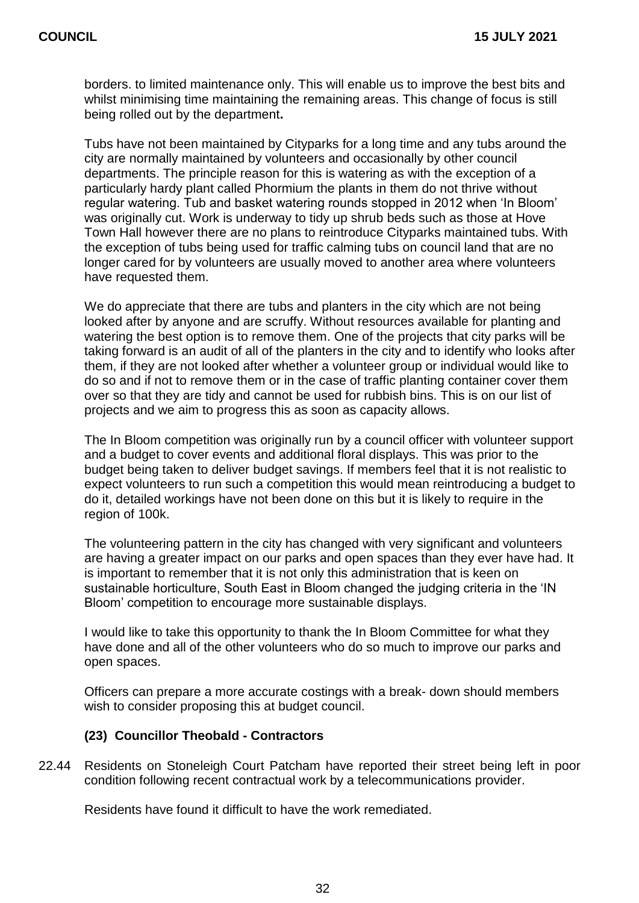borders. to limited maintenance only. This will enable us to improve the best bits and whilst minimising time maintaining the remaining areas. This change of focus is still being rolled out by the department**.**

Tubs have not been maintained by Cityparks for a long time and any tubs around the city are normally maintained by volunteers and occasionally by other council departments. The principle reason for this is watering as with the exception of a particularly hardy plant called Phormium the plants in them do not thrive without regular watering. Tub and basket watering rounds stopped in 2012 when 'In Bloom' was originally cut. Work is underway to tidy up shrub beds such as those at Hove Town Hall however there are no plans to reintroduce Cityparks maintained tubs. With the exception of tubs being used for traffic calming tubs on council land that are no longer cared for by volunteers are usually moved to another area where volunteers have requested them.

We do appreciate that there are tubs and planters in the city which are not being looked after by anyone and are scruffy. Without resources available for planting and watering the best option is to remove them. One of the projects that city parks will be taking forward is an audit of all of the planters in the city and to identify who looks after them, if they are not looked after whether a volunteer group or individual would like to do so and if not to remove them or in the case of traffic planting container cover them over so that they are tidy and cannot be used for rubbish bins. This is on our list of projects and we aim to progress this as soon as capacity allows.

The In Bloom competition was originally run by a council officer with volunteer support and a budget to cover events and additional floral displays. This was prior to the budget being taken to deliver budget savings. If members feel that it is not realistic to expect volunteers to run such a competition this would mean reintroducing a budget to do it, detailed workings have not been done on this but it is likely to require in the region of 100k.

The volunteering pattern in the city has changed with very significant and volunteers are having a greater impact on our parks and open spaces than they ever have had. It is important to remember that it is not only this administration that is keen on sustainable horticulture, South East in Bloom changed the judging criteria in the 'IN Bloom' competition to encourage more sustainable displays.

I would like to take this opportunity to thank the In Bloom Committee for what they have done and all of the other volunteers who do so much to improve our parks and open spaces.

Officers can prepare a more accurate costings with a break- down should members wish to consider proposing this at budget council.

**(23) Councillor Theobald - Contractors**

22.44 Residents on Stoneleigh Court Patcham have reported their street being left in poor condition following recent contractual work by a telecommunications provider.

Residents have found it difficult to have the work remediated.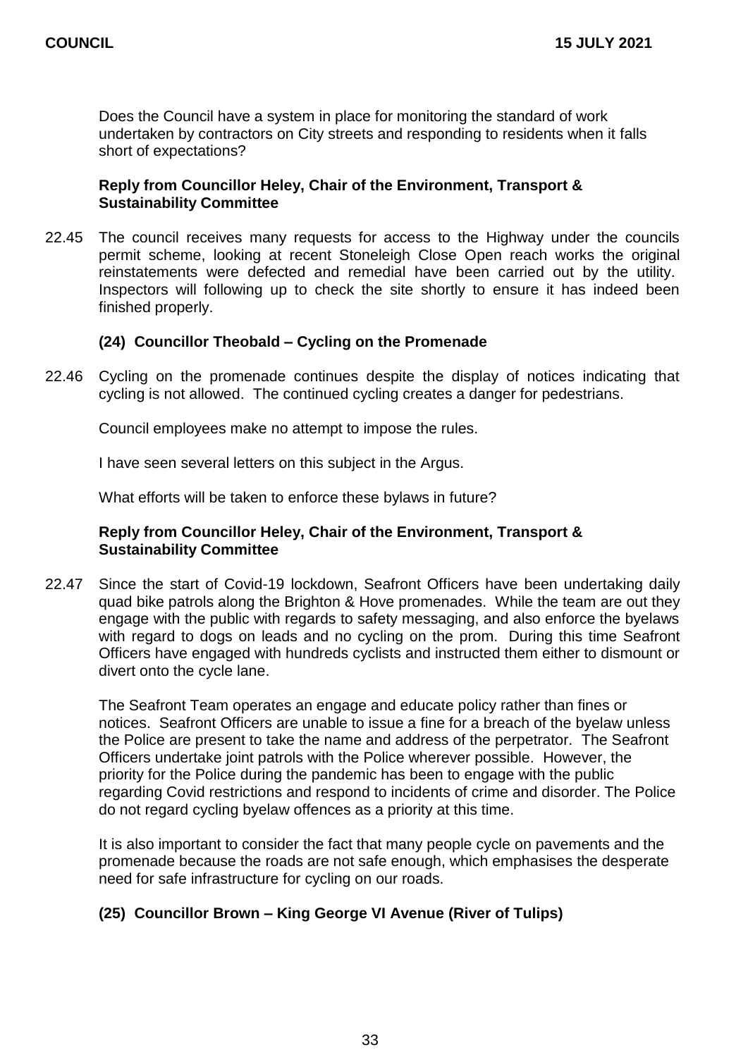Does the Council have a system in place for monitoring the standard of work undertaken by contractors on City streets and responding to residents when it falls short of expectations?

**Reply from Councillor Heley, Chair of the Environment, Transport & Sustainability Committee**

22.45 The council receives many requests for access to the Highway under the councils permit scheme, looking at recent Stoneleigh Close Open reach works the original reinstatements were defected and remedial have been carried out by the utility. Inspectors will following up to check the site shortly to ensure it has indeed been finished properly.

### (24) Councillor Theobald – Cycling on the Promenade

22.46 Cycling on the promenade continues despite the display of notices indicating that cycling is not allowed. The continued cycling creates a danger for pedestrians.

Council employees make no attempt to impose the rules.

I have seen several letters on this subject in the Argus.

What efforts will be taken to enforce these bylaws in future?

**Reply from Councillor Heley, Chair of the Environment, Transport & Sustainability Committee**

22.47 Since the start of Covid-19 lockdown, Seafront Officers have been undertaking daily quad bike patrols along the Brighton & Hove promenades. While the team are out they engage with the public with regards to safety messaging, and also enforce the byelaws with regard to dogs on leads and no cycling on the prom. During this time Seafront Officers have engaged with hundreds cyclists and instructed them either to dismount or divert onto the cycle lane.

The Seafront Team operates an engage and educate policy rather than fines or notices. Seafront Officers are unable to issue a fine for a breach of the byelaw unless the Police are present to take the name and address of the perpetrator. The Seafront Officers undertake joint patrols with the Police wherever possible. However, the priority for the Police during the pandemic has been to engage with the public regarding Covid restrictions and respond to incidents of crime and disorder. The Police do not regard cycling byelaw offences as a priority at this time.

It is also important to consider the fact that many people cycle on pavements and the promenade because the roads are not safe enough, which emphasises the desperate need for safe infrastructure for cycling on our roads.

### (25) Councillor Brown – King George VI Avenue (River of Tulips)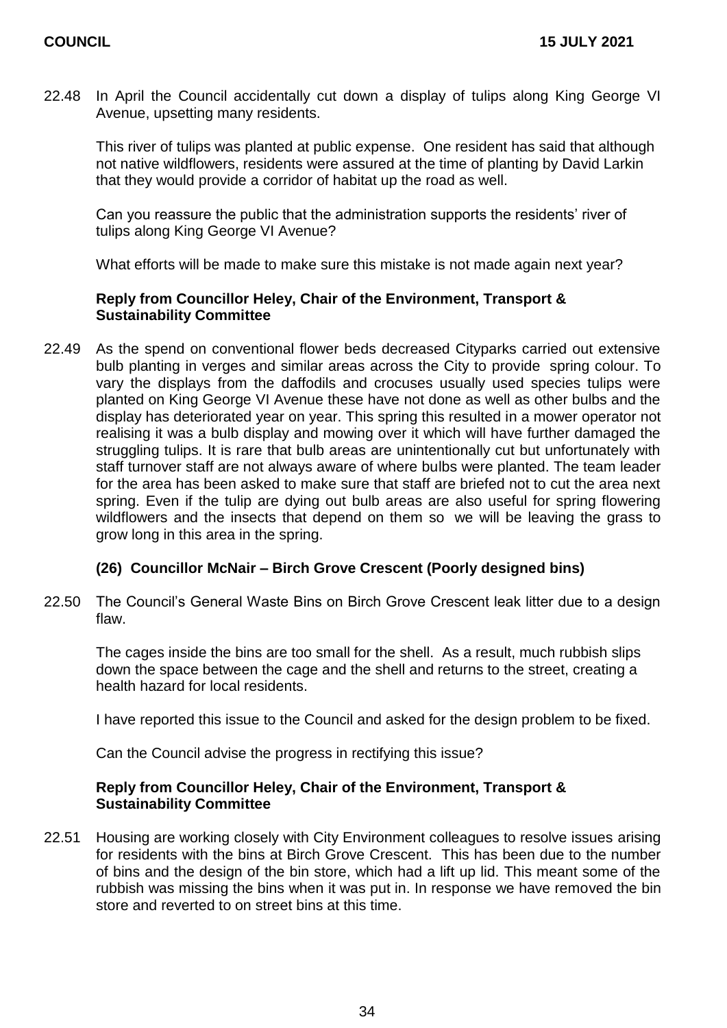22.48 In April the Council accidentally cut down a display of tulips along King George VI Avenue, upsetting many residents.

This river of tulips was planted at public expense. One resident has said that although not native wildflowers, residents were assured at the time of planting by David Larkin that they would provide a corridor of habitat up the road as well.

Can you reassure the public that the administration supports the residents' river of tulips along King George VI Avenue?

What efforts will be made to make sure this mistake is not made again next year?

**Reply from Councillor Heley, Chair of the Environment, Transport & Sustainability Committee**

22.49 As the spend on conventional flower beds decreased Cityparks carried out extensive bulb planting in verges and similar areas across the City to provide spring colour. To vary the displays from the daffodils and crocuses usually used species tulips were planted on King George VI Avenue these have not done as well as other bulbs and the display has deteriorated year on year. This spring this resulted in a mower operator not realising it was a bulb display and mowing over it which will have further damaged the struggling tulips. It is rare that bulb areas are unintentionally cut but unfortunately with staff turnover staff are not always aware of where bulbs were planted. The team leader for the area has been asked to make sure that staff are briefed not to cut the area next spring. Even if the tulip are dying out bulb areas are also useful for spring flowering wildflowers and the insects that depend on them so we will be leaving the grass to grow long in this area in the spring.

### (26) Councillor McNair – Birch Grove Crescent (Poorly designed bins)

22.50 The Council's General Waste Bins on Birch Grove Crescent leak litter due to a design flaw.

The cages inside the bins are too small for the shell. As a result, much rubbish slips down the space between the cage and the shell and returns to the street, creating a health hazard for local residents.

I have reported this issue to the Council and asked for the design problem to be fixed.

Can the Council advise the progress in rectifying this issue?

**Reply from Councillor Heley, Chair of the Environment, Transport & Sustainability Committee**

22.51 Housing are working closely with City Environment colleagues to resolve issues arising for residents with the bins at Birch Grove Crescent. This has been due to the number of bins and the design of the bin store, which had a lift up lid. This meant some of the rubbish was missing the bins when it was put in. In response we have removed the bin store and reverted to on street bins at this time.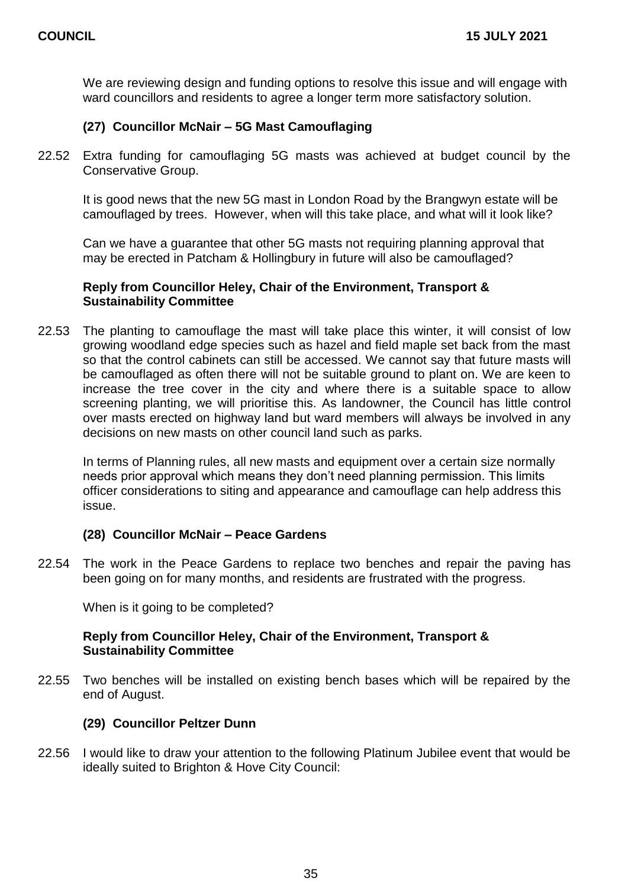We are reviewing design and funding options to resolve this issue and will engage with ward councillors and residents to agree a longer term more satisfactory solution.

### (27) Councillor McNair – 5G Mast Camouflaging

22.52 Extra funding for camouflaging 5G masts was achieved at budget council by the Conservative Group.

It is good news that the new 5G mast in London Road by the Brangwyn estate will be camouflaged by trees. However, when will this take place, and what will it look like?

Can we have a guarantee that other 5G masts not requiring planning approval that may be erected in Patcham & Hollingbury in future will also be camouflaged?

**Reply from Councillor Heley, Chair of the Environment, Transport & Sustainability Committee**

22.53 The planting to camouflage the mast will take place this winter, it will consist of low growing woodland edge species such as hazel and field maple set back from the mast so that the control cabinets can still be accessed. We cannot say that future masts will be camouflaged as often there will not be suitable ground to plant on. We are keen to increase the tree cover in the city and where there is a suitable space to allow screening planting, we will prioritise this. As landowner, the Council has little control over masts erected on highway land but ward members will always be involved in any decisions on new masts on other council land such as parks.

In terms of Planning rules, all new masts and equipment over a certain size normally needs prior approval which means they don't need planning permission. This limits officer considerations to siting and appearance and camouflage can help address this issue.

### (28) Councillor McNair – Peace Gardens

22.54 The work in the Peace Gardens to replace two benches and repair the paving has been going on for many months, and residents are frustrated with the progress.

When is it going to be completed?

**Reply from Councillor Heley, Chair of the Environment, Transport & Sustainability Committee**

22.55 Two benches will be installed on existing bench bases which will be repaired by the end of August.

### (29) Councillor Peltzer Dunn

22.56 I would like to draw your attention to the following Platinum Jubilee event that would be ideally suited to Brighton & Hove City Council: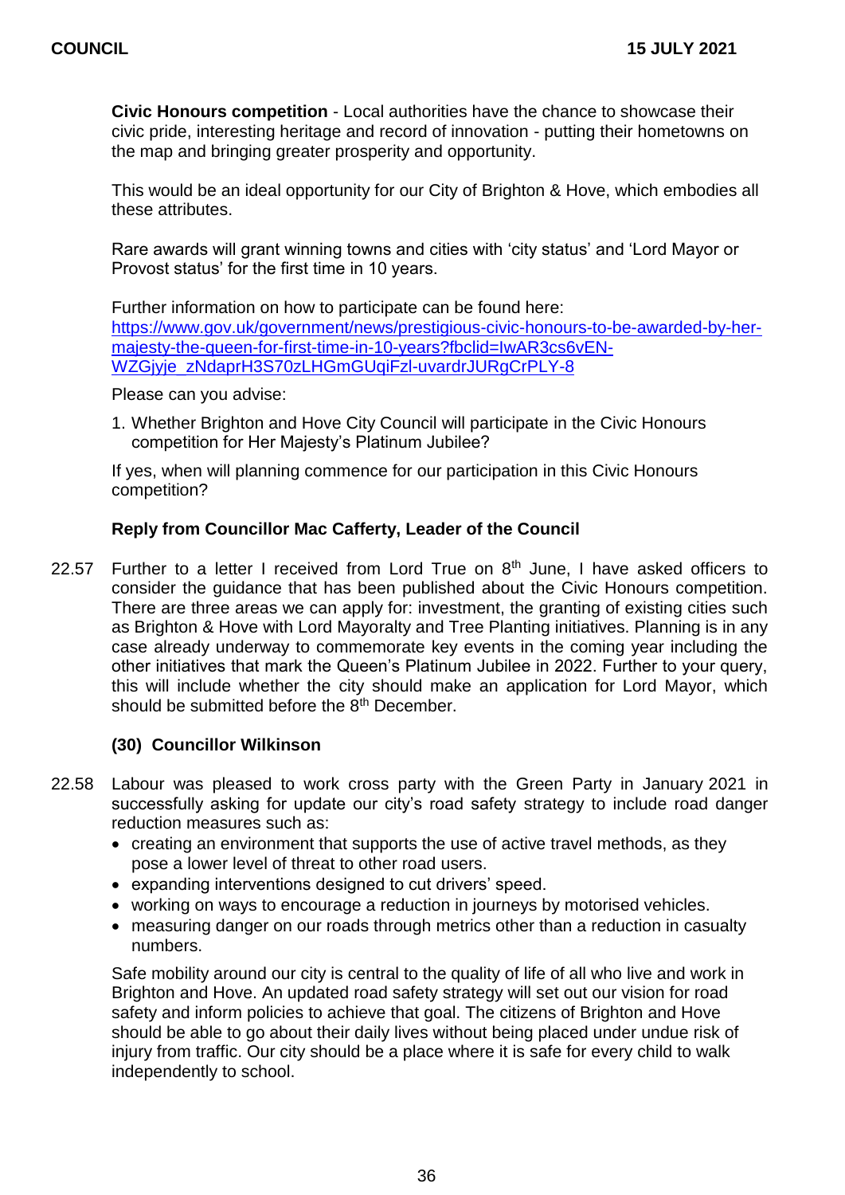**Civic Honours competition** - Local authorities have the chance to showcase their civic pride, interesting heritage and record of innovation - putting their hometowns on the map and bringing greater prosperity and opportunity.

This would be an ideal opportunity for our City of Brighton & Hove, which embodies all these attributes.

Rare awards will grant winning towns and cities with 'city status' and 'Lord Mayor or Provost status' for the first time in 10 years.

Further information on how to participate can be found here: https://www.gov.uk/government/news/prestigious-civic-honours-to-be-awarded-by-her-majesty-the-queen-for-first-time-in-10-years?fbclid=IwAR3cs6vEN-WZGjyje_zNdaprH3S70zLHGmGUqiFzl-uvardrJURgCrPLY-8

Please can you advise:

1. Whether Brighton and Hove City Council will participate in the Civic Honours competition for Her Majesty's Platinum Jubilee?

If yes, when will planning commence for our participation in this Civic Honours competition?

**Reply from Councillor Mac Cafferty, Leader of the Council**

22.57 Further to a letter I received from Lord True on 8th June, I have asked officers to consider the guidance that has been published about the Civic Honours competition. There are three areas we can apply for: investment, the granting of existing cities such as Brighton & Hove with Lord Mayoralty and Tree Planting initiatives. Planning is in any case already underway to commemorate key events in the coming year including the other initiatives that mark the Queen's Platinum Jubilee in 2022. Further to your query, this will include whether the city should make an application for Lord Mayor, which should be submitted before the 8th December.

**(30) Councillor Wilkinson**

22.58 Labour was pleased to work cross party with the Green Party in January 2021 in successfully asking for update our city's road safety strategy to include road danger reduction measures such as:

- creating an environment that supports the use of active travel methods, as they pose a lower level of threat to other road users.
- expanding interventions designed to cut drivers' speed.
- working on ways to encourage a reduction in journeys by motorised vehicles.
- measuring danger on our roads through metrics other than a reduction in casualty numbers.

Safe mobility around our city is central to the quality of life of all who live and work in Brighton and Hove. An updated road safety strategy will set out our vision for road safety and inform policies to achieve that goal. The citizens of Brighton and Hove should be able to go about their daily lives without being placed under undue risk of injury from traffic. Our city should be a place where it is safe for every child to walk independently to school.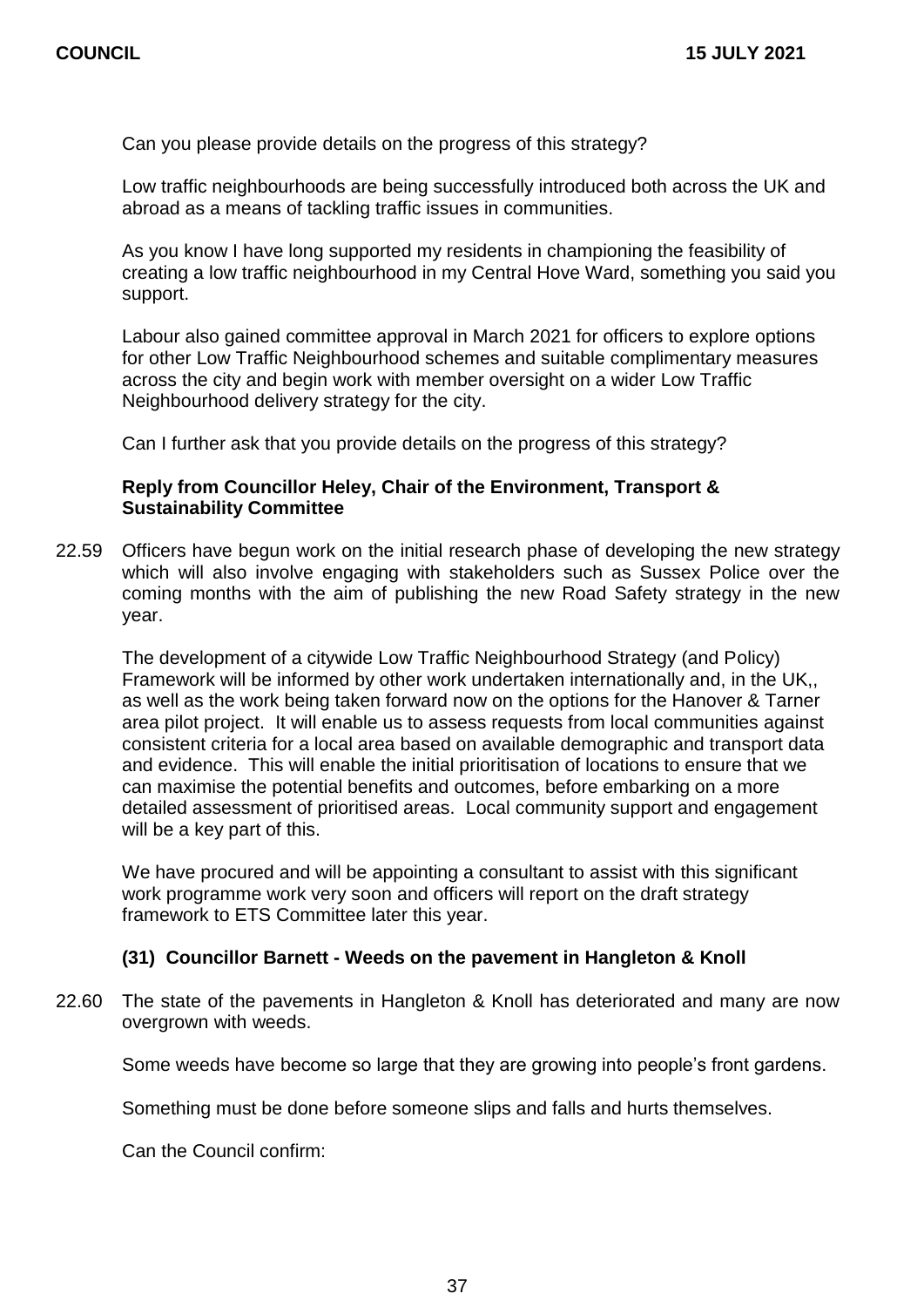Can you please provide details on the progress of this strategy?

Low traffic neighbourhoods are being successfully introduced both across the UK and abroad as a means of tackling traffic issues in communities.

As you know I have long supported my residents in championing the feasibility of creating a low traffic neighbourhood in my Central Hove Ward, something you said you support.

Labour also gained committee approval in March 2021 for officers to explore options for other Low Traffic Neighbourhood schemes and suitable complimentary measures across the city and begin work with member oversight on a wider Low Traffic Neighbourhood delivery strategy for the city.

Can I further ask that you provide details on the progress of this strategy?

**Reply from Councillor Heley, Chair of the Environment, Transport & Sustainability Committee**

22.59 Officers have begun work on the initial research phase of developing the new strategy which will also involve engaging with stakeholders such as Sussex Police over the coming months with the aim of publishing the new Road Safety strategy in the new year.

The development of a citywide Low Traffic Neighbourhood Strategy (and Policy) Framework will be informed by other work undertaken internationally and, in the UK,, as well as the work being taken forward now on the options for the Hanover & Tarner area pilot project. It will enable us to assess requests from local communities against consistent criteria for a local area based on available demographic and transport data and evidence. This will enable the initial prioritisation of locations to ensure that we can maximise the potential benefits and outcomes, before embarking on a more detailed assessment of prioritised areas. Local community support and engagement will be a key part of this.

We have procured and will be appointing a consultant to assist with this significant work programme work very soon and officers will report on the draft strategy framework to ETS Committee later this year.

**(31) Councillor Barnett - Weeds on the pavement in Hangleton & Knoll**

22.60 The state of the pavements in Hangleton & Knoll has deteriorated and many are now overgrown with weeds.

Some weeds have become so large that they are growing into people's front gardens.

Something must be done before someone slips and falls and hurts themselves.

Can the Council confirm: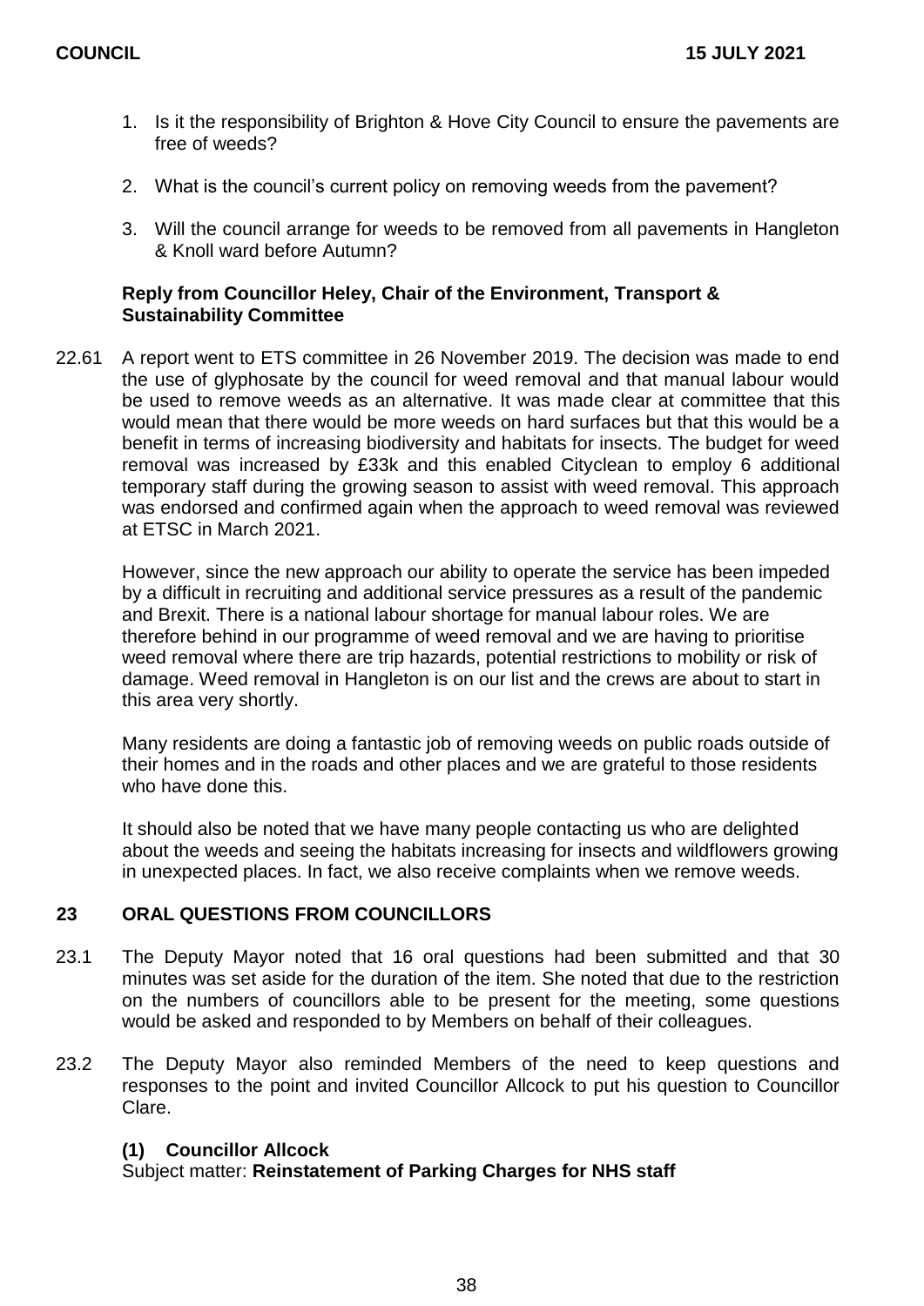1. Is it the responsibility of Brighton & Hove City Council to ensure the pavements are free of weeds?

2. What is the council's current policy on removing weeds from the pavement?

3. Will the council arrange for weeds to be removed from all pavements in Hangleton & Knoll ward before Autumn?

**Reply from Councillor Heley, Chair of the Environment, Transport & Sustainability Committee**

22.61 A report went to ETS committee in 26 November 2019. The decision was made to end the use of glyphosate by the council for weed removal and that manual labour would be used to remove weeds as an alternative. It was made clear at committee that this would mean that there would be more weeds on hard surfaces but that this would be a benefit in terms of increasing biodiversity and habitats for insects. The budget for weed removal was increased by £33k and this enabled Cityclean to employ 6 additional temporary staff during the growing season to assist with weed removal. This approach was endorsed and confirmed again when the approach to weed removal was reviewed at ETSC in March 2021.

However, since the new approach our ability to operate the service has been impeded by a difficult in recruiting and additional service pressures as a result of the pandemic and Brexit. There is a national labour shortage for manual labour roles. We are therefore behind in our programme of weed removal and we are having to prioritise weed removal where there are trip hazards, potential restrictions to mobility or risk of damage. Weed removal in Hangleton is on our list and the crews are about to start in this area very shortly.

Many residents are doing a fantastic job of removing weeds on public roads outside of their homes and in the roads and other places and we are grateful to those residents who have done this.

It should also be noted that we have many people contacting us who are delighted about the weeds and seeing the habitats increasing for insects and wildflowers growing in unexpected places. In fact, we also receive complaints when we remove weeds.

## 23 ORAL QUESTIONS FROM COUNCILLORS

23.1 The Deputy Mayor noted that 16 oral questions had been submitted and that 30 minutes was set aside for the duration of the item. She noted that due to the restriction on the numbers of councillors able to be present for the meeting, some questions would be asked and responded to by Members on behalf of their colleagues.

23.2 The Deputy Mayor also reminded Members of the need to keep questions and responses to the point and invited Councillor Allcock to put his question to Councillor Clare.

**(1) Councillor Allcock**

Subject matter: **Reinstatement of Parking Charges for NHS staff**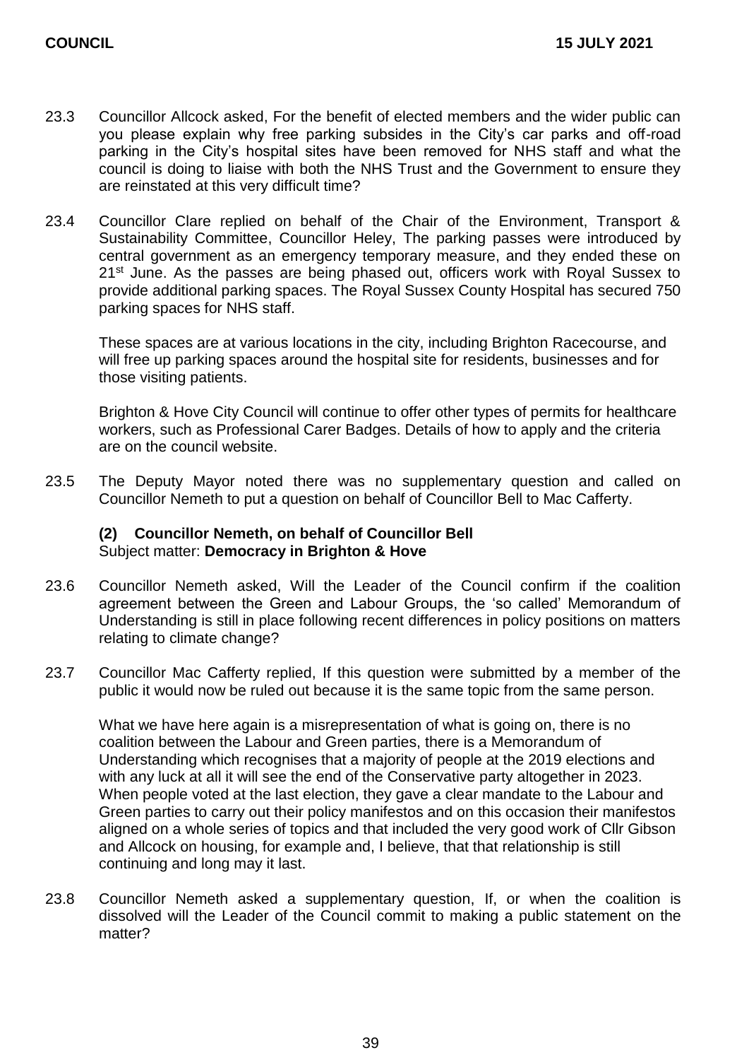23.3 Councillor Allcock asked, For the benefit of elected members and the wider public can you please explain why free parking subsides in the City's car parks and off-road parking in the City's hospital sites have been removed for NHS staff and what the council is doing to liaise with both the NHS Trust and the Government to ensure they are reinstated at this very difficult time?

23.4 Councillor Clare replied on behalf of the Chair of the Environment, Transport & Sustainability Committee, Councillor Heley, The parking passes were introduced by central government as an emergency temporary measure, and they ended these on 21st June. As the passes are being phased out, officers work with Royal Sussex to provide additional parking spaces. The Royal Sussex County Hospital has secured 750 parking spaces for NHS staff.

These spaces are at various locations in the city, including Brighton Racecourse, and will free up parking spaces around the hospital site for residents, businesses and for those visiting patients.

Brighton & Hove City Council will continue to offer other types of permits for healthcare workers, such as Professional Carer Badges. Details of how to apply and the criteria are on the council website.

23.5 The Deputy Mayor noted there was no supplementary question and called on Councillor Nemeth to put a question on behalf of Councillor Bell to Mac Cafferty.

**(2) Councillor Nemeth, on behalf of Councillor Bell**
Subject matter: **Democracy in Brighton & Hove**

23.6 Councillor Nemeth asked, Will the Leader of the Council confirm if the coalition agreement between the Green and Labour Groups, the 'so called' Memorandum of Understanding is still in place following recent differences in policy positions on matters relating to climate change?

23.7 Councillor Mac Cafferty replied, If this question were submitted by a member of the public it would now be ruled out because it is the same topic from the same person.

What we have here again is a misrepresentation of what is going on, there is no coalition between the Labour and Green parties, there is a Memorandum of Understanding which recognises that a majority of people at the 2019 elections and with any luck at all it will see the end of the Conservative party altogether in 2023. When people voted at the last election, they gave a clear mandate to the Labour and Green parties to carry out their policy manifestos and on this occasion their manifestos aligned on a whole series of topics and that included the very good work of Cllr Gibson and Allcock on housing, for example and, I believe, that that relationship is still continuing and long may it last.

23.8 Councillor Nemeth asked a supplementary question, If, or when the coalition is dissolved will the Leader of the Council commit to making a public statement on the matter?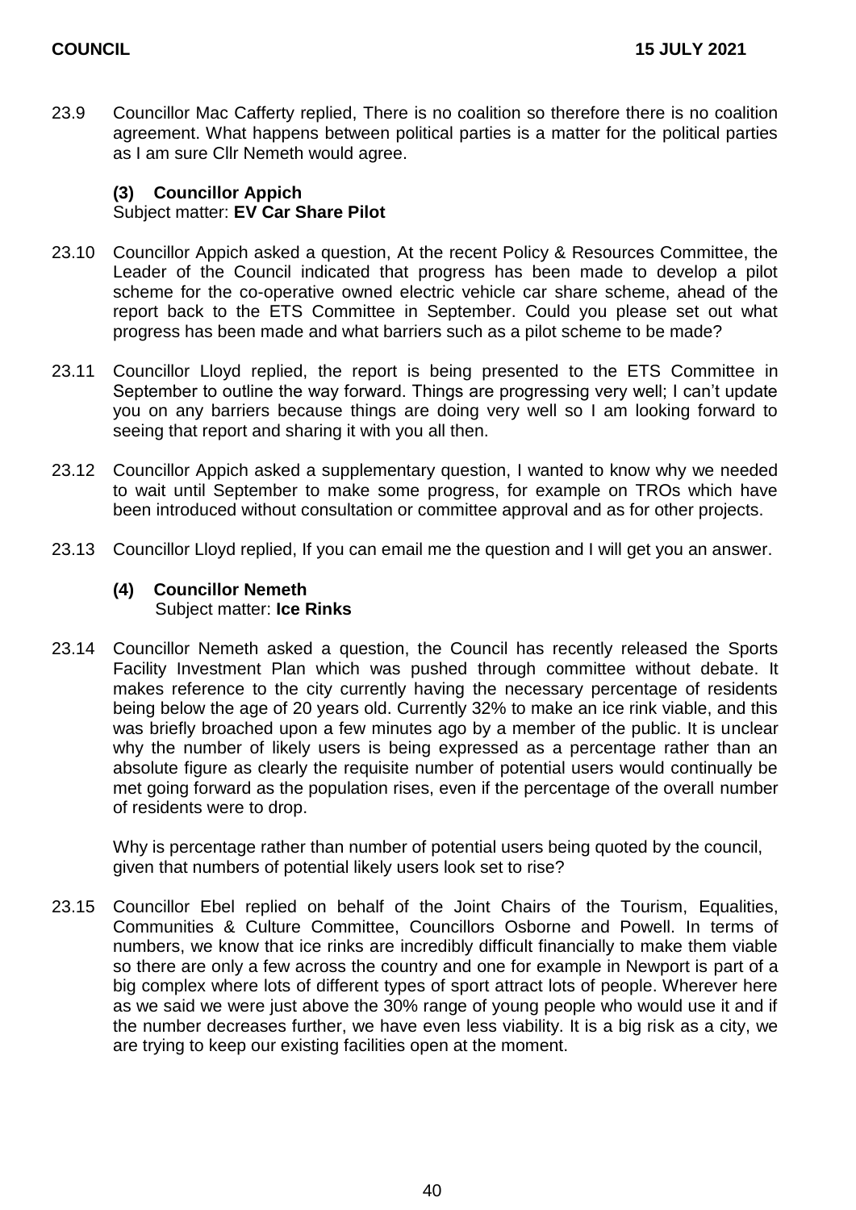23.9 Councillor Mac Cafferty replied, There is no coalition so therefore there is no coalition agreement. What happens between political parties is a matter for the political parties as I am sure Cllr Nemeth would agree.

### (3) Councillor Appich

Subject matter: **EV Car Share Pilot**

23.10 Councillor Appich asked a question, At the recent Policy & Resources Committee, the Leader of the Council indicated that progress has been made to develop a pilot scheme for the co-operative owned electric vehicle car share scheme, ahead of the report back to the ETS Committee in September. Could you please set out what progress has been made and what barriers such as a pilot scheme to be made?

23.11 Councillor Lloyd replied, the report is being presented to the ETS Committee in September to outline the way forward. Things are progressing very well; I can't update you on any barriers because things are doing very well so I am looking forward to seeing that report and sharing it with you all then.

23.12 Councillor Appich asked a supplementary question, I wanted to know why we needed to wait until September to make some progress, for example on TROs which have been introduced without consultation or committee approval and as for other projects.

23.13 Councillor Lloyd replied, If you can email me the question and I will get you an answer.

### (4) Councillor Nemeth

Subject matter: **Ice Rinks**

23.14 Councillor Nemeth asked a question, the Council has recently released the Sports Facility Investment Plan which was pushed through committee without debate. It makes reference to the city currently having the necessary percentage of residents being below the age of 20 years old. Currently 32% to make an ice rink viable, and this was briefly broached upon a few minutes ago by a member of the public. It is unclear why the number of likely users is being expressed as a percentage rather than an absolute figure as clearly the requisite number of potential users would continually be met going forward as the population rises, even if the percentage of the overall number of residents were to drop.

Why is percentage rather than number of potential users being quoted by the council, given that numbers of potential likely users look set to rise?

23.15 Councillor Ebel replied on behalf of the Joint Chairs of the Tourism, Equalities, Communities & Culture Committee, Councillors Osborne and Powell. In terms of numbers, we know that ice rinks are incredibly difficult financially to make them viable so there are only a few across the country and one for example in Newport is part of a big complex where lots of different types of sport attract lots of people. Wherever here as we said we were just above the 30% range of young people who would use it and if the number decreases further, we have even less viability. It is a big risk as a city, we are trying to keep our existing facilities open at the moment.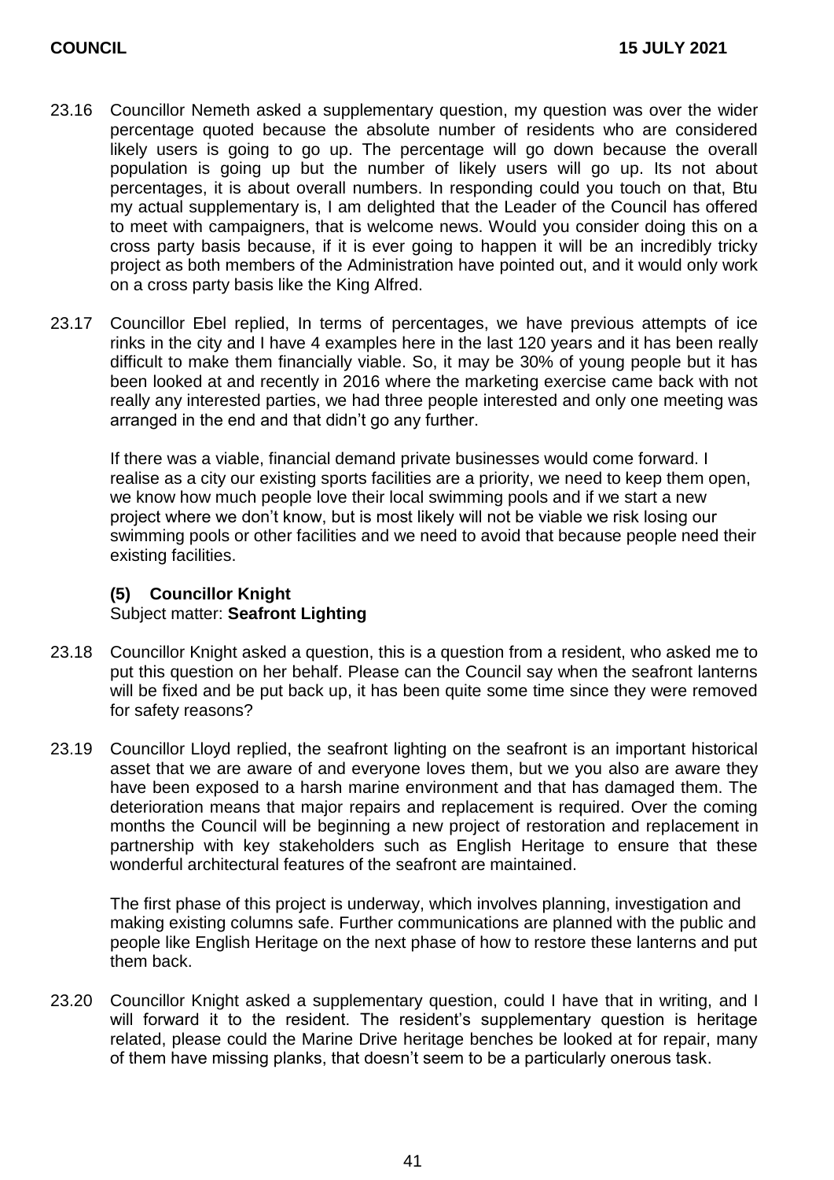23.16 Councillor Nemeth asked a supplementary question, my question was over the wider percentage quoted because the absolute number of residents who are considered likely users is going to go up. The percentage will go down because the overall population is going up but the number of likely users will go up. Its not about percentages, it is about overall numbers. In responding could you touch on that, Btu my actual supplementary is, I am delighted that the Leader of the Council has offered to meet with campaigners, that is welcome news. Would you consider doing this on a cross party basis because, if it is ever going to happen it will be an incredibly tricky project as both members of the Administration have pointed out, and it would only work on a cross party basis like the King Alfred.

23.17 Councillor Ebel replied, In terms of percentages, we have previous attempts of ice rinks in the city and I have 4 examples here in the last 120 years and it has been really difficult to make them financially viable. So, it may be 30% of young people but it has been looked at and recently in 2016 where the marketing exercise came back with not really any interested parties, we had three people interested and only one meeting was arranged in the end and that didn't go any further.

If there was a viable, financial demand private businesses would come forward. I realise as a city our existing sports facilities are a priority, we need to keep them open, we know how much people love their local swimming pools and if we start a new project where we don't know, but is most likely will not be viable we risk losing our swimming pools or other facilities and we need to avoid that because people need their existing facilities.

### (5) Councillor Knight

Subject matter: **Seafront Lighting**

23.18 Councillor Knight asked a question, this is a question from a resident, who asked me to put this question on her behalf. Please can the Council say when the seafront lanterns will be fixed and be put back up, it has been quite some time since they were removed for safety reasons?

23.19 Councillor Lloyd replied, the seafront lighting on the seafront is an important historical asset that we are aware of and everyone loves them, but we you also are aware they have been exposed to a harsh marine environment and that has damaged them. The deterioration means that major repairs and replacement is required. Over the coming months the Council will be beginning a new project of restoration and replacement in partnership with key stakeholders such as English Heritage to ensure that these wonderful architectural features of the seafront are maintained.

The first phase of this project is underway, which involves planning, investigation and making existing columns safe. Further communications are planned with the public and people like English Heritage on the next phase of how to restore these lanterns and put them back.

23.20 Councillor Knight asked a supplementary question, could I have that in writing, and I will forward it to the resident. The resident's supplementary question is heritage related, please could the Marine Drive heritage benches be looked at for repair, many of them have missing planks, that doesn't seem to be a particularly onerous task.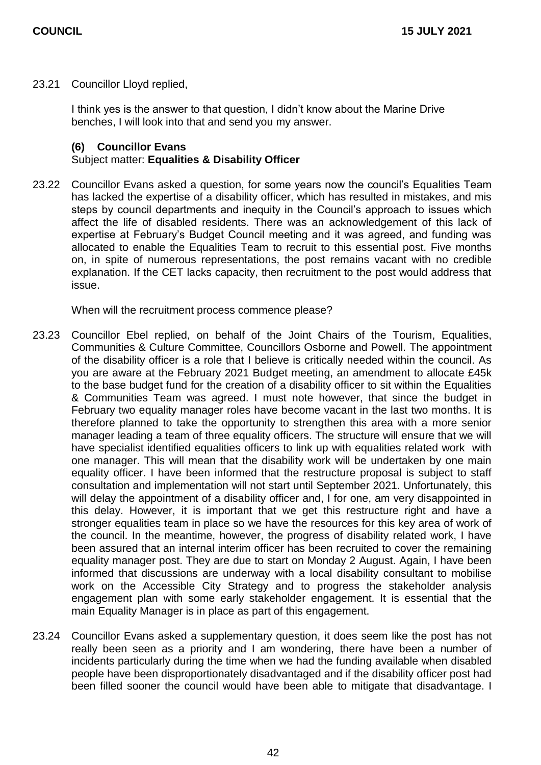23.21 Councillor Lloyd replied,

I think yes is the answer to that question, I didn't know about the Marine Drive benches, I will look into that and send you my answer.

### (6) Councillor Evans

Subject matter: **Equalities & Disability Officer**

23.22 Councillor Evans asked a question, for some years now the council's Equalities Team has lacked the expertise of a disability officer, which has resulted in mistakes, and mis steps by council departments and inequity in the Council's approach to issues which affect the life of disabled residents. There was an acknowledgement of this lack of expertise at February's Budget Council meeting and it was agreed, and funding was allocated to enable the Equalities Team to recruit to this essential post. Five months on, in spite of numerous representations, the post remains vacant with no credible explanation. If the CET lacks capacity, then recruitment to the post would address that issue.

When will the recruitment process commence please?

23.23 Councillor Ebel replied, on behalf of the Joint Chairs of the Tourism, Equalities, Communities & Culture Committee, Councillors Osborne and Powell. The appointment of the disability officer is a role that I believe is critically needed within the council. As you are aware at the February 2021 Budget meeting, an amendment to allocate £45k to the base budget fund for the creation of a disability officer to sit within the Equalities & Communities Team was agreed. I must note however, that since the budget in February two equality manager roles have become vacant in the last two months. It is therefore planned to take the opportunity to strengthen this area with a more senior manager leading a team of three equality officers. The structure will ensure that we will have specialist identified equalities officers to link up with equalities related work with one manager. This will mean that the disability work will be undertaken by one main equality officer. I have been informed that the restructure proposal is subject to staff consultation and implementation will not start until September 2021. Unfortunately, this will delay the appointment of a disability officer and, I for one, am very disappointed in this delay. However, it is important that we get this restructure right and have a stronger equalities team in place so we have the resources for this key area of work of the council. In the meantime, however, the progress of disability related work, I have been assured that an internal interim officer has been recruited to cover the remaining equality manager post. They are due to start on Monday 2 August. Again, I have been informed that discussions are underway with a local disability consultant to mobilise work on the Accessible City Strategy and to progress the stakeholder analysis engagement plan with some early stakeholder engagement. It is essential that the main Equality Manager is in place as part of this engagement.

23.24 Councillor Evans asked a supplementary question, it does seem like the post has not really been seen as a priority and I am wondering, there have been a number of incidents particularly during the time when we had the funding available when disabled people have been disproportionately disadvantaged and if the disability officer post had been filled sooner the council would have been able to mitigate that disadvantage. I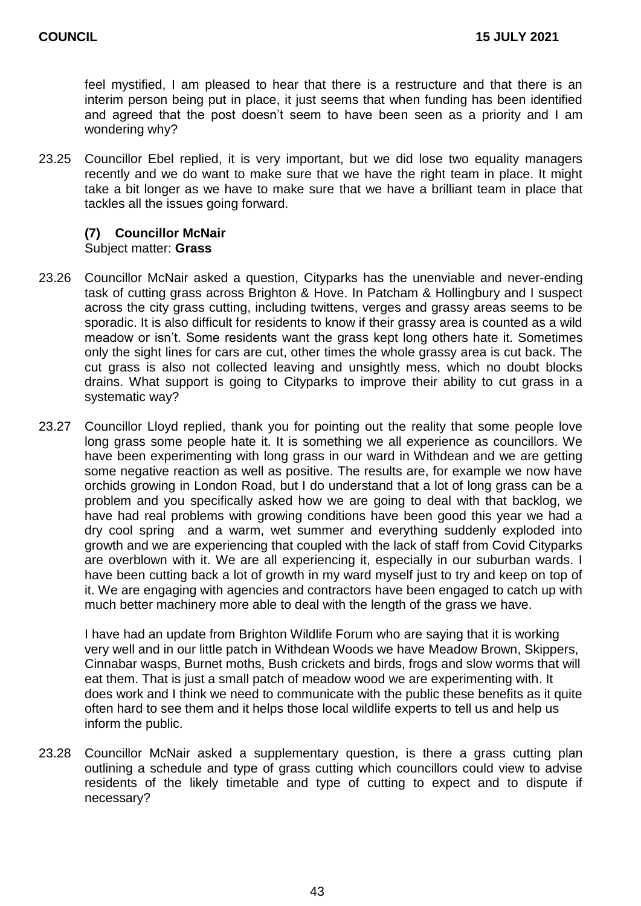feel mystified, I am pleased to hear that there is a restructure and that there is an interim person being put in place, it just seems that when funding has been identified and agreed that the post doesn't seem to have been seen as a priority and I am wondering why?

23.25 Councillor Ebel replied, it is very important, but we did lose two equality managers recently and we do want to make sure that we have the right team in place. It might take a bit longer as we have to make sure that we have a brilliant team in place that tackles all the issues going forward.

**(7) Councillor McNair**
Subject matter: **Grass**

23.26 Councillor McNair asked a question, Cityparks has the unenviable and never-ending task of cutting grass across Brighton & Hove. In Patcham & Hollingbury and I suspect across the city grass cutting, including twittens, verges and grassy areas seems to be sporadic. It is also difficult for residents to know if their grassy area is counted as a wild meadow or isn't. Some residents want the grass kept long others hate it. Sometimes only the sight lines for cars are cut, other times the whole grassy area is cut back. The cut grass is also not collected leaving and unsightly mess, which no doubt blocks drains. What support is going to Cityparks to improve their ability to cut grass in a systematic way?

23.27 Councillor Lloyd replied, thank you for pointing out the reality that some people love long grass some people hate it. It is something we all experience as councillors. We have been experimenting with long grass in our ward in Withdean and we are getting some negative reaction as well as positive. The results are, for example we now have orchids growing in London Road, but I do understand that a lot of long grass can be a problem and you specifically asked how we are going to deal with that backlog, we have had real problems with growing conditions have been good this year we had a dry cool spring and a warm, wet summer and everything suddenly exploded into growth and we are experiencing that coupled with the lack of staff from Covid Cityparks are overblown with it. We are all experiencing it, especially in our suburban wards. I have been cutting back a lot of growth in my ward myself just to try and keep on top of it. We are engaging with agencies and contractors have been engaged to catch up with much better machinery more able to deal with the length of the grass we have.

I have had an update from Brighton Wildlife Forum who are saying that it is working very well and in our little patch in Withdean Woods we have Meadow Brown, Skippers, Cinnabar wasps, Burnet moths, Bush crickets and birds, frogs and slow worms that will eat them. That is just a small patch of meadow wood we are experimenting with. It does work and I think we need to communicate with the public these benefits as it quite often hard to see them and it helps those local wildlife experts to tell us and help us inform the public.

23.28 Councillor McNair asked a supplementary question, is there a grass cutting plan outlining a schedule and type of grass cutting which councillors could view to advise residents of the likely timetable and type of cutting to expect and to dispute if necessary?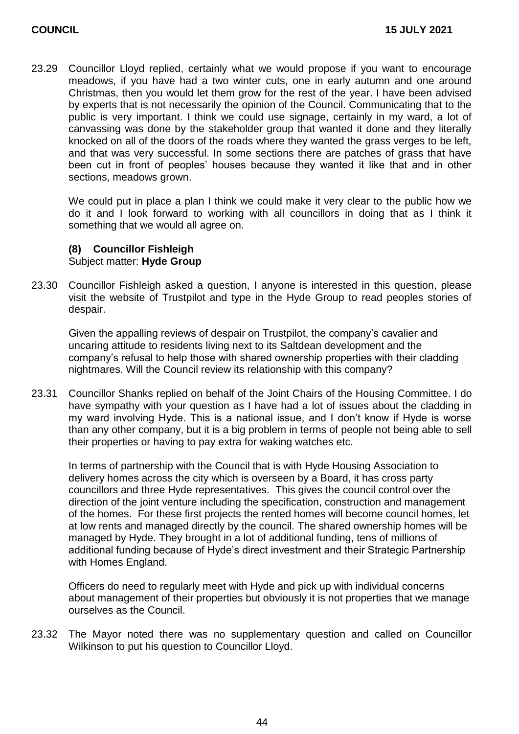23.29 Councillor Lloyd replied, certainly what we would propose if you want to encourage meadows, if you have had a two winter cuts, one in early autumn and one around Christmas, then you would let them grow for the rest of the year. I have been advised by experts that is not necessarily the opinion of the Council. Communicating that to the public is very important. I think we could use signage, certainly in my ward, a lot of canvassing was done by the stakeholder group that wanted it done and they literally knocked on all of the doors of the roads where they wanted the grass verges to be left, and that was very successful. In some sections there are patches of grass that have been cut in front of peoples' houses because they wanted it like that and in other sections, meadows grown.

We could put in place a plan I think we could make it very clear to the public how we do it and I look forward to working with all councillors in doing that as I think it something that we would all agree on.

**(8) Councillor Fishleigh**
Subject matter: **Hyde Group**

23.30 Councillor Fishleigh asked a question, I anyone is interested in this question, please visit the website of Trustpilot and type in the Hyde Group to read peoples stories of despair.

Given the appalling reviews of despair on Trustpilot, the company's cavalier and uncaring attitude to residents living next to its Saltdean development and the company's refusal to help those with shared ownership properties with their cladding nightmares. Will the Council review its relationship with this company?

23.31 Councillor Shanks replied on behalf of the Joint Chairs of the Housing Committee. I do have sympathy with your question as I have had a lot of issues about the cladding in my ward involving Hyde. This is a national issue, and I don't know if Hyde is worse than any other company, but it is a big problem in terms of people not being able to sell their properties or having to pay extra for waking watches etc.

In terms of partnership with the Council that is with Hyde Housing Association to delivery homes across the city which is overseen by a Board, it has cross party councillors and three Hyde representatives. This gives the council control over the direction of the joint venture including the specification, construction and management of the homes. For these first projects the rented homes will become council homes, let at low rents and managed directly by the council. The shared ownership homes will be managed by Hyde. They brought in a lot of additional funding, tens of millions of additional funding because of Hyde's direct investment and their Strategic Partnership with Homes England.

Officers do need to regularly meet with Hyde and pick up with individual concerns about management of their properties but obviously it is not properties that we manage ourselves as the Council.

23.32 The Mayor noted there was no supplementary question and called on Councillor Wilkinson to put his question to Councillor Lloyd.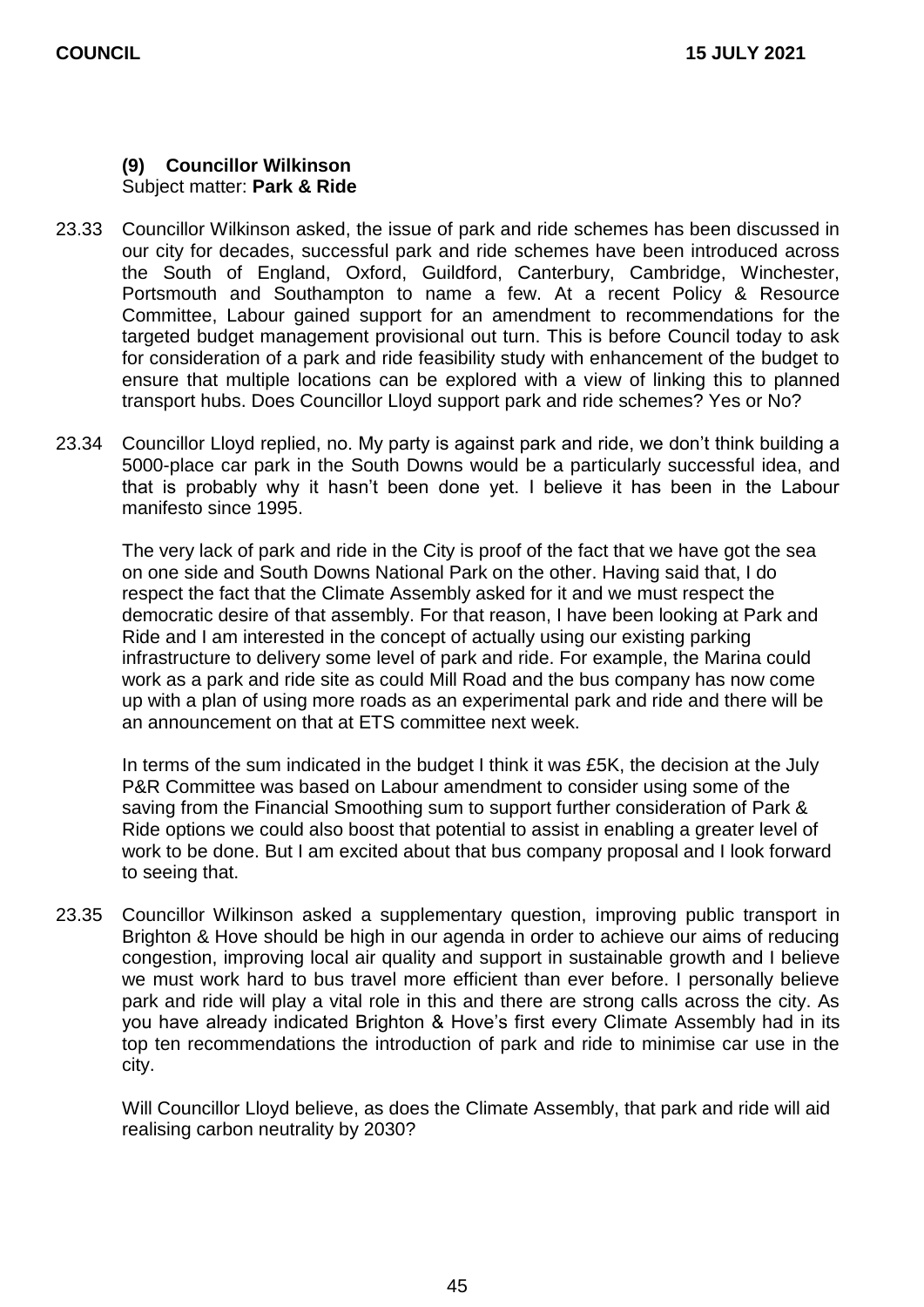### (9) Councillor Wilkinson

Subject matter: **Park & Ride**

23.33 Councillor Wilkinson asked, the issue of park and ride schemes has been discussed in our city for decades, successful park and ride schemes have been introduced across the South of England, Oxford, Guildford, Canterbury, Cambridge, Winchester, Portsmouth and Southampton to name a few. At a recent Policy & Resource Committee, Labour gained support for an amendment to recommendations for the targeted budget management provisional out turn. This is before Council today to ask for consideration of a park and ride feasibility study with enhancement of the budget to ensure that multiple locations can be explored with a view of linking this to planned transport hubs. Does Councillor Lloyd support park and ride schemes? Yes or No?

23.34 Councillor Lloyd replied, no. My party is against park and ride, we don't think building a 5000-place car park in the South Downs would be a particularly successful idea, and that is probably why it hasn't been done yet. I believe it has been in the Labour manifesto since 1995.

The very lack of park and ride in the City is proof of the fact that we have got the sea on one side and South Downs National Park on the other. Having said that, I do respect the fact that the Climate Assembly asked for it and we must respect the democratic desire of that assembly. For that reason, I have been looking at Park and Ride and I am interested in the concept of actually using our existing parking infrastructure to delivery some level of park and ride. For example, the Marina could work as a park and ride site as could Mill Road and the bus company has now come up with a plan of using more roads as an experimental park and ride and there will be an announcement on that at ETS committee next week.

In terms of the sum indicated in the budget I think it was £5K, the decision at the July P&R Committee was based on Labour amendment to consider using some of the saving from the Financial Smoothing sum to support further consideration of Park & Ride options we could also boost that potential to assist in enabling a greater level of work to be done. But I am excited about that bus company proposal and I look forward to seeing that.

23.35 Councillor Wilkinson asked a supplementary question, improving public transport in Brighton & Hove should be high in our agenda in order to achieve our aims of reducing congestion, improving local air quality and support in sustainable growth and I believe we must work hard to bus travel more efficient than ever before. I personally believe park and ride will play a vital role in this and there are strong calls across the city. As you have already indicated Brighton & Hove's first every Climate Assembly had in its top ten recommendations the introduction of park and ride to minimise car use in the city.

Will Councillor Lloyd believe, as does the Climate Assembly, that park and ride will aid realising carbon neutrality by 2030?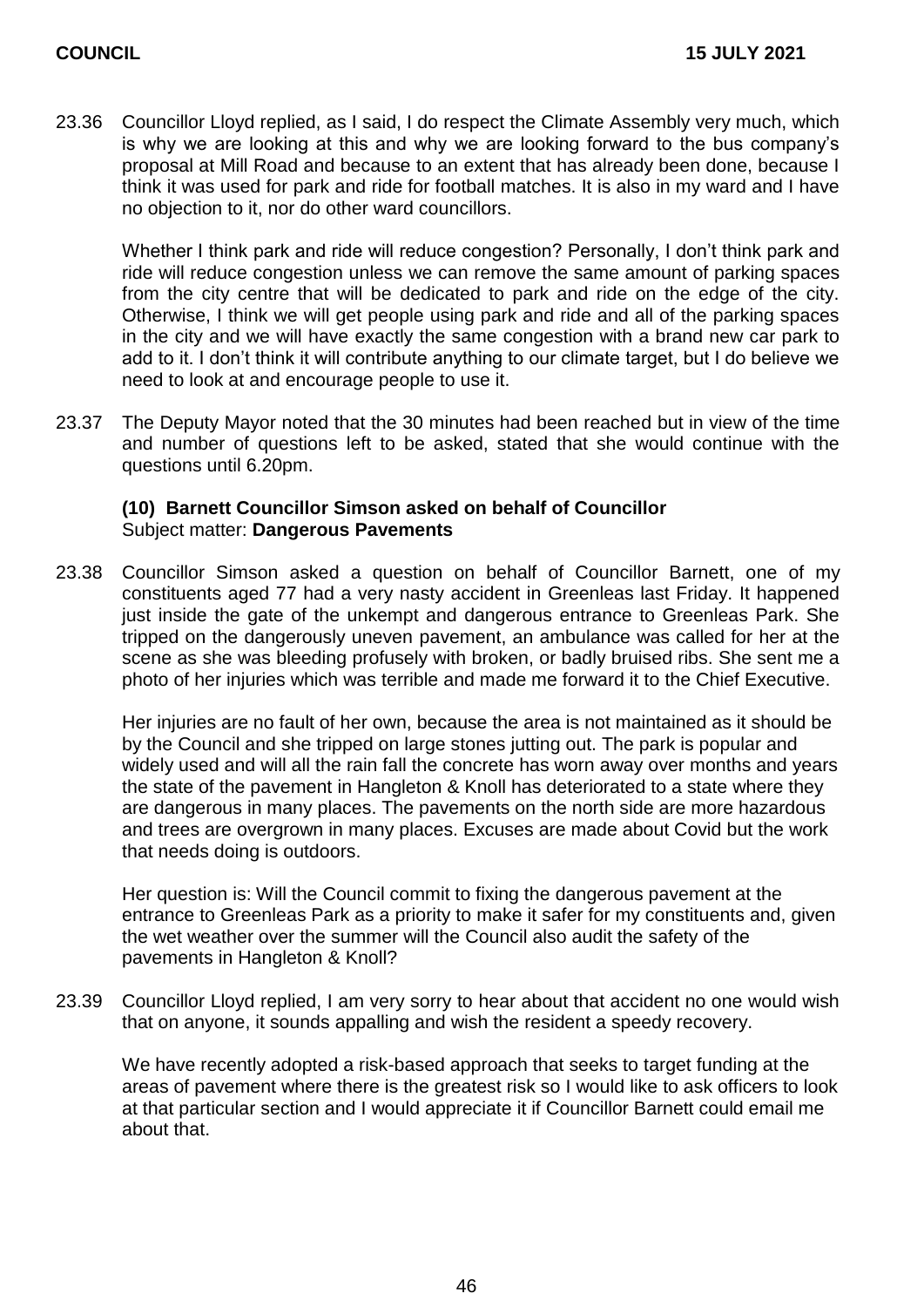23.36 Councillor Lloyd replied, as I said, I do respect the Climate Assembly very much, which is why we are looking at this and why we are looking forward to the bus company's proposal at Mill Road and because to an extent that has already been done, because I think it was used for park and ride for football matches. It is also in my ward and I have no objection to it, nor do other ward councillors.

Whether I think park and ride will reduce congestion? Personally, I don't think park and ride will reduce congestion unless we can remove the same amount of parking spaces from the city centre that will be dedicated to park and ride on the edge of the city. Otherwise, I think we will get people using park and ride and all of the parking spaces in the city and we will have exactly the same congestion with a brand new car park to add to it. I don't think it will contribute anything to our climate target, but I do believe we need to look at and encourage people to use it.

23.37 The Deputy Mayor noted that the 30 minutes had been reached but in view of the time and number of questions left to be asked, stated that she would continue with the questions until 6.20pm.

**(10) Barnett Councillor Simson asked on behalf of Councillor**
Subject matter: **Dangerous Pavements**

23.38 Councillor Simson asked a question on behalf of Councillor Barnett, one of my constituents aged 77 had a very nasty accident in Greenleas last Friday. It happened just inside the gate of the unkempt and dangerous entrance to Greenleas Park. She tripped on the dangerously uneven pavement, an ambulance was called for her at the scene as she was bleeding profusely with broken, or badly bruised ribs. She sent me a photo of her injuries which was terrible and made me forward it to the Chief Executive.

Her injuries are no fault of her own, because the area is not maintained as it should be by the Council and she tripped on large stones jutting out. The park is popular and widely used and will all the rain fall the concrete has worn away over months and years the state of the pavement in Hangleton & Knoll has deteriorated to a state where they are dangerous in many places. The pavements on the north side are more hazardous and trees are overgrown in many places. Excuses are made about Covid but the work that needs doing is outdoors.

Her question is: Will the Council commit to fixing the dangerous pavement at the entrance to Greenleas Park as a priority to make it safer for my constituents and, given the wet weather over the summer will the Council also audit the safety of the pavements in Hangleton & Knoll?

23.39 Councillor Lloyd replied, I am very sorry to hear about that accident no one would wish that on anyone, it sounds appalling and wish the resident a speedy recovery.

We have recently adopted a risk-based approach that seeks to target funding at the areas of pavement where there is the greatest risk so I would like to ask officers to look at that particular section and I would appreciate it if Councillor Barnett could email me about that.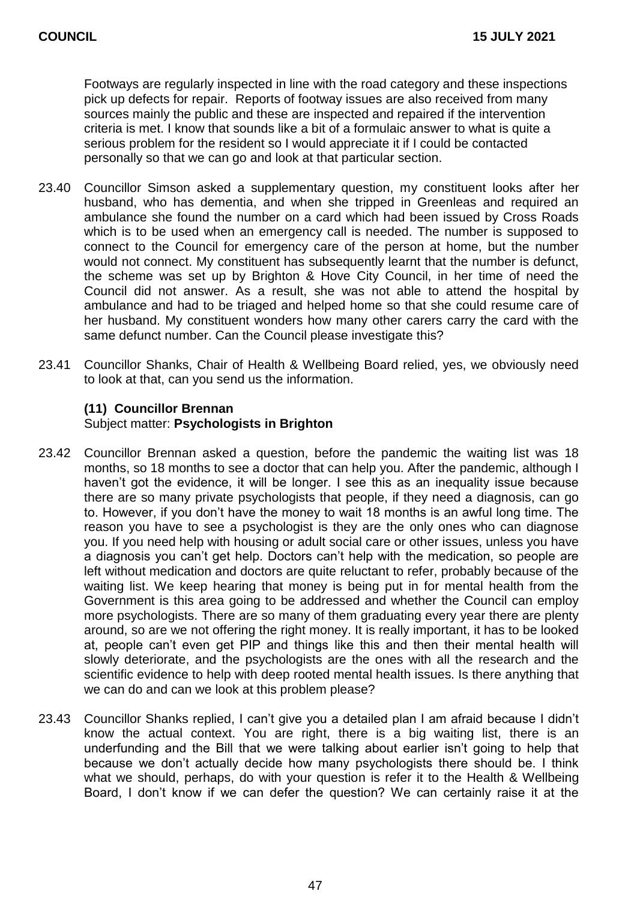Footways are regularly inspected in line with the road category and these inspections pick up defects for repair. Reports of footway issues are also received from many sources mainly the public and these are inspected and repaired if the intervention criteria is met. I know that sounds like a bit of a formulaic answer to what is quite a serious problem for the resident so I would appreciate it if I could be contacted personally so that we can go and look at that particular section.

23.40 Councillor Simson asked a supplementary question, my constituent looks after her husband, who has dementia, and when she tripped in Greenleas and required an ambulance she found the number on a card which had been issued by Cross Roads which is to be used when an emergency call is needed. The number is supposed to connect to the Council for emergency care of the person at home, but the number would not connect. My constituent has subsequently learnt that the number is defunct, the scheme was set up by Brighton & Hove City Council, in her time of need the Council did not answer. As a result, she was not able to attend the hospital by ambulance and had to be triaged and helped home so that she could resume care of her husband. My constituent wonders how many other carers carry the card with the same defunct number. Can the Council please investigate this?

23.41 Councillor Shanks, Chair of Health & Wellbeing Board relied, yes, we obviously need to look at that, can you send us the information.

**(11) Councillor Brennan**

Subject matter: **Psychologists in Brighton**

23.42 Councillor Brennan asked a question, before the pandemic the waiting list was 18 months, so 18 months to see a doctor that can help you. After the pandemic, although I haven't got the evidence, it will be longer. I see this as an inequality issue because there are so many private psychologists that people, if they need a diagnosis, can go to. However, if you don't have the money to wait 18 months is an awful long time. The reason you have to see a psychologist is they are the only ones who can diagnose you. If you need help with housing or adult social care or other issues, unless you have a diagnosis you can't get help. Doctors can't help with the medication, so people are left without medication and doctors are quite reluctant to refer, probably because of the waiting list. We keep hearing that money is being put in for mental health from the Government is this area going to be addressed and whether the Council can employ more psychologists. There are so many of them graduating every year there are plenty around, so are we not offering the right money. It is really important, it has to be looked at, people can't even get PIP and things like this and then their mental health will slowly deteriorate, and the psychologists are the ones with all the research and the scientific evidence to help with deep rooted mental health issues. Is there anything that we can do and can we look at this problem please?

23.43 Councillor Shanks replied, I can't give you a detailed plan I am afraid because I didn't know the actual context. You are right, there is a big waiting list, there is an underfunding and the Bill that we were talking about earlier isn't going to help that because we don't actually decide how many psychologists there should be. I think what we should, perhaps, do with your question is refer it to the Health & Wellbeing Board, I don't know if we can defer the question? We can certainly raise it at the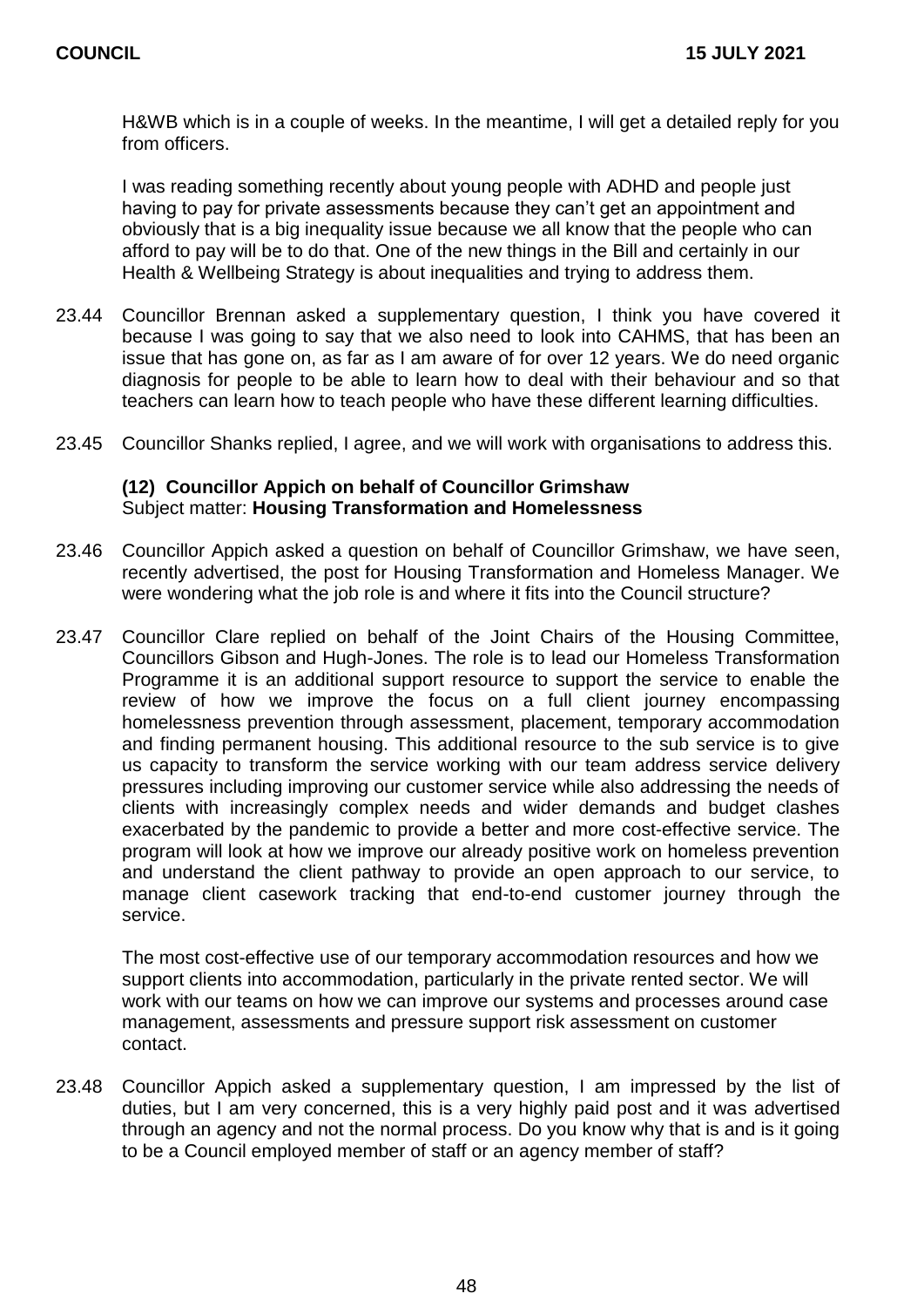H&WB which is in a couple of weeks. In the meantime, I will get a detailed reply for you from officers.

I was reading something recently about young people with ADHD and people just having to pay for private assessments because they can't get an appointment and obviously that is a big inequality issue because we all know that the people who can afford to pay will be to do that. One of the new things in the Bill and certainly in our Health & Wellbeing Strategy is about inequalities and trying to address them.

23.44 Councillor Brennan asked a supplementary question, I think you have covered it because I was going to say that we also need to look into CAHMS, that has been an issue that has gone on, as far as I am aware of for over 12 years. We do need organic diagnosis for people to be able to learn how to deal with their behaviour and so that teachers can learn how to teach people who have these different learning difficulties.

23.45 Councillor Shanks replied, I agree, and we will work with organisations to address this.

**(12) Councillor Appich on behalf of Councillor Grimshaw**
Subject matter: **Housing Transformation and Homelessness**

23.46 Councillor Appich asked a question on behalf of Councillor Grimshaw, we have seen, recently advertised, the post for Housing Transformation and Homeless Manager. We were wondering what the job role is and where it fits into the Council structure?

23.47 Councillor Clare replied on behalf of the Joint Chairs of the Housing Committee, Councillors Gibson and Hugh-Jones. The role is to lead our Homeless Transformation Programme it is an additional support resource to support the service to enable the review of how we improve the focus on a full client journey encompassing homelessness prevention through assessment, placement, temporary accommodation and finding permanent housing. This additional resource to the sub service is to give us capacity to transform the service working with our team address service delivery pressures including improving our customer service while also addressing the needs of clients with increasingly complex needs and wider demands and budget clashes exacerbated by the pandemic to provide a better and more cost-effective service. The program will look at how we improve our already positive work on homeless prevention and understand the client pathway to provide an open approach to our service, to manage client casework tracking that end-to-end customer journey through the service.

The most cost-effective use of our temporary accommodation resources and how we support clients into accommodation, particularly in the private rented sector. We will work with our teams on how we can improve our systems and processes around case management, assessments and pressure support risk assessment on customer contact.

23.48 Councillor Appich asked a supplementary question, I am impressed by the list of duties, but I am very concerned, this is a very highly paid post and it was advertised through an agency and not the normal process. Do you know why that is and is it going to be a Council employed member of staff or an agency member of staff?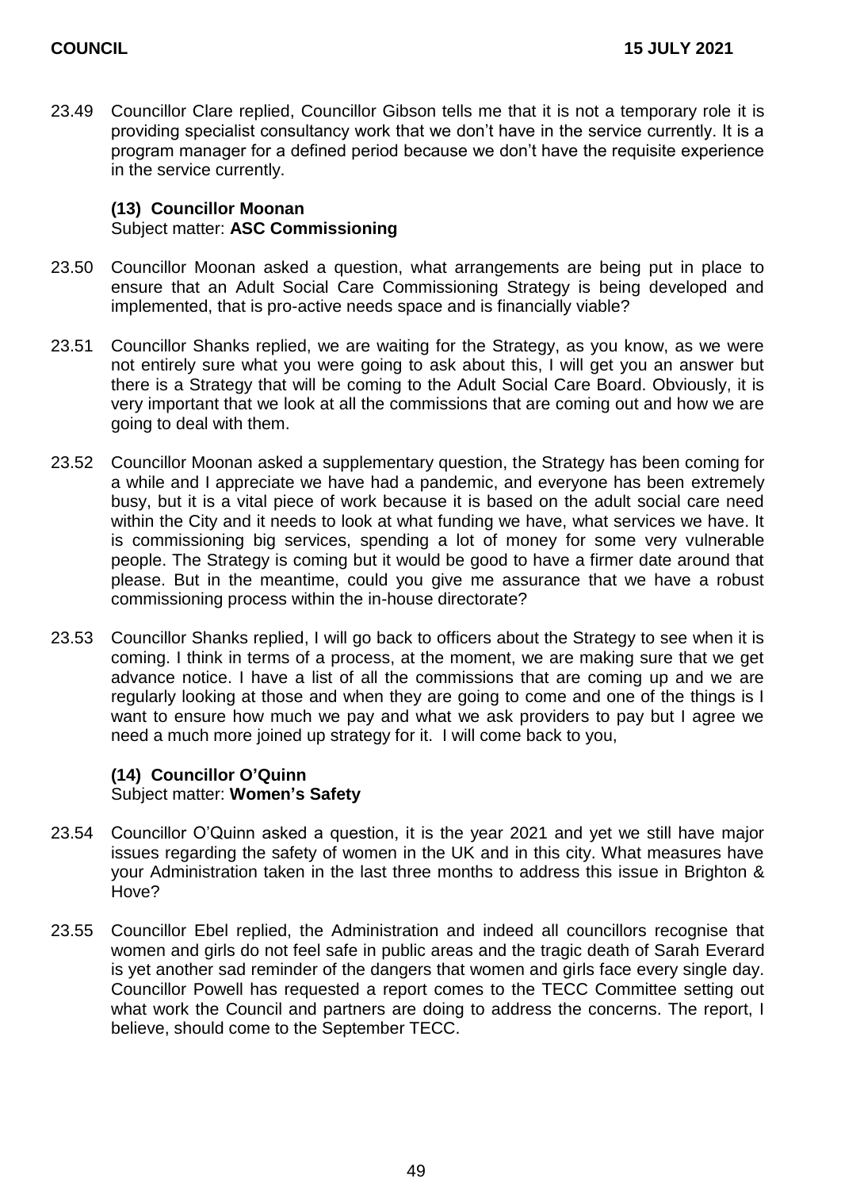23.49 Councillor Clare replied, Councillor Gibson tells me that it is not a temporary role it is providing specialist consultancy work that we don't have in the service currently. It is a program manager for a defined period because we don't have the requisite experience in the service currently.

### (13) Councillor Moonan

Subject matter: **ASC Commissioning**

23.50 Councillor Moonan asked a question, what arrangements are being put in place to ensure that an Adult Social Care Commissioning Strategy is being developed and implemented, that is pro-active needs space and is financially viable?

23.51 Councillor Shanks replied, we are waiting for the Strategy, as you know, as we were not entirely sure what you were going to ask about this, I will get you an answer but there is a Strategy that will be coming to the Adult Social Care Board. Obviously, it is very important that we look at all the commissions that are coming out and how we are going to deal with them.

23.52 Councillor Moonan asked a supplementary question, the Strategy has been coming for a while and I appreciate we have had a pandemic, and everyone has been extremely busy, but it is a vital piece of work because it is based on the adult social care need within the City and it needs to look at what funding we have, what services we have. It is commissioning big services, spending a lot of money for some very vulnerable people. The Strategy is coming but it would be good to have a firmer date around that please. But in the meantime, could you give me assurance that we have a robust commissioning process within the in-house directorate?

23.53 Councillor Shanks replied, I will go back to officers about the Strategy to see when it is coming. I think in terms of a process, at the moment, we are making sure that we get advance notice. I have a list of all the commissions that are coming up and we are regularly looking at those and when they are going to come and one of the things is I want to ensure how much we pay and what we ask providers to pay but I agree we need a much more joined up strategy for it. I will come back to you,

### (14) Councillor O'Quinn

Subject matter: **Women's Safety**

23.54 Councillor O'Quinn asked a question, it is the year 2021 and yet we still have major issues regarding the safety of women in the UK and in this city. What measures have your Administration taken in the last three months to address this issue in Brighton & Hove?

23.55 Councillor Ebel replied, the Administration and indeed all councillors recognise that women and girls do not feel safe in public areas and the tragic death of Sarah Everard is yet another sad reminder of the dangers that women and girls face every single day. Councillor Powell has requested a report comes to the TECC Committee setting out what work the Council and partners are doing to address the concerns. The report, I believe, should come to the September TECC.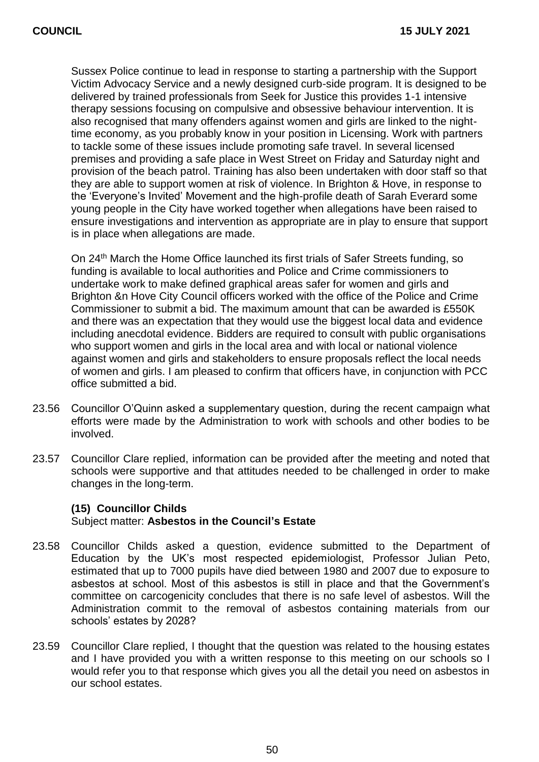Sussex Police continue to lead in response to starting a partnership with the Support Victim Advocacy Service and a newly designed curb-side program. It is designed to be delivered by trained professionals from Seek for Justice this provides 1-1 intensive therapy sessions focusing on compulsive and obsessive behaviour intervention. It is also recognised that many offenders against women and girls are linked to the night-time economy, as you probably know in your position in Licensing. Work with partners to tackle some of these issues include promoting safe travel. In several licensed premises and providing a safe place in West Street on Friday and Saturday night and provision of the beach patrol. Training has also been undertaken with door staff so that they are able to support women at risk of violence. In Brighton & Hove, in response to the 'Everyone's Invited' Movement and the high-profile death of Sarah Everard some young people in the City have worked together when allegations have been raised to ensure investigations and intervention as appropriate are in play to ensure that support is in place when allegations are made.

On 24th March the Home Office launched its first trials of Safer Streets funding, so funding is available to local authorities and Police and Crime commissioners to undertake work to make defined graphical areas safer for women and girls and Brighton &n Hove City Council officers worked with the office of the Police and Crime Commissioner to submit a bid. The maximum amount that can be awarded is £550K and there was an expectation that they would use the biggest local data and evidence including anecdotal evidence. Bidders are required to consult with public organisations who support women and girls in the local area and with local or national violence against women and girls and stakeholders to ensure proposals reflect the local needs of women and girls. I am pleased to confirm that officers have, in conjunction with PCC office submitted a bid.

23.56 Councillor O'Quinn asked a supplementary question, during the recent campaign what efforts were made by the Administration to work with schools and other bodies to be involved.

23.57 Councillor Clare replied, information can be provided after the meeting and noted that schools were supportive and that attitudes needed to be challenged in order to make changes in the long-term.

**(15) Councillor Childs**
Subject matter: **Asbestos in the Council's Estate**

23.58 Councillor Childs asked a question, evidence submitted to the Department of Education by the UK's most respected epidemiologist, Professor Julian Peto, estimated that up to 7000 pupils have died between 1980 and 2007 due to exposure to asbestos at school. Most of this asbestos is still in place and that the Government's committee on carcogenicity concludes that there is no safe level of asbestos. Will the Administration commit to the removal of asbestos containing materials from our schools' estates by 2028?

23.59 Councillor Clare replied, I thought that the question was related to the housing estates and I have provided you with a written response to this meeting on our schools so I would refer you to that response which gives you all the detail you need on asbestos in our school estates.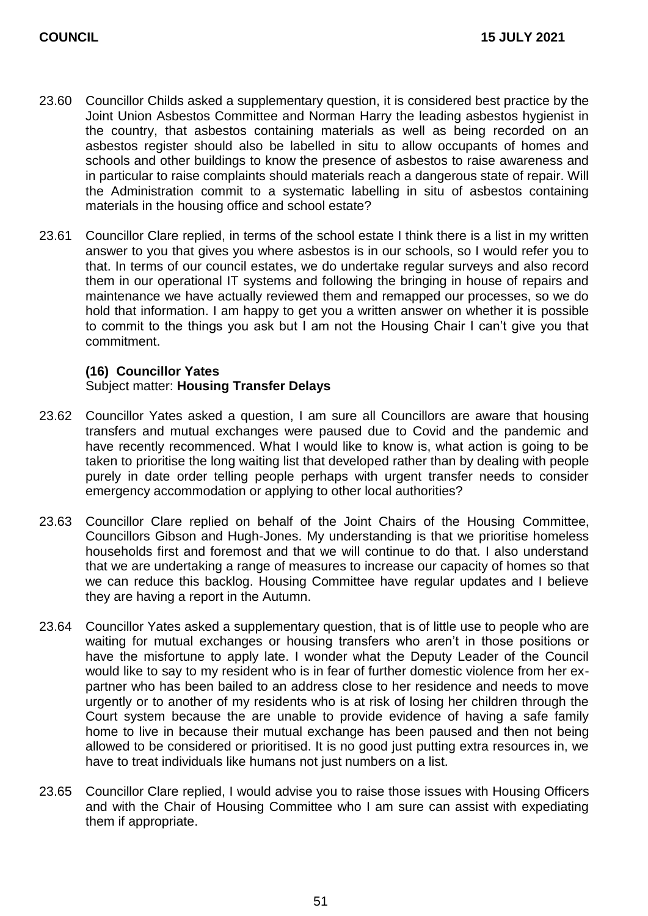23.60 Councillor Childs asked a supplementary question, it is considered best practice by the Joint Union Asbestos Committee and Norman Harry the leading asbestos hygienist in the country, that asbestos containing materials as well as being recorded on an asbestos register should also be labelled in situ to allow occupants of homes and schools and other buildings to know the presence of asbestos to raise awareness and in particular to raise complaints should materials reach a dangerous state of repair. Will the Administration commit to a systematic labelling in situ of asbestos containing materials in the housing office and school estate?

23.61 Councillor Clare replied, in terms of the school estate I think there is a list in my written answer to you that gives you where asbestos is in our schools, so I would refer you to that. In terms of our council estates, we do undertake regular surveys and also record them in our operational IT systems and following the bringing in house of repairs and maintenance we have actually reviewed them and remapped our processes, so we do hold that information. I am happy to get you a written answer on whether it is possible to commit to the things you ask but I am not the Housing Chair I can't give you that commitment.

**(16) Councillor Yates**

Subject matter: **Housing Transfer Delays**

23.62 Councillor Yates asked a question, I am sure all Councillors are aware that housing transfers and mutual exchanges were paused due to Covid and the pandemic and have recently recommenced. What I would like to know is, what action is going to be taken to prioritise the long waiting list that developed rather than by dealing with people purely in date order telling people perhaps with urgent transfer needs to consider emergency accommodation or applying to other local authorities?

23.63 Councillor Clare replied on behalf of the Joint Chairs of the Housing Committee, Councillors Gibson and Hugh-Jones. My understanding is that we prioritise homeless households first and foremost and that we will continue to do that. I also understand that we are undertaking a range of measures to increase our capacity of homes so that we can reduce this backlog. Housing Committee have regular updates and I believe they are having a report in the Autumn.

23.64 Councillor Yates asked a supplementary question, that is of little use to people who are waiting for mutual exchanges or housing transfers who aren't in those positions or have the misfortune to apply late. I wonder what the Deputy Leader of the Council would like to say to my resident who is in fear of further domestic violence from her ex-partner who has been bailed to an address close to her residence and needs to move urgently or to another of my residents who is at risk of losing her children through the Court system because the are unable to provide evidence of having a safe family home to live in because their mutual exchange has been paused and then not being allowed to be considered or prioritised. It is no good just putting extra resources in, we have to treat individuals like humans not just numbers on a list.

23.65 Councillor Clare replied, I would advise you to raise those issues with Housing Officers and with the Chair of Housing Committee who I am sure can assist with expediating them if appropriate.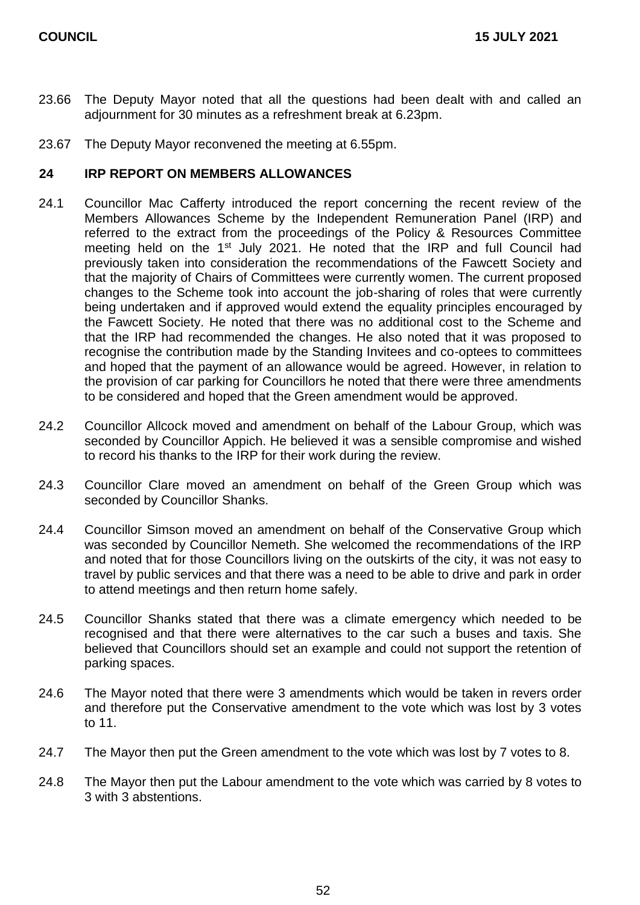23.66 The Deputy Mayor noted that all the questions had been dealt with and called an adjournment for 30 minutes as a refreshment break at 6.23pm.

23.67 The Deputy Mayor reconvened the meeting at 6.55pm.

## 24 IRP REPORT ON MEMBERS ALLOWANCES

24.1 Councillor Mac Cafferty introduced the report concerning the recent review of the Members Allowances Scheme by the Independent Remuneration Panel (IRP) and referred to the extract from the proceedings of the Policy & Resources Committee meeting held on the 1st July 2021. He noted that the IRP and full Council had previously taken into consideration the recommendations of the Fawcett Society and that the majority of Chairs of Committees were currently women. The current proposed changes to the Scheme took into account the job-sharing of roles that were currently being undertaken and if approved would extend the equality principles encouraged by the Fawcett Society. He noted that there was no additional cost to the Scheme and that the IRP had recommended the changes. He also noted that it was proposed to recognise the contribution made by the Standing Invitees and co-optees to committees and hoped that the payment of an allowance would be agreed. However, in relation to the provision of car parking for Councillors he noted that there were three amendments to be considered and hoped that the Green amendment would be approved.

24.2 Councillor Allcock moved and amendment on behalf of the Labour Group, which was seconded by Councillor Appich. He believed it was a sensible compromise and wished to record his thanks to the IRP for their work during the review.

24.3 Councillor Clare moved an amendment on behalf of the Green Group which was seconded by Councillor Shanks.

24.4 Councillor Simson moved an amendment on behalf of the Conservative Group which was seconded by Councillor Nemeth. She welcomed the recommendations of the IRP and noted that for those Councillors living on the outskirts of the city, it was not easy to travel by public services and that there was a need to be able to drive and park in order to attend meetings and then return home safely.

24.5 Councillor Shanks stated that there was a climate emergency which needed to be recognised and that there were alternatives to the car such a buses and taxis. She believed that Councillors should set an example and could not support the retention of parking spaces.

24.6 The Mayor noted that there were 3 amendments which would be taken in revers order and therefore put the Conservative amendment to the vote which was lost by 3 votes to 11.

24.7 The Mayor then put the Green amendment to the vote which was lost by 7 votes to 8.

24.8 The Mayor then put the Labour amendment to the vote which was carried by 8 votes to 3 with 3 abstentions.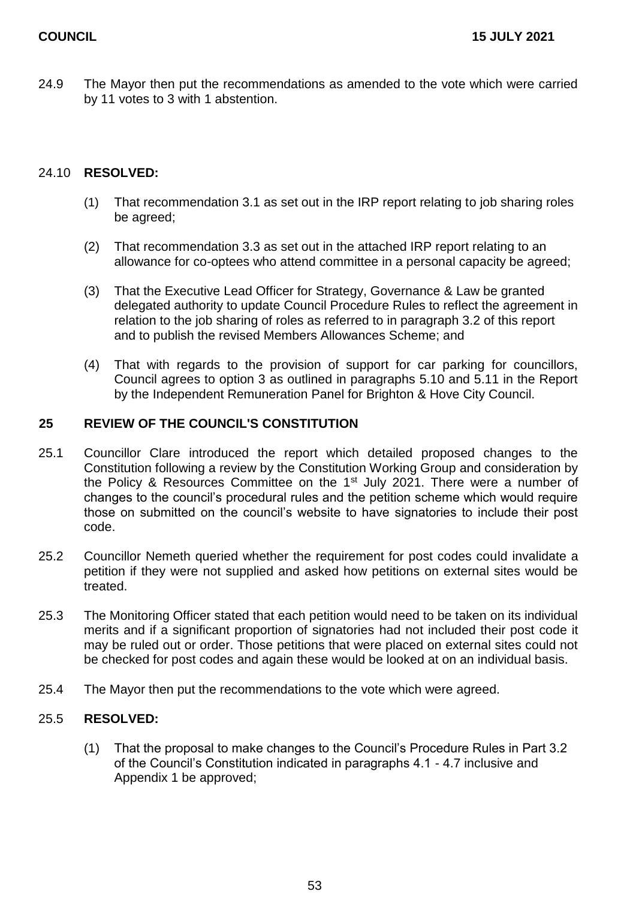24.9 The Mayor then put the recommendations as amended to the vote which were carried by 11 votes to 3 with 1 abstention.

24.10 **RESOLVED:**

(1) That recommendation 3.1 as set out in the IRP report relating to job sharing roles be agreed;

(2) That recommendation 3.3 as set out in the attached IRP report relating to an allowance for co-optees who attend committee in a personal capacity be agreed;

(3) That the Executive Lead Officer for Strategy, Governance & Law be granted delegated authority to update Council Procedure Rules to reflect the agreement in relation to the job sharing of roles as referred to in paragraph 3.2 of this report and to publish the revised Members Allowances Scheme; and

(4) That with regards to the provision of support for car parking for councillors, Council agrees to option 3 as outlined in paragraphs 5.10 and 5.11 in the Report by the Independent Remuneration Panel for Brighton & Hove City Council.

## 25 REVIEW OF THE COUNCIL'S CONSTITUTION

25.1 Councillor Clare introduced the report which detailed proposed changes to the Constitution following a review by the Constitution Working Group and consideration by the Policy & Resources Committee on the 1st July 2021. There were a number of changes to the council's procedural rules and the petition scheme which would require those on submitted on the council's website to have signatories to include their post code.

25.2 Councillor Nemeth queried whether the requirement for post codes could invalidate a petition if they were not supplied and asked how petitions on external sites would be treated.

25.3 The Monitoring Officer stated that each petition would need to be taken on its individual merits and if a significant proportion of signatories had not included their post code it may be ruled out or order. Those petitions that were placed on external sites could not be checked for post codes and again these would be looked at on an individual basis.

25.4 The Mayor then put the recommendations to the vote which were agreed.

25.5 **RESOLVED:**

(1) That the proposal to make changes to the Council's Procedure Rules in Part 3.2 of the Council's Constitution indicated in paragraphs 4.1 - 4.7 inclusive and Appendix 1 be approved;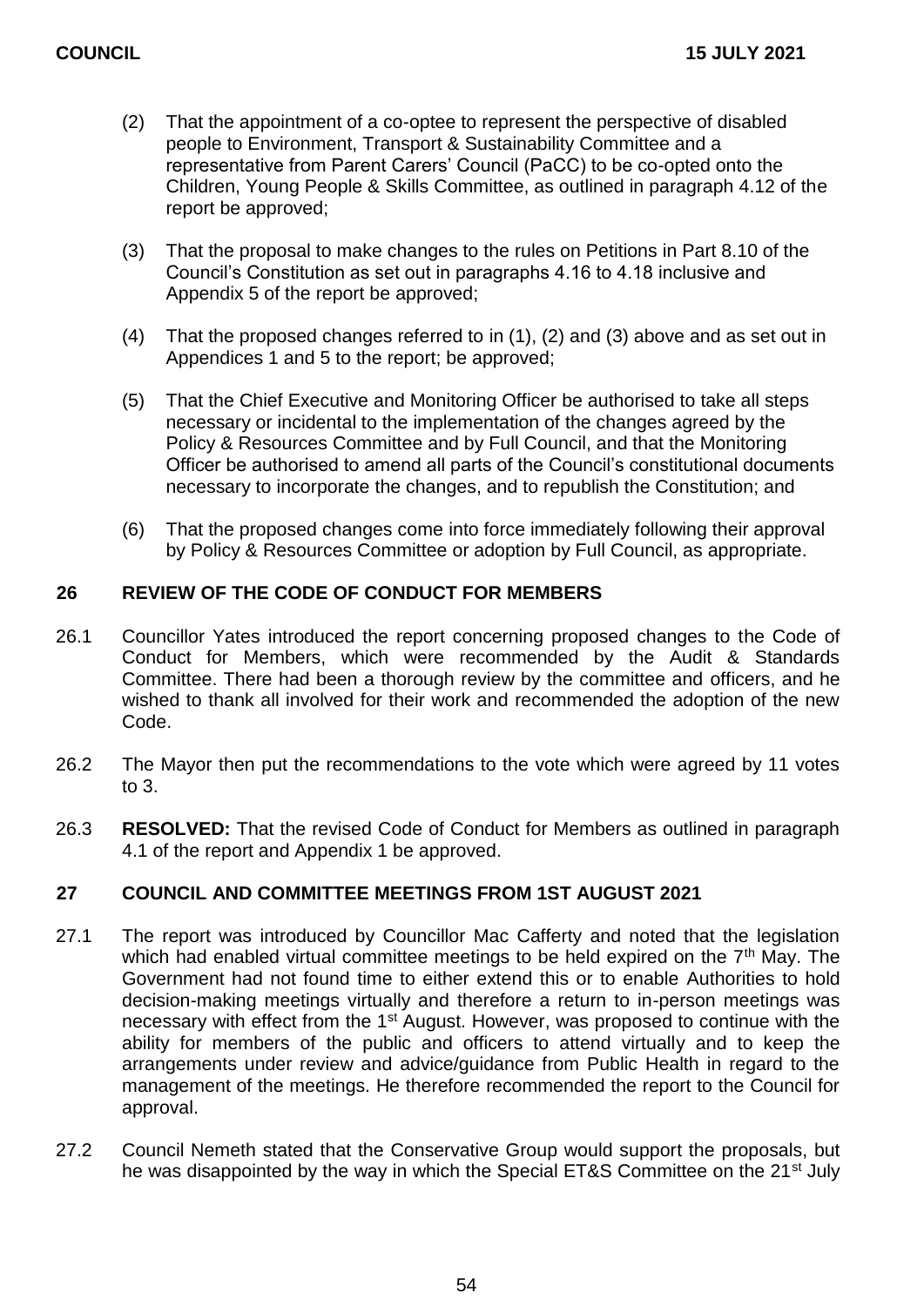(2) That the appointment of a co-optee to represent the perspective of disabled people to Environment, Transport & Sustainability Committee and a representative from Parent Carers' Council (PaCC) to be co-opted onto the Children, Young People & Skills Committee, as outlined in paragraph 4.12 of the report be approved;

(3) That the proposal to make changes to the rules on Petitions in Part 8.10 of the Council's Constitution as set out in paragraphs 4.16 to 4.18 inclusive and Appendix 5 of the report be approved;

(4) That the proposed changes referred to in (1), (2) and (3) above and as set out in Appendices 1 and 5 to the report; be approved;

(5) That the Chief Executive and Monitoring Officer be authorised to take all steps necessary or incidental to the implementation of the changes agreed by the Policy & Resources Committee and by Full Council, and that the Monitoring Officer be authorised to amend all parts of the Council's constitutional documents necessary to incorporate the changes, and to republish the Constitution; and

(6) That the proposed changes come into force immediately following their approval by Policy & Resources Committee or adoption by Full Council, as appropriate.

## 26 REVIEW OF THE CODE OF CONDUCT FOR MEMBERS

26.1 Councillor Yates introduced the report concerning proposed changes to the Code of Conduct for Members, which were recommended by the Audit & Standards Committee. There had been a thorough review by the committee and officers, and he wished to thank all involved for their work and recommended the adoption of the new Code.

26.2 The Mayor then put the recommendations to the vote which were agreed by 11 votes to 3.

26.3 **RESOLVED:** That the revised Code of Conduct for Members as outlined in paragraph 4.1 of the report and Appendix 1 be approved.

## 27 COUNCIL AND COMMITTEE MEETINGS FROM 1ST AUGUST 2021

27.1 The report was introduced by Councillor Mac Cafferty and noted that the legislation which had enabled virtual committee meetings to be held expired on the 7th May. The Government had not found time to either extend this or to enable Authorities to hold decision-making meetings virtually and therefore a return to in-person meetings was necessary with effect from the 1st August. However, was proposed to continue with the ability for members of the public and officers to attend virtually and to keep the arrangements under review and advice/guidance from Public Health in regard to the management of the meetings. He therefore recommended the report to the Council for approval.

27.2 Council Nemeth stated that the Conservative Group would support the proposals, but he was disappointed by the way in which the Special ET&S Committee on the 21st July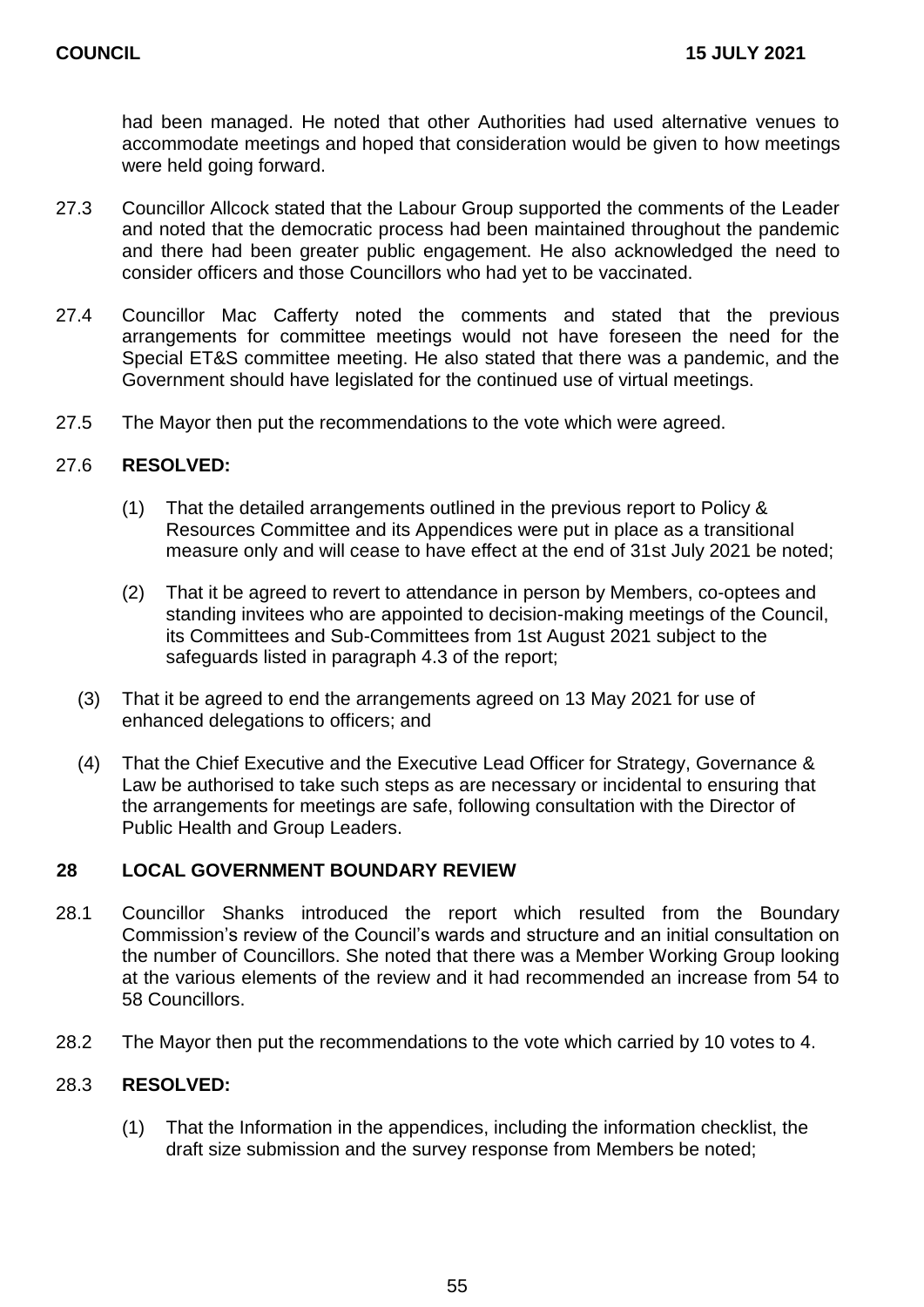had been managed. He noted that other Authorities had used alternative venues to accommodate meetings and hoped that consideration would be given to how meetings were held going forward.

27.3 Councillor Allcock stated that the Labour Group supported the comments of the Leader and noted that the democratic process had been maintained throughout the pandemic and there had been greater public engagement. He also acknowledged the need to consider officers and those Councillors who had yet to be vaccinated.

27.4 Councillor Mac Cafferty noted the comments and stated that the previous arrangements for committee meetings would not have foreseen the need for the Special ET&S committee meeting. He also stated that there was a pandemic, and the Government should have legislated for the continued use of virtual meetings.

27.5 The Mayor then put the recommendations to the vote which were agreed.

27.6 **RESOLVED:**

(1) That the detailed arrangements outlined in the previous report to Policy & Resources Committee and its Appendices were put in place as a transitional measure only and will cease to have effect at the end of 31st July 2021 be noted;

(2) That it be agreed to revert to attendance in person by Members, co-optees and standing invitees who are appointed to decision-making meetings of the Council, its Committees and Sub-Committees from 1st August 2021 subject to the safeguards listed in paragraph 4.3 of the report;

(3) That it be agreed to end the arrangements agreed on 13 May 2021 for use of enhanced delegations to officers; and

(4) That the Chief Executive and the Executive Lead Officer for Strategy, Governance & Law be authorised to take such steps as are necessary or incidental to ensuring that the arrangements for meetings are safe, following consultation with the Director of Public Health and Group Leaders.

## 28 LOCAL GOVERNMENT BOUNDARY REVIEW

28.1 Councillor Shanks introduced the report which resulted from the Boundary Commission's review of the Council's wards and structure and an initial consultation on the number of Councillors. She noted that there was a Member Working Group looking at the various elements of the review and it had recommended an increase from 54 to 58 Councillors.

28.2 The Mayor then put the recommendations to the vote which carried by 10 votes to 4.

28.3 **RESOLVED:**

(1) That the Information in the appendices, including the information checklist, the draft size submission and the survey response from Members be noted;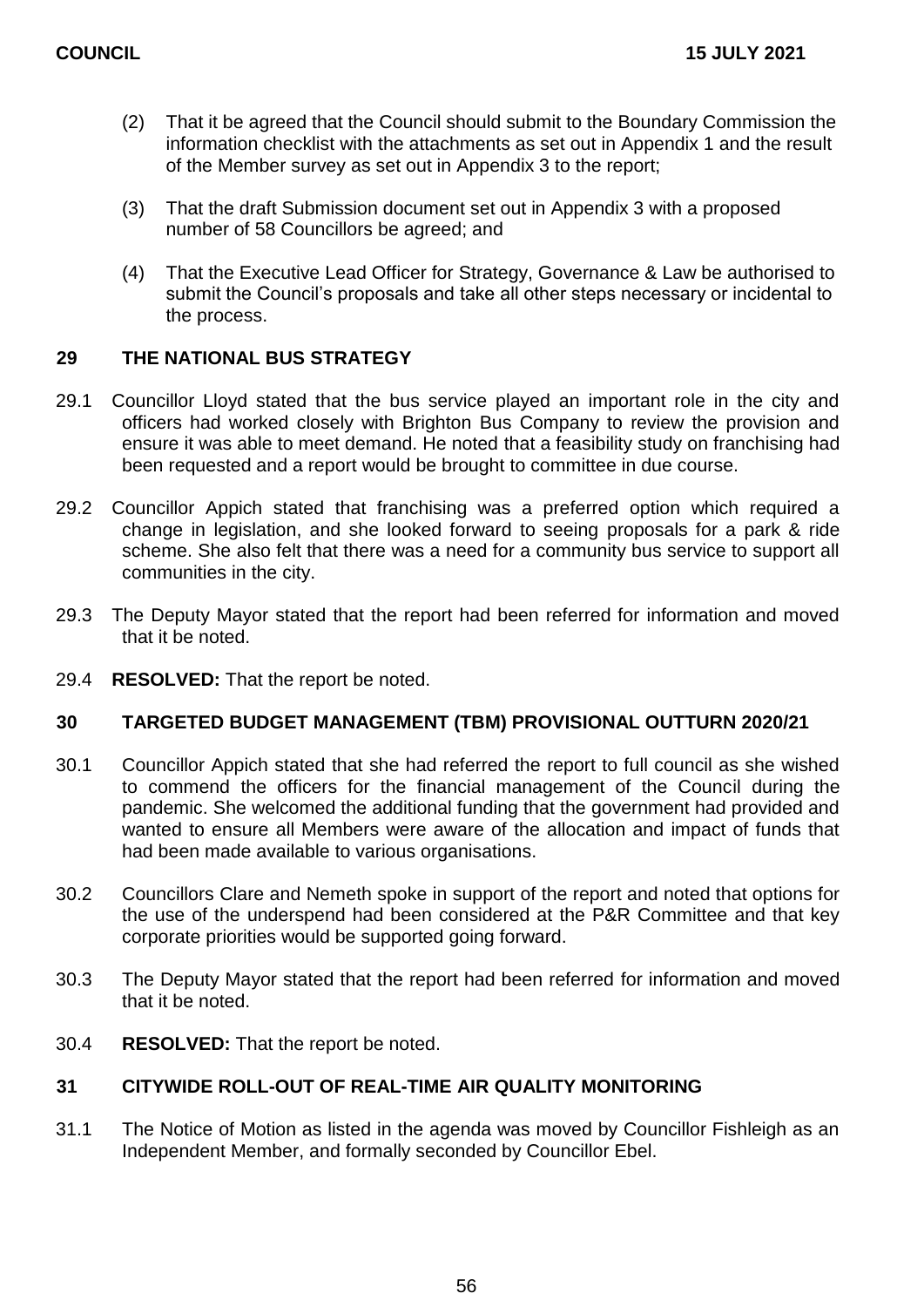(2) That it be agreed that the Council should submit to the Boundary Commission the information checklist with the attachments as set out in Appendix 1 and the result of the Member survey as set out in Appendix 3 to the report;

(3) That the draft Submission document set out in Appendix 3 with a proposed number of 58 Councillors be agreed; and

(4) That the Executive Lead Officer for Strategy, Governance & Law be authorised to submit the Council's proposals and take all other steps necessary or incidental to the process.

## 29 THE NATIONAL BUS STRATEGY

29.1 Councillor Lloyd stated that the bus service played an important role in the city and officers had worked closely with Brighton Bus Company to review the provision and ensure it was able to meet demand. He noted that a feasibility study on franchising had been requested and a report would be brought to committee in due course.

29.2 Councillor Appich stated that franchising was a preferred option which required a change in legislation, and she looked forward to seeing proposals for a park & ride scheme. She also felt that there was a need for a community bus service to support all communities in the city.

29.3 The Deputy Mayor stated that the report had been referred for information and moved that it be noted.

29.4 **RESOLVED:** That the report be noted.

## 30 TARGETED BUDGET MANAGEMENT (TBM) PROVISIONAL OUTTURN 2020/21

30.1 Councillor Appich stated that she had referred the report to full council as she wished to commend the officers for the financial management of the Council during the pandemic. She welcomed the additional funding that the government had provided and wanted to ensure all Members were aware of the allocation and impact of funds that had been made available to various organisations.

30.2 Councillors Clare and Nemeth spoke in support of the report and noted that options for the use of the underspend had been considered at the P&R Committee and that key corporate priorities would be supported going forward.

30.3 The Deputy Mayor stated that the report had been referred for information and moved that it be noted.

30.4 **RESOLVED:** That the report be noted.

## 31 CITYWIDE ROLL-OUT OF REAL-TIME AIR QUALITY MONITORING

31.1 The Notice of Motion as listed in the agenda was moved by Councillor Fishleigh as an Independent Member, and formally seconded by Councillor Ebel.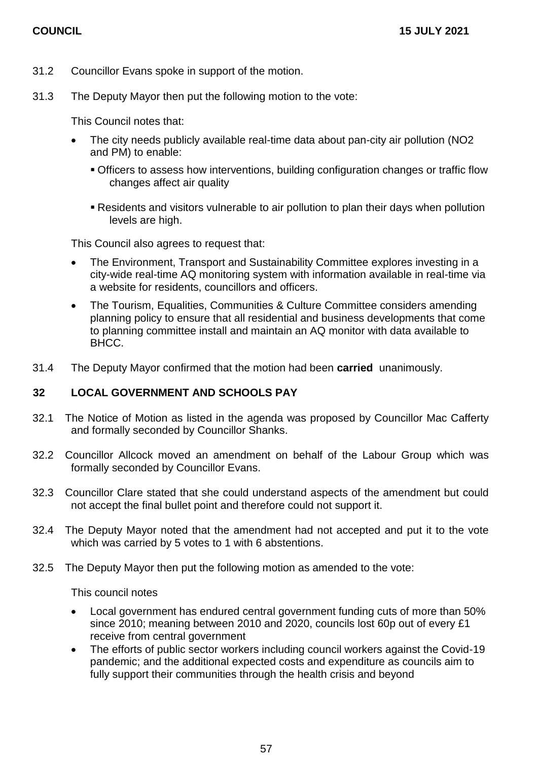31.2 Councillor Evans spoke in support of the motion.

31.3 The Deputy Mayor then put the following motion to the vote:

This Council notes that:

- The city needs publicly available real-time data about pan-city air pollution ($NO_2$ and PM) to enable:
  - Officers to assess how interventions, building configuration changes or traffic flow changes affect air quality
  - Residents and visitors vulnerable to air pollution to plan their days when pollution levels are high.

This Council also agrees to request that:

- The Environment, Transport and Sustainability Committee explores investing in a city-wide real-time AQ monitoring system with information available in real-time via a website for residents, councillors and officers.
- The Tourism, Equalities, Communities & Culture Committee considers amending planning policy to ensure that all residential and business developments that come to planning committee install and maintain an AQ monitor with data available to BHCC.

31.4 The Deputy Mayor confirmed that the motion had been **carried** unanimously.

## 32 LOCAL GOVERNMENT AND SCHOOLS PAY

32.1 The Notice of Motion as listed in the agenda was proposed by Councillor Mac Cafferty and formally seconded by Councillor Shanks.

32.2 Councillor Allcock moved an amendment on behalf of the Labour Group which was formally seconded by Councillor Evans.

32.3 Councillor Clare stated that she could understand aspects of the amendment but could not accept the final bullet point and therefore could not support it.

32.4 The Deputy Mayor noted that the amendment had not accepted and put it to the vote which was carried by 5 votes to 1 with 6 abstentions.

32.5 The Deputy Mayor then put the following motion as amended to the vote:

This council notes

- Local government has endured central government funding cuts of more than 50% since 2010; meaning between 2010 and 2020, councils lost 60p out of every £1 receive from central government
- The efforts of public sector workers including council workers against the Covid-19 pandemic; and the additional expected costs and expenditure as councils aim to fully support their communities through the health crisis and beyond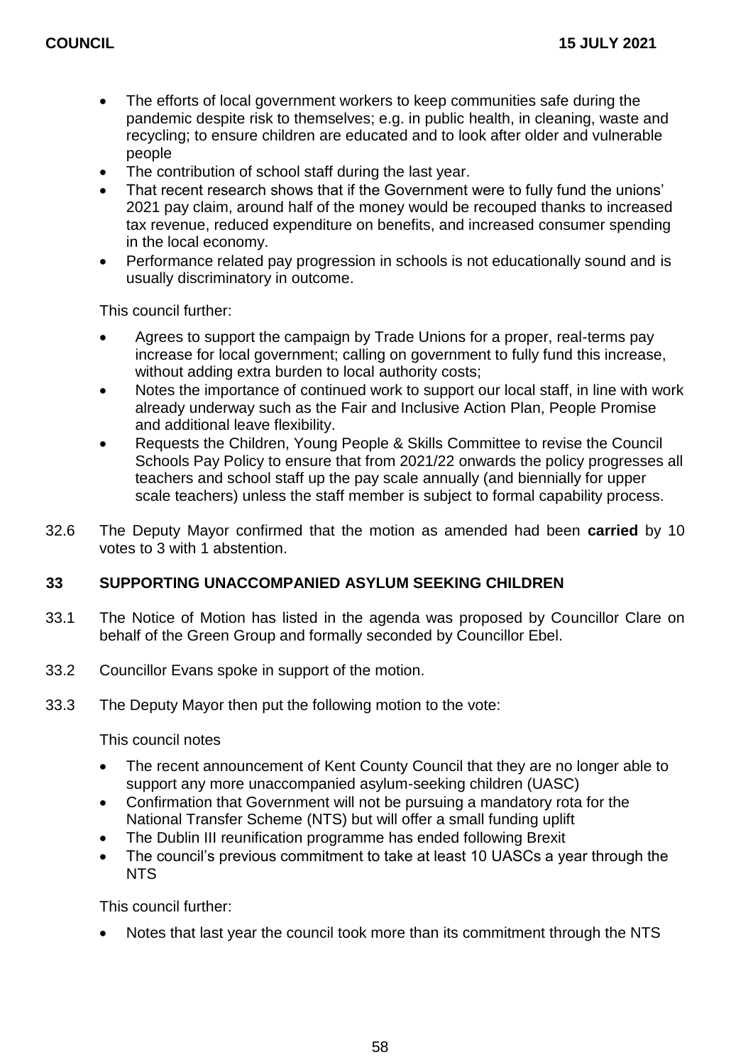- The efforts of local government workers to keep communities safe during the pandemic despite risk to themselves; e.g. in public health, in cleaning, waste and recycling; to ensure children are educated and to look after older and vulnerable people
- The contribution of school staff during the last year.
- That recent research shows that if the Government were to fully fund the unions' 2021 pay claim, around half of the money would be recouped thanks to increased tax revenue, reduced expenditure on benefits, and increased consumer spending in the local economy.
- Performance related pay progression in schools is not educationally sound and is usually discriminatory in outcome.

This council further:

- Agrees to support the campaign by Trade Unions for a proper, real-terms pay increase for local government; calling on government to fully fund this increase, without adding extra burden to local authority costs;
- Notes the importance of continued work to support our local staff, in line with work already underway such as the Fair and Inclusive Action Plan, People Promise and additional leave flexibility.
- Requests the Children, Young People & Skills Committee to revise the Council Schools Pay Policy to ensure that from 2021/22 onwards the policy progresses all teachers and school staff up the pay scale annually (and biennially for upper scale teachers) unless the staff member is subject to formal capability process.

32.6 The Deputy Mayor confirmed that the motion as amended had been **carried** by 10 votes to 3 with 1 abstention.

## 33 SUPPORTING UNACCOMPANIED ASYLUM SEEKING CHILDREN

33.1 The Notice of Motion has listed in the agenda was proposed by Councillor Clare on behalf of the Green Group and formally seconded by Councillor Ebel.

33.2 Councillor Evans spoke in support of the motion.

33.3 The Deputy Mayor then put the following motion to the vote:

This council notes

- The recent announcement of Kent County Council that they are no longer able to support any more unaccompanied asylum-seeking children (UASC)
- Confirmation that Government will not be pursuing a mandatory rota for the National Transfer Scheme (NTS) but will offer a small funding uplift
- The Dublin III reunification programme has ended following Brexit
- The council's previous commitment to take at least 10 UASCs a year through the NTS

This council further:

- Notes that last year the council took more than its commitment through the NTS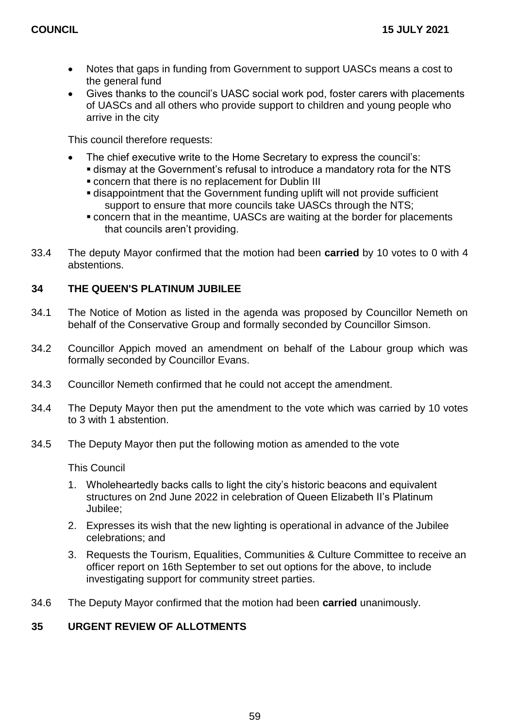- Notes that gaps in funding from Government to support UASCs means a cost to the general fund
- Gives thanks to the council's UASC social work pod, foster carers with placements of UASCs and all others who provide support to children and young people who arrive in the city

This council therefore requests:

- The chief executive write to the Home Secretary to express the council's:
  - dismay at the Government's refusal to introduce a mandatory rota for the NTS
  - concern that there is no replacement for Dublin III
  - disappointment that the Government funding uplift will not provide sufficient support to ensure that more councils take UASCs through the NTS;
  - concern that in the meantime, UASCs are waiting at the border for placements that councils aren't providing.

33.4 The deputy Mayor confirmed that the motion had been **carried** by 10 votes to 0 with 4 abstentions.

## 34 THE QUEEN'S PLATINUM JUBILEE

34.1 The Notice of Motion as listed in the agenda was proposed by Councillor Nemeth on behalf of the Conservative Group and formally seconded by Councillor Simson.

34.2 Councillor Appich moved an amendment on behalf of the Labour group which was formally seconded by Councillor Evans.

34.3 Councillor Nemeth confirmed that he could not accept the amendment.

34.4 The Deputy Mayor then put the amendment to the vote which was carried by 10 votes to 3 with 1 abstention.

34.5 The Deputy Mayor then put the following motion as amended to the vote

This Council

1. Wholeheartedly backs calls to light the city's historic beacons and equivalent structures on 2nd June 2022 in celebration of Queen Elizabeth II's Platinum Jubilee;
2. Expresses its wish that the new lighting is operational in advance of the Jubilee celebrations; and
3. Requests the Tourism, Equalities, Communities & Culture Committee to receive an officer report on 16th September to set out options for the above, to include investigating support for community street parties.

34.6 The Deputy Mayor confirmed that the motion had been **carried** unanimously.

## 35 URGENT REVIEW OF ALLOTMENTS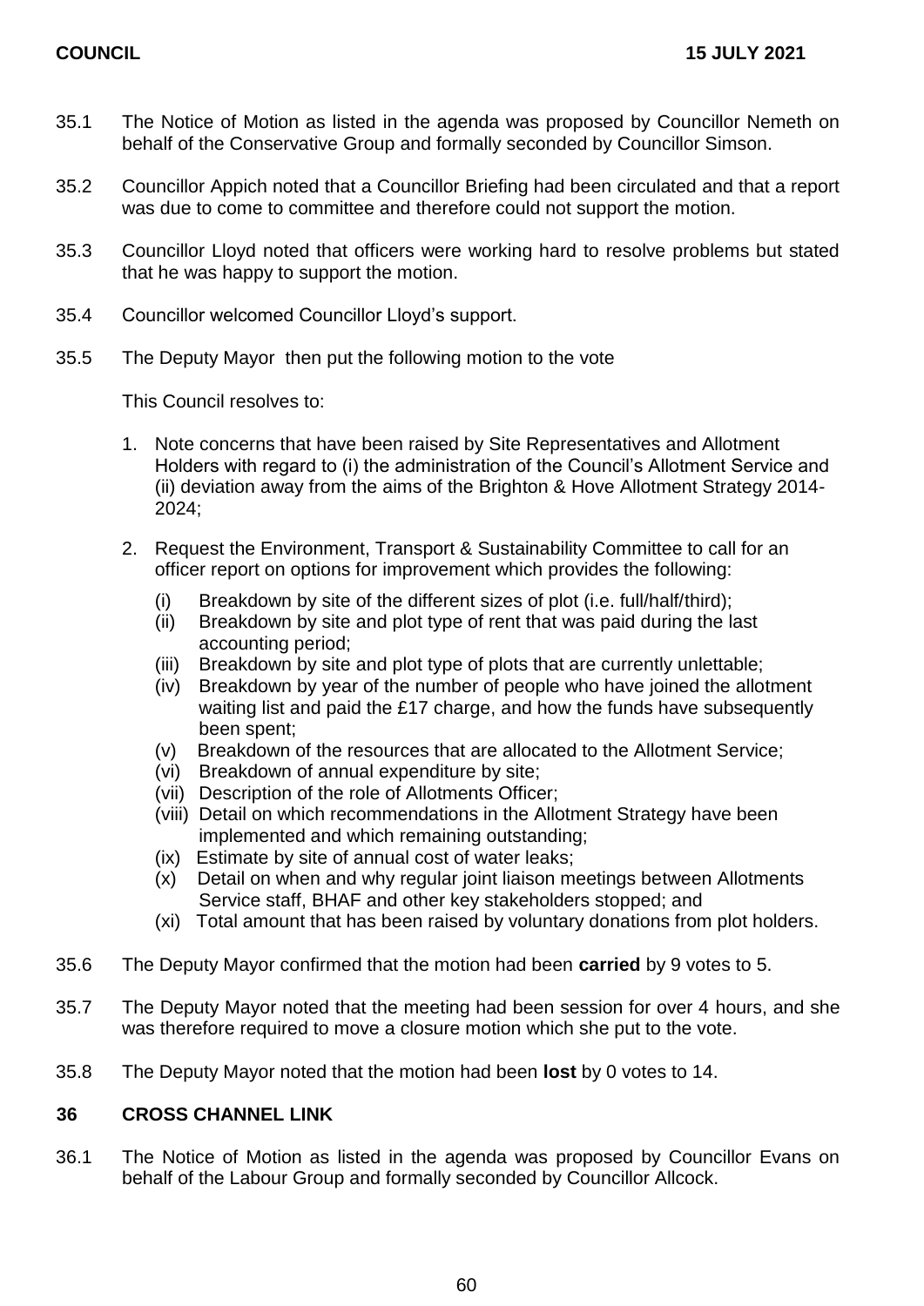35.1 The Notice of Motion as listed in the agenda was proposed by Councillor Nemeth on behalf of the Conservative Group and formally seconded by Councillor Simson.

35.2 Councillor Appich noted that a Councillor Briefing had been circulated and that a report was due to come to committee and therefore could not support the motion.

35.3 Councillor Lloyd noted that officers were working hard to resolve problems but stated that he was happy to support the motion.

35.4 Councillor welcomed Councillor Lloyd's support.

35.5 The Deputy Mayor then put the following motion to the vote

This Council resolves to:

1. Note concerns that have been raised by Site Representatives and Allotment Holders with regard to (i) the administration of the Council's Allotment Service and (ii) deviation away from the aims of the Brighton & Hove Allotment Strategy 2014-2024;

2. Request the Environment, Transport & Sustainability Committee to call for an officer report on options for improvement which provides the following:

   (i) Breakdown by site of the different sizes of plot (i.e. full/half/third);
   (ii) Breakdown by site and plot type of rent that was paid during the last accounting period;
   (iii) Breakdown by site and plot type of plots that are currently unlettable;
   (iv) Breakdown by year of the number of people who have joined the allotment waiting list and paid the £17 charge, and how the funds have subsequently been spent;
   (v) Breakdown of the resources that are allocated to the Allotment Service;
   (vi) Breakdown of annual expenditure by site;
   (vii) Description of the role of Allotments Officer;
   (viii) Detail on which recommendations in the Allotment Strategy have been implemented and which remaining outstanding;
   (ix) Estimate by site of annual cost of water leaks;
   (x) Detail on when and why regular joint liaison meetings between Allotments Service staff, BHAF and other key stakeholders stopped; and
   (xi) Total amount that has been raised by voluntary donations from plot holders.

35.6 The Deputy Mayor confirmed that the motion had been **carried** by 9 votes to 5.

35.7 The Deputy Mayor noted that the meeting had been session for over 4 hours, and she was therefore required to move a closure motion which she put to the vote.

35.8 The Deputy Mayor noted that the motion had been **lost** by 0 votes to 14.

## 36 CROSS CHANNEL LINK

36.1 The Notice of Motion as listed in the agenda was proposed by Councillor Evans on behalf of the Labour Group and formally seconded by Councillor Allcock.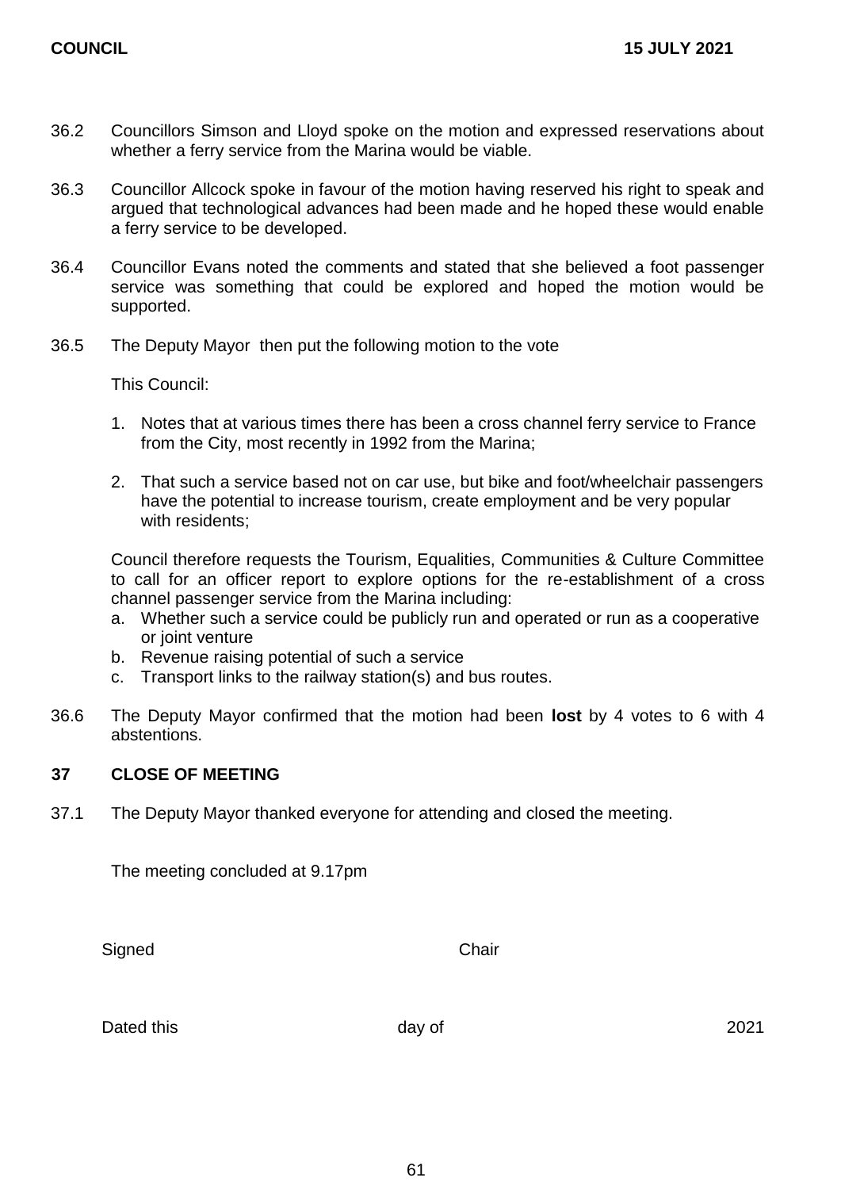36.2 Councillors Simson and Lloyd spoke on the motion and expressed reservations about whether a ferry service from the Marina would be viable.

36.3 Councillor Allcock spoke in favour of the motion having reserved his right to speak and argued that technological advances had been made and he hoped these would enable a ferry service to be developed.

36.4 Councillor Evans noted the comments and stated that she believed a foot passenger service was something that could be explored and hoped the motion would be supported.

36.5 The Deputy Mayor then put the following motion to the vote

This Council:

1. Notes that at various times there has been a cross channel ferry service to France from the City, most recently in 1992 from the Marina;

2. That such a service based not on car use, but bike and foot/wheelchair passengers have the potential to increase tourism, create employment and be very popular with residents;

Council therefore requests the Tourism, Equalities, Communities & Culture Committee to call for an officer report to explore options for the re-establishment of a cross channel passenger service from the Marina including:

a. Whether such a service could be publicly run and operated or run as a cooperative or joint venture
b. Revenue raising potential of such a service
c. Transport links to the railway station(s) and bus routes.

36.6 The Deputy Mayor confirmed that the motion had been **lost** by 4 votes to 6 with 4 abstentions.

## 37 CLOSE OF MEETING

37.1 The Deputy Mayor thanked everyone for attending and closed the meeting.

The meeting concluded at 9.17pm

Signed Chair

Dated this day of 2021